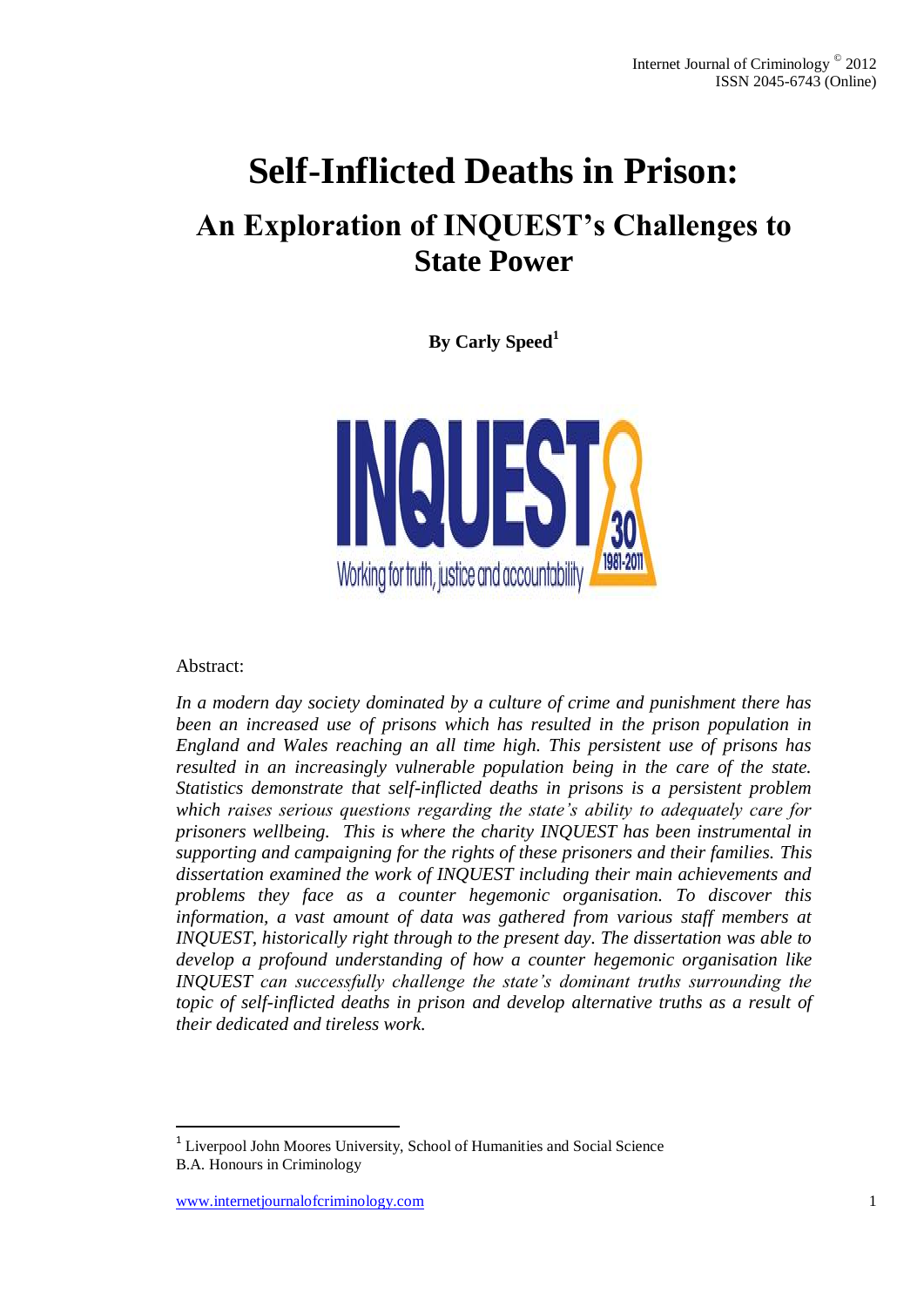# Self-Inflicted Deaths in Prison:

## An Exploration of INQUEST's Challenges to State Power

**By Carly Speed[1]**

Abstract:

*In a modern day society dominated by a culture of crime and punishment there has been an increased use of prisons which has resulted in the prison population in England and Wales reaching an all time high. This persistent use of prisons has resulted in an increasingly vulnerable population being in the care of the state. Statistics demonstrate that self-inflicted deaths in prisons is a persistent problem which raises serious questions regarding the state's ability to adequately care for prisoners wellbeing. This is where the charity INQUEST has been instrumental in supporting and campaigning for the rights of these prisoners and their families. This dissertation examined the work of INQUEST including their main achievements and problems they face as a counter hegemonic organisation. To discover this information, a vast amount of data was gathered from various staff members at INQUEST, historically right through to the present day. The dissertation was able to develop a profound understanding of how a counter hegemonic organisation like INQUEST can successfully challenge the state's dominant truths surrounding the topic of self-inflicted deaths in prison and develop alternative truths as a result of their dedicated and tireless work.*

[1] Liverpool John Moores University, School of Humanities and Social Science
B.A. Honours in Criminology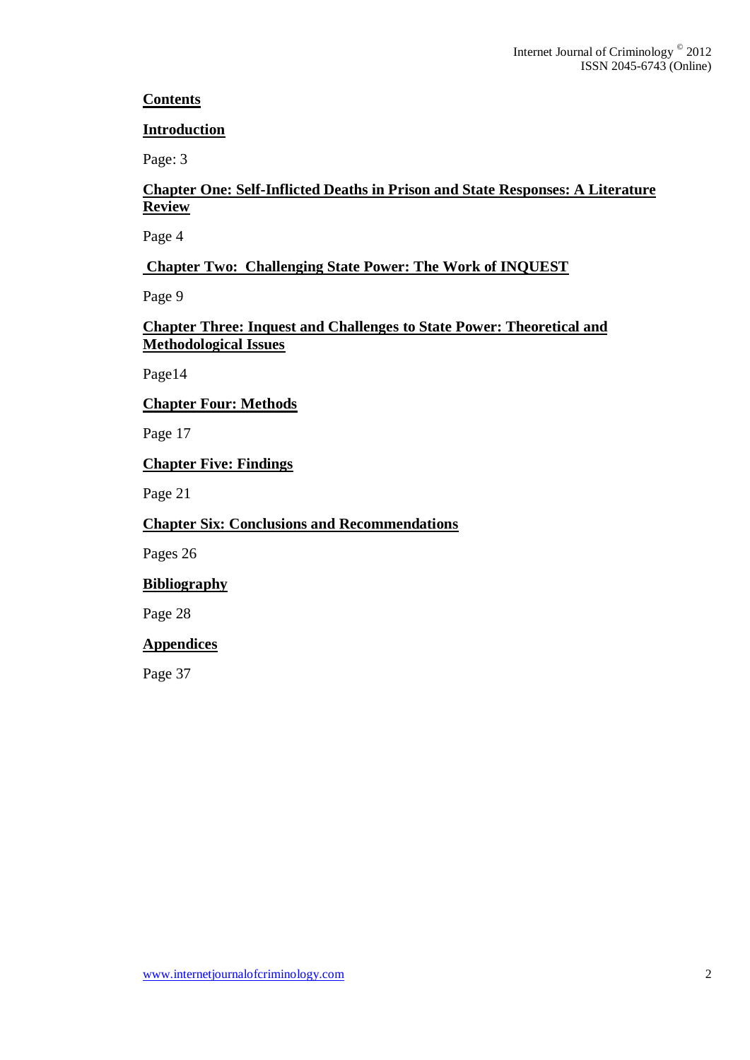## Contents

**Introduction**

Page: 3

**Chapter One: Self-Inflicted Deaths in Prison and State Responses: A Literature Review**

Page 4

**Chapter Two: Challenging State Power: The Work of INQUEST**

Page 9

**Chapter Three: Inquest and Challenges to State Power: Theoretical and Methodological Issues**

Page14

**Chapter Four: Methods**

Page 17

**Chapter Five: Findings**

Page 21

**Chapter Six: Conclusions and Recommendations**

Pages 26

**Bibliography**

Page 28

**Appendices**

Page 37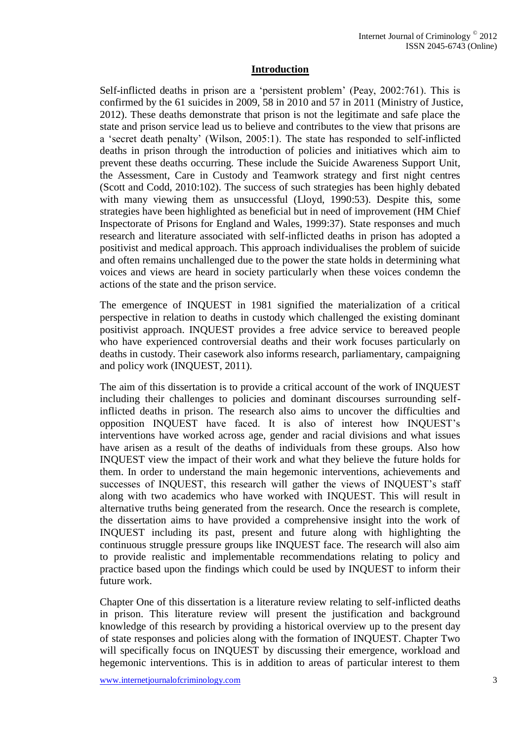## Introduction

Self-inflicted deaths in prison are a 'persistent problem' (Peay, 2002:761). This is confirmed by the 61 suicides in 2009, 58 in 2010 and 57 in 2011 (Ministry of Justice, 2012). These deaths demonstrate that prison is not the legitimate and safe place the state and prison service lead us to believe and contributes to the view that prisons are a 'secret death penalty' (Wilson, 2005:1). The state has responded to self-inflicted deaths in prison through the introduction of policies and initiatives which aim to prevent these deaths occurring. These include the Suicide Awareness Support Unit, the Assessment, Care in Custody and Teamwork strategy and first night centres (Scott and Codd, 2010:102). The success of such strategies has been highly debated with many viewing them as unsuccessful (Lloyd, 1990:53). Despite this, some strategies have been highlighted as beneficial but in need of improvement (HM Chief Inspectorate of Prisons for England and Wales, 1999:37). State responses and much research and literature associated with self-inflicted deaths in prison has adopted a positivist and medical approach. This approach individualises the problem of suicide and often remains unchallenged due to the power the state holds in determining what voices and views are heard in society particularly when these voices condemn the actions of the state and the prison service.

The emergence of INQUEST in 1981 signified the materialization of a critical perspective in relation to deaths in custody which challenged the existing dominant positivist approach. INQUEST provides a free advice service to bereaved people who have experienced controversial deaths and their work focuses particularly on deaths in custody. Their casework also informs research, parliamentary, campaigning and policy work (INQUEST, 2011).

The aim of this dissertation is to provide a critical account of the work of INQUEST including their challenges to policies and dominant discourses surrounding self-inflicted deaths in prison. The research also aims to uncover the difficulties and opposition INQUEST have faced. It is also of interest how INQUEST's interventions have worked across age, gender and racial divisions and what issues have arisen as a result of the deaths of individuals from these groups. Also how INQUEST view the impact of their work and what they believe the future holds for them. In order to understand the main hegemonic interventions, achievements and successes of INQUEST, this research will gather the views of INQUEST's staff along with two academics who have worked with INQUEST. This will result in alternative truths being generated from the research. Once the research is complete, the dissertation aims to have provided a comprehensive insight into the work of INQUEST including its past, present and future along with highlighting the continuous struggle pressure groups like INQUEST face. The research will also aim to provide realistic and implementable recommendations relating to policy and practice based upon the findings which could be used by INQUEST to inform their future work.

Chapter One of this dissertation is a literature review relating to self-inflicted deaths in prison. This literature review will present the justification and background knowledge of this research by providing a historical overview up to the present day of state responses and policies along with the formation of INQUEST. Chapter Two will specifically focus on INQUEST by discussing their emergence, workload and hegemonic interventions. This is in addition to areas of particular interest to them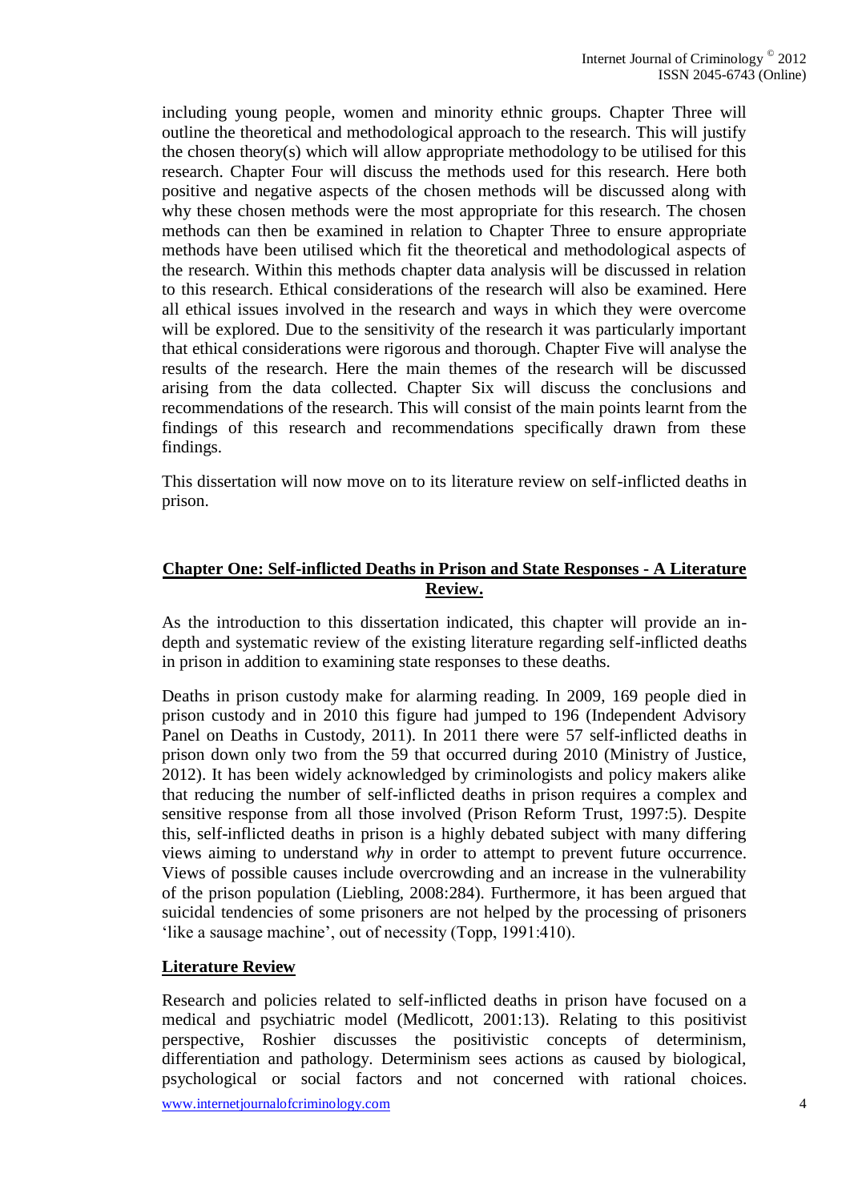including young people, women and minority ethnic groups. Chapter Three will outline the theoretical and methodological approach to the research. This will justify the chosen theory(s) which will allow appropriate methodology to be utilised for this research. Chapter Four will discuss the methods used for this research. Here both positive and negative aspects of the chosen methods will be discussed along with why these chosen methods were the most appropriate for this research. The chosen methods can then be examined in relation to Chapter Three to ensure appropriate methods have been utilised which fit the theoretical and methodological aspects of the research. Within this methods chapter data analysis will be discussed in relation to this research. Ethical considerations of the research will also be examined. Here all ethical issues involved in the research and ways in which they were overcome will be explored. Due to the sensitivity of the research it was particularly important that ethical considerations were rigorous and thorough. Chapter Five will analyse the results of the research. Here the main themes of the research will be discussed arising from the data collected. Chapter Six will discuss the conclusions and recommendations of the research. This will consist of the main points learnt from the findings of this research and recommendations specifically drawn from these findings.

This dissertation will now move on to its literature review on self-inflicted deaths in prison.

## Chapter One: Self-inflicted Deaths in Prison and State Responses - A Literature Review.

As the introduction to this dissertation indicated, this chapter will provide an in-depth and systematic review of the existing literature regarding self-inflicted deaths in prison in addition to examining state responses to these deaths.

Deaths in prison custody make for alarming reading. In 2009, 169 people died in prison custody and in 2010 this figure had jumped to 196 (Independent Advisory Panel on Deaths in Custody, 2011). In 2011 there were 57 self-inflicted deaths in prison down only two from the 59 that occurred during 2010 (Ministry of Justice, 2012). It has been widely acknowledged by criminologists and policy makers alike that reducing the number of self-inflicted deaths in prison requires a complex and sensitive response from all those involved (Prison Reform Trust, 1997:5). Despite this, self-inflicted deaths in prison is a highly debated subject with many differing views aiming to understand *why* in order to attempt to prevent future occurrence. Views of possible causes include overcrowding and an increase in the vulnerability of the prison population (Liebling, 2008:284). Furthermore, it has been argued that suicidal tendencies of some prisoners are not helped by the processing of prisoners 'like a sausage machine', out of necessity (Topp, 1991:410).

### Literature Review

Research and policies related to self-inflicted deaths in prison have focused on a medical and psychiatric model (Medlicott, 2001:13). Relating to this positivist perspective, Roshier discusses the positivistic concepts of determinism, differentiation and pathology. Determinism sees actions as caused by biological, psychological or social factors and not concerned with rational choices.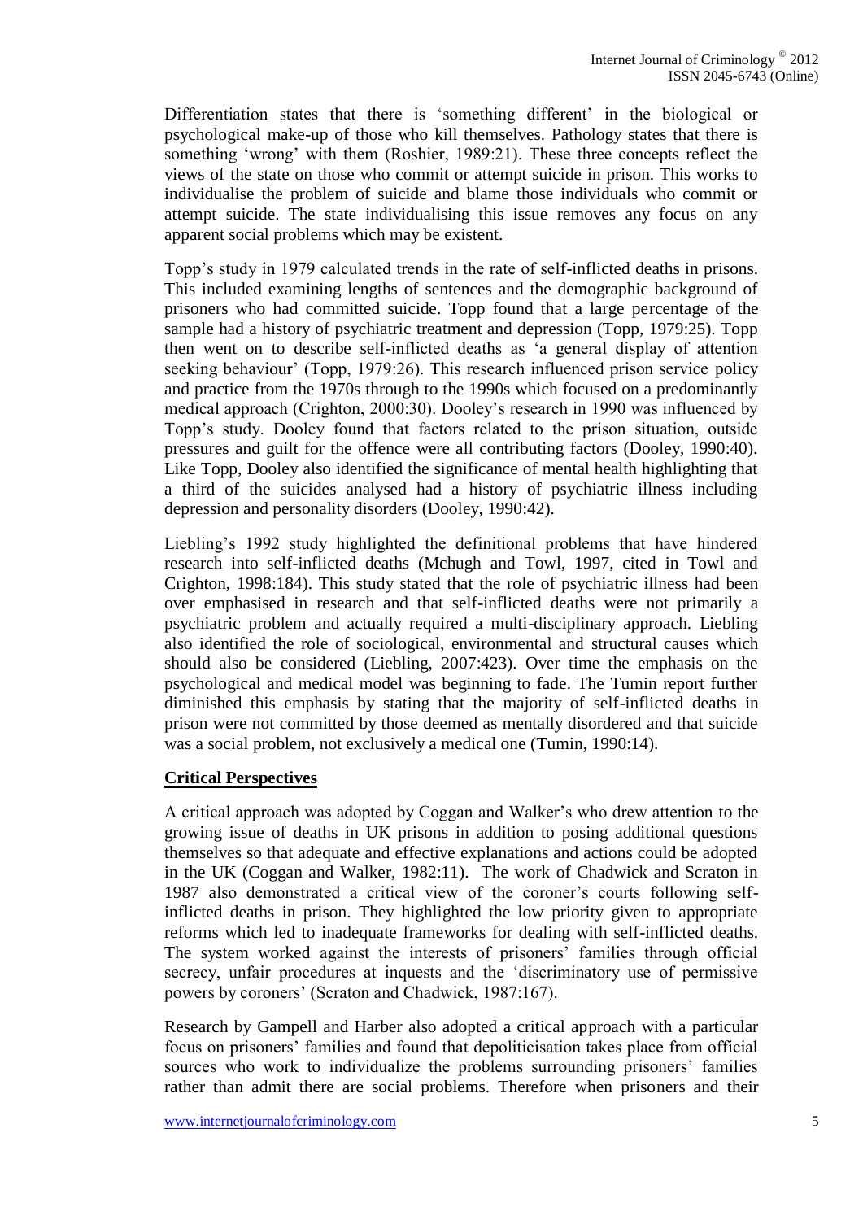Differentiation states that there is 'something different' in the biological or psychological make-up of those who kill themselves. Pathology states that there is something 'wrong' with them (Roshier, 1989:21). These three concepts reflect the views of the state on those who commit or attempt suicide in prison. This works to individualise the problem of suicide and blame those individuals who commit or attempt suicide. The state individualising this issue removes any focus on any apparent social problems which may be existent.

Topp's study in 1979 calculated trends in the rate of self-inflicted deaths in prisons. This included examining lengths of sentences and the demographic background of prisoners who had committed suicide. Topp found that a large percentage of the sample had a history of psychiatric treatment and depression (Topp, 1979:25). Topp then went on to describe self-inflicted deaths as 'a general display of attention seeking behaviour' (Topp, 1979:26). This research influenced prison service policy and practice from the 1970s through to the 1990s which focused on a predominantly medical approach (Crighton, 2000:30). Dooley's research in 1990 was influenced by Topp's study. Dooley found that factors related to the prison situation, outside pressures and guilt for the offence were all contributing factors (Dooley, 1990:40). Like Topp, Dooley also identified the significance of mental health highlighting that a third of the suicides analysed had a history of psychiatric illness including depression and personality disorders (Dooley, 1990:42).

Liebling's 1992 study highlighted the definitional problems that have hindered research into self-inflicted deaths (Mchugh and Towl, 1997, cited in Towl and Crighton, 1998:184). This study stated that the role of psychiatric illness had been over emphasised in research and that self-inflicted deaths were not primarily a psychiatric problem and actually required a multi-disciplinary approach. Liebling also identified the role of sociological, environmental and structural causes which should also be considered (Liebling, 2007:423). Over time the emphasis on the psychological and medical model was beginning to fade. The Tumin report further diminished this emphasis by stating that the majority of self-inflicted deaths in prison were not committed by those deemed as mentally disordered and that suicide was a social problem, not exclusively a medical one (Tumin, 1990:14).

## Critical Perspectives

A critical approach was adopted by Coggan and Walker's who drew attention to the growing issue of deaths in UK prisons in addition to posing additional questions themselves so that adequate and effective explanations and actions could be adopted in the UK (Coggan and Walker, 1982:11). The work of Chadwick and Scraton in 1987 also demonstrated a critical view of the coroner's courts following self-inflicted deaths in prison. They highlighted the low priority given to appropriate reforms which led to inadequate frameworks for dealing with self-inflicted deaths. The system worked against the interests of prisoners' families through official secrecy, unfair procedures at inquests and the 'discriminatory use of permissive powers by coroners' (Scraton and Chadwick, 1987:167).

Research by Gampell and Harber also adopted a critical approach with a particular focus on prisoners' families and found that depoliticisation takes place from official sources who work to individualize the problems surrounding prisoners' families rather than admit there are social problems. Therefore when prisoners and their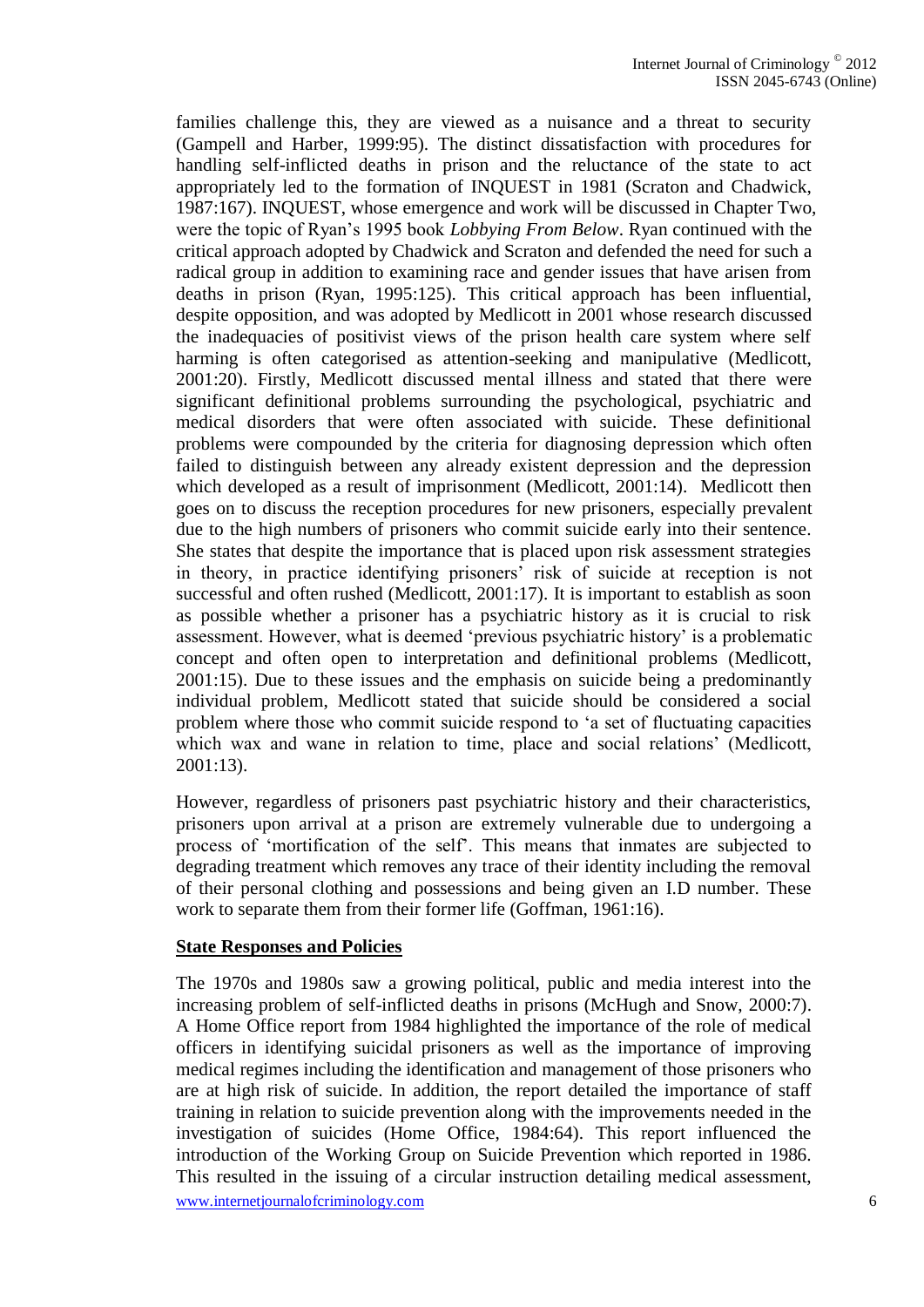families challenge this, they are viewed as a nuisance and a threat to security (Gampell and Harber, 1999:95). The distinct dissatisfaction with procedures for handling self-inflicted deaths in prison and the reluctance of the state to act appropriately led to the formation of INQUEST in 1981 (Scraton and Chadwick, 1987:167). INQUEST, whose emergence and work will be discussed in Chapter Two, were the topic of Ryan's 1995 book *Lobbying From Below*. Ryan continued with the critical approach adopted by Chadwick and Scraton and defended the need for such a radical group in addition to examining race and gender issues that have arisen from deaths in prison (Ryan, 1995:125). This critical approach has been influential, despite opposition, and was adopted by Medlicott in 2001 whose research discussed the inadequacies of positivist views of the prison health care system where self harming is often categorised as attention-seeking and manipulative (Medlicott, 2001:20). Firstly, Medlicott discussed mental illness and stated that there were significant definitional problems surrounding the psychological, psychiatric and medical disorders that were often associated with suicide. These definitional problems were compounded by the criteria for diagnosing depression which often failed to distinguish between any already existent depression and the depression which developed as a result of imprisonment (Medlicott, 2001:14). Medlicott then goes on to discuss the reception procedures for new prisoners, especially prevalent due to the high numbers of prisoners who commit suicide early into their sentence. She states that despite the importance that is placed upon risk assessment strategies in theory, in practice identifying prisoners' risk of suicide at reception is not successful and often rushed (Medlicott, 2001:17). It is important to establish as soon as possible whether a prisoner has a psychiatric history as it is crucial to risk assessment. However, what is deemed 'previous psychiatric history' is a problematic concept and often open to interpretation and definitional problems (Medlicott, 2001:15). Due to these issues and the emphasis on suicide being a predominantly individual problem, Medlicott stated that suicide should be considered a social problem where those who commit suicide respond to 'a set of fluctuating capacities which wax and wane in relation to time, place and social relations' (Medlicott, 2001:13).

However, regardless of prisoners past psychiatric history and their characteristics, prisoners upon arrival at a prison are extremely vulnerable due to undergoing a process of 'mortification of the self'. This means that inmates are subjected to degrading treatment which removes any trace of their identity including the removal of their personal clothing and possessions and being given an I.D number. These work to separate them from their former life (Goffman, 1961:16).

## State Responses and Policies

The 1970s and 1980s saw a growing political, public and media interest into the increasing problem of self-inflicted deaths in prisons (McHugh and Snow, 2000:7). A Home Office report from 1984 highlighted the importance of the role of medical officers in identifying suicidal prisoners as well as the importance of improving medical regimes including the identification and management of those prisoners who are at high risk of suicide. In addition, the report detailed the importance of staff training in relation to suicide prevention along with the improvements needed in the investigation of suicides (Home Office, 1984:64). This report influenced the introduction of the Working Group on Suicide Prevention which reported in 1986. This resulted in the issuing of a circular instruction detailing medical assessment,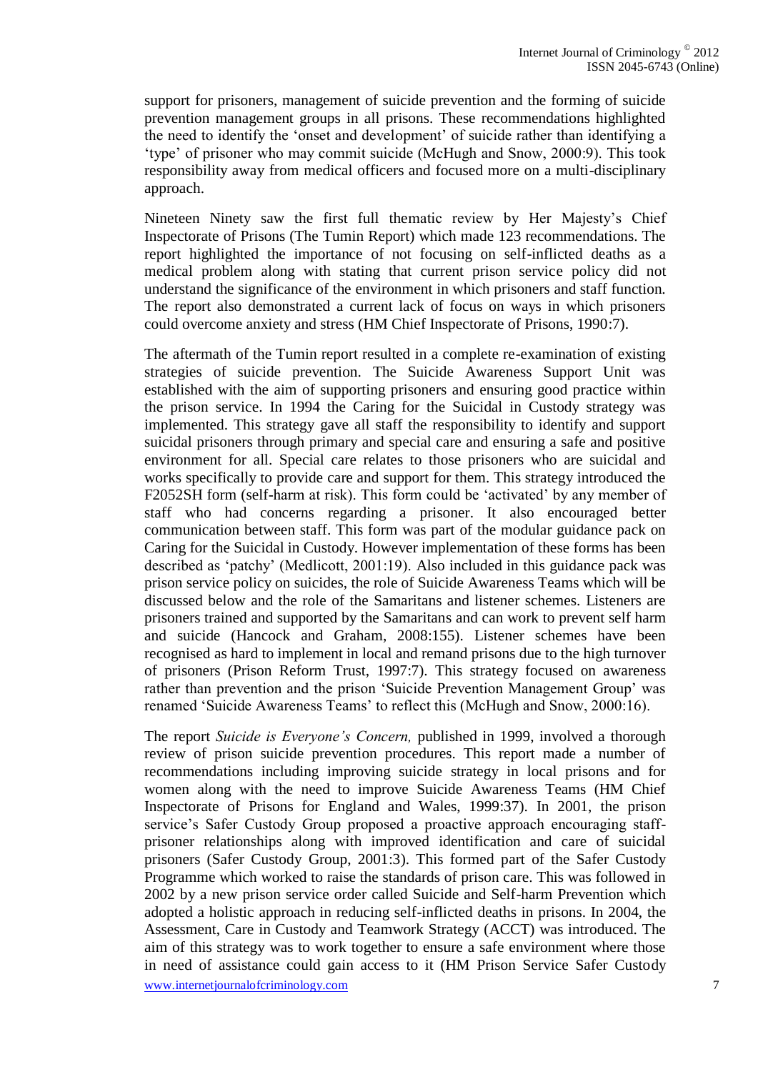support for prisoners, management of suicide prevention and the forming of suicide prevention management groups in all prisons. These recommendations highlighted the need to identify the 'onset and development' of suicide rather than identifying a 'type' of prisoner who may commit suicide (McHugh and Snow, 2000:9). This took responsibility away from medical officers and focused more on a multi-disciplinary approach.

Nineteen Ninety saw the first full thematic review by Her Majesty's Chief Inspectorate of Prisons (The Tumin Report) which made 123 recommendations. The report highlighted the importance of not focusing on self-inflicted deaths as a medical problem along with stating that current prison service policy did not understand the significance of the environment in which prisoners and staff function. The report also demonstrated a current lack of focus on ways in which prisoners could overcome anxiety and stress (HM Chief Inspectorate of Prisons, 1990:7).

The aftermath of the Tumin report resulted in a complete re-examination of existing strategies of suicide prevention. The Suicide Awareness Support Unit was established with the aim of supporting prisoners and ensuring good practice within the prison service. In 1994 the Caring for the Suicidal in Custody strategy was implemented. This strategy gave all staff the responsibility to identify and support suicidal prisoners through primary and special care and ensuring a safe and positive environment for all. Special care relates to those prisoners who are suicidal and works specifically to provide care and support for them. This strategy introduced the F2052SH form (self-harm at risk). This form could be 'activated' by any member of staff who had concerns regarding a prisoner. It also encouraged better communication between staff. This form was part of the modular guidance pack on Caring for the Suicidal in Custody. However implementation of these forms has been described as 'patchy' (Medlicott, 2001:19). Also included in this guidance pack was prison service policy on suicides, the role of Suicide Awareness Teams which will be discussed below and the role of the Samaritans and listener schemes. Listeners are prisoners trained and supported by the Samaritans and can work to prevent self harm and suicide (Hancock and Graham, 2008:155). Listener schemes have been recognised as hard to implement in local and remand prisons due to the high turnover of prisoners (Prison Reform Trust, 1997:7). This strategy focused on awareness rather than prevention and the prison 'Suicide Prevention Management Group' was renamed 'Suicide Awareness Teams' to reflect this (McHugh and Snow, 2000:16).

The report *Suicide is Everyone's Concern,* published in 1999, involved a thorough review of prison suicide prevention procedures. This report made a number of recommendations including improving suicide strategy in local prisons and for women along with the need to improve Suicide Awareness Teams (HM Chief Inspectorate of Prisons for England and Wales, 1999:37). In 2001, the prison service's Safer Custody Group proposed a proactive approach encouraging staff-prisoner relationships along with improved identification and care of suicidal prisoners (Safer Custody Group, 2001:3). This formed part of the Safer Custody Programme which worked to raise the standards of prison care. This was followed in 2002 by a new prison service order called Suicide and Self-harm Prevention which adopted a holistic approach in reducing self-inflicted deaths in prisons. In 2004, the Assessment, Care in Custody and Teamwork Strategy (ACCT) was introduced. The aim of this strategy was to work together to ensure a safe environment where those in need of assistance could gain access to it (HM Prison Service Safer Custody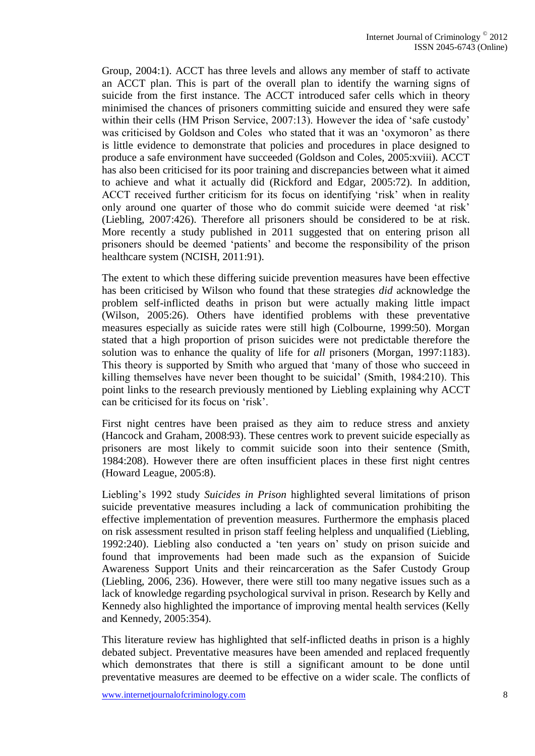Group, 2004:1). ACCT has three levels and allows any member of staff to activate an ACCT plan. This is part of the overall plan to identify the warning signs of suicide from the first instance. The ACCT introduced safer cells which in theory minimised the chances of prisoners committing suicide and ensured they were safe within their cells (HM Prison Service, 2007:13). However the idea of 'safe custody' was criticised by Goldson and Coles who stated that it was an 'oxymoron' as there is little evidence to demonstrate that policies and procedures in place designed to produce a safe environment have succeeded (Goldson and Coles, 2005:xviii). ACCT has also been criticised for its poor training and discrepancies between what it aimed to achieve and what it actually did (Rickford and Edgar, 2005:72). In addition, ACCT received further criticism for its focus on identifying 'risk' when in reality only around one quarter of those who do commit suicide were deemed 'at risk' (Liebling, 2007:426). Therefore all prisoners should be considered to be at risk. More recently a study published in 2011 suggested that on entering prison all prisoners should be deemed 'patients' and become the responsibility of the prison healthcare system (NCISH, 2011:91).

The extent to which these differing suicide prevention measures have been effective has been criticised by Wilson who found that these strategies *did* acknowledge the problem self-inflicted deaths in prison but were actually making little impact (Wilson, 2005:26). Others have identified problems with these preventative measures especially as suicide rates were still high (Colbourne, 1999:50). Morgan stated that a high proportion of prison suicides were not predictable therefore the solution was to enhance the quality of life for *all* prisoners (Morgan, 1997:1183). This theory is supported by Smith who argued that 'many of those who succeed in killing themselves have never been thought to be suicidal' (Smith, 1984:210). This point links to the research previously mentioned by Liebling explaining why ACCT can be criticised for its focus on 'risk'.

First night centres have been praised as they aim to reduce stress and anxiety (Hancock and Graham, 2008:93). These centres work to prevent suicide especially as prisoners are most likely to commit suicide soon into their sentence (Smith, 1984:208). However there are often insufficient places in these first night centres (Howard League, 2005:8).

Liebling's 1992 study *Suicides in Prison* highlighted several limitations of prison suicide preventative measures including a lack of communication prohibiting the effective implementation of prevention measures. Furthermore the emphasis placed on risk assessment resulted in prison staff feeling helpless and unqualified (Liebling, 1992:240). Liebling also conducted a 'ten years on' study on prison suicide and found that improvements had been made such as the expansion of Suicide Awareness Support Units and their reincarceration as the Safer Custody Group (Liebling, 2006, 236). However, there were still too many negative issues such as a lack of knowledge regarding psychological survival in prison. Research by Kelly and Kennedy also highlighted the importance of improving mental health services (Kelly and Kennedy, 2005:354).

This literature review has highlighted that self-inflicted deaths in prison is a highly debated subject. Preventative measures have been amended and replaced frequently which demonstrates that there is still a significant amount to be done until preventative measures are deemed to be effective on a wider scale. The conflicts of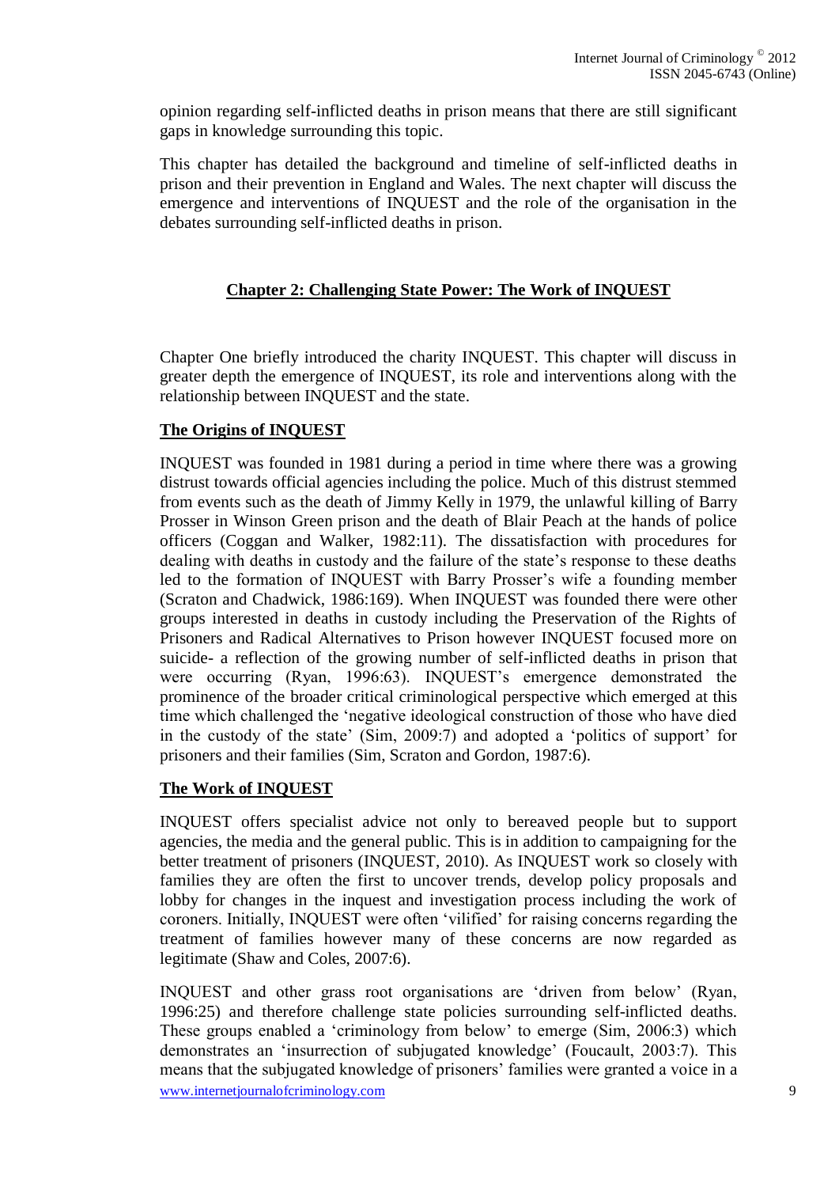opinion regarding self-inflicted deaths in prison means that there are still significant gaps in knowledge surrounding this topic.

This chapter has detailed the background and timeline of self-inflicted deaths in prison and their prevention in England and Wales. The next chapter will discuss the emergence and interventions of INQUEST and the role of the organisation in the debates surrounding self-inflicted deaths in prison.

## Chapter 2: Challenging State Power: The Work of INQUEST

Chapter One briefly introduced the charity INQUEST. This chapter will discuss in greater depth the emergence of INQUEST, its role and interventions along with the relationship between INQUEST and the state.

### The Origins of INQUEST

INQUEST was founded in 1981 during a period in time where there was a growing distrust towards official agencies including the police. Much of this distrust stemmed from events such as the death of Jimmy Kelly in 1979, the unlawful killing of Barry Prosser in Winson Green prison and the death of Blair Peach at the hands of police officers (Coggan and Walker, 1982:11). The dissatisfaction with procedures for dealing with deaths in custody and the failure of the state's response to these deaths led to the formation of INQUEST with Barry Prosser's wife a founding member (Scraton and Chadwick, 1986:169). When INQUEST was founded there were other groups interested in deaths in custody including the Preservation of the Rights of Prisoners and Radical Alternatives to Prison however INQUEST focused more on suicide- a reflection of the growing number of self-inflicted deaths in prison that were occurring (Ryan, 1996:63). INQUEST's emergence demonstrated the prominence of the broader critical criminological perspective which emerged at this time which challenged the 'negative ideological construction of those who have died in the custody of the state' (Sim, 2009:7) and adopted a 'politics of support' for prisoners and their families (Sim, Scraton and Gordon, 1987:6).

### The Work of INQUEST

INQUEST offers specialist advice not only to bereaved people but to support agencies, the media and the general public. This is in addition to campaigning for the better treatment of prisoners (INQUEST, 2010). As INQUEST work so closely with families they are often the first to uncover trends, develop policy proposals and lobby for changes in the inquest and investigation process including the work of coroners. Initially, INQUEST were often 'vilified' for raising concerns regarding the treatment of families however many of these concerns are now regarded as legitimate (Shaw and Coles, 2007:6).

INQUEST and other grass root organisations are 'driven from below' (Ryan, 1996:25) and therefore challenge state policies surrounding self-inflicted deaths. These groups enabled a 'criminology from below' to emerge (Sim, 2006:3) which demonstrates an 'insurrection of subjugated knowledge' (Foucault, 2003:7). This means that the subjugated knowledge of prisoners' families were granted a voice in a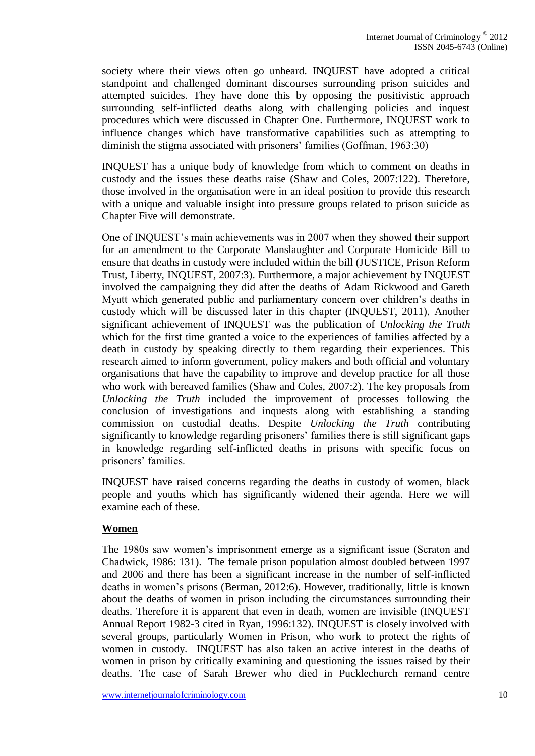society where their views often go unheard. INQUEST have adopted a critical standpoint and challenged dominant discourses surrounding prison suicides and attempted suicides. They have done this by opposing the positivistic approach surrounding self-inflicted deaths along with challenging policies and inquest procedures which were discussed in Chapter One. Furthermore, INQUEST work to influence changes which have transformative capabilities such as attempting to diminish the stigma associated with prisoners' families (Goffman, 1963:30)

INQUEST has a unique body of knowledge from which to comment on deaths in custody and the issues these deaths raise (Shaw and Coles, 2007:122). Therefore, those involved in the organisation were in an ideal position to provide this research with a unique and valuable insight into pressure groups related to prison suicide as Chapter Five will demonstrate.

One of INQUEST's main achievements was in 2007 when they showed their support for an amendment to the Corporate Manslaughter and Corporate Homicide Bill to ensure that deaths in custody were included within the bill (JUSTICE, Prison Reform Trust, Liberty, INQUEST, 2007:3). Furthermore, a major achievement by INQUEST involved the campaigning they did after the deaths of Adam Rickwood and Gareth Myatt which generated public and parliamentary concern over children's deaths in custody which will be discussed later in this chapter (INQUEST, 2011). Another significant achievement of INQUEST was the publication of *Unlocking the Truth* which for the first time granted a voice to the experiences of families affected by a death in custody by speaking directly to them regarding their experiences. This research aimed to inform government, policy makers and both official and voluntary organisations that have the capability to improve and develop practice for all those who work with bereaved families (Shaw and Coles, 2007:2). The key proposals from *Unlocking the Truth* included the improvement of processes following the conclusion of investigations and inquests along with establishing a standing commission on custodial deaths. Despite *Unlocking the Truth* contributing significantly to knowledge regarding prisoners' families there is still significant gaps in knowledge regarding self-inflicted deaths in prisons with specific focus on prisoners' families.

INQUEST have raised concerns regarding the deaths in custody of women, black people and youths which has significantly widened their agenda. Here we will examine each of these.

**Women**

The 1980s saw women's imprisonment emerge as a significant issue (Scraton and Chadwick, 1986: 131). The female prison population almost doubled between 1997 and 2006 and there has been a significant increase in the number of self-inflicted deaths in women's prisons (Berman, 2012:6). However, traditionally, little is known about the deaths of women in prison including the circumstances surrounding their deaths. Therefore it is apparent that even in death, women are invisible (INQUEST Annual Report 1982-3 cited in Ryan, 1996:132). INQUEST is closely involved with several groups, particularly Women in Prison, who work to protect the rights of women in custody. INQUEST has also taken an active interest in the deaths of women in prison by critically examining and questioning the issues raised by their deaths. The case of Sarah Brewer who died in Pucklechurch remand centre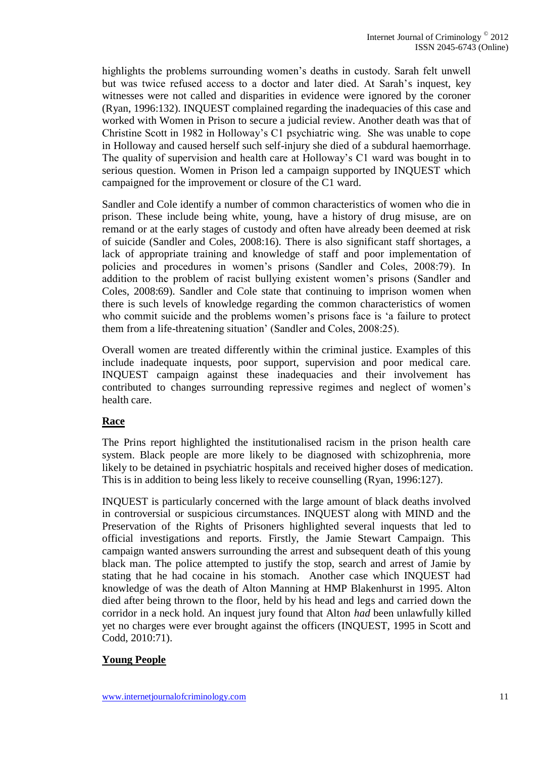highlights the problems surrounding women's deaths in custody. Sarah felt unwell but was twice refused access to a doctor and later died. At Sarah's inquest, key witnesses were not called and disparities in evidence were ignored by the coroner (Ryan, 1996:132). INQUEST complained regarding the inadequacies of this case and worked with Women in Prison to secure a judicial review. Another death was that of Christine Scott in 1982 in Holloway's C1 psychiatric wing. She was unable to cope in Holloway and caused herself such self-injury she died of a subdural haemorrhage. The quality of supervision and health care at Holloway's C1 ward was bought in to serious question. Women in Prison led a campaign supported by INQUEST which campaigned for the improvement or closure of the C1 ward.

Sandler and Cole identify a number of common characteristics of women who die in prison. These include being white, young, have a history of drug misuse, are on remand or at the early stages of custody and often have already been deemed at risk of suicide (Sandler and Coles, 2008:16). There is also significant staff shortages, a lack of appropriate training and knowledge of staff and poor implementation of policies and procedures in women's prisons (Sandler and Coles, 2008:79). In addition to the problem of racist bullying existent women's prisons (Sandler and Coles, 2008:69). Sandler and Cole state that continuing to imprison women when there is such levels of knowledge regarding the common characteristics of women who commit suicide and the problems women's prisons face is 'a failure to protect them from a life-threatening situation' (Sandler and Coles, 2008:25).

Overall women are treated differently within the criminal justice. Examples of this include inadequate inquests, poor support, supervision and poor medical care. INQUEST campaign against these inadequacies and their involvement has contributed to changes surrounding repressive regimes and neglect of women's health care.

## Race

The Prins report highlighted the institutionalised racism in the prison health care system. Black people are more likely to be diagnosed with schizophrenia, more likely to be detained in psychiatric hospitals and received higher doses of medication. This is in addition to being less likely to receive counselling (Ryan, 1996:127).

INQUEST is particularly concerned with the large amount of black deaths involved in controversial or suspicious circumstances. INQUEST along with MIND and the Preservation of the Rights of Prisoners highlighted several inquests that led to official investigations and reports. Firstly, the Jamie Stewart Campaign. This campaign wanted answers surrounding the arrest and subsequent death of this young black man. The police attempted to justify the stop, search and arrest of Jamie by stating that he had cocaine in his stomach. Another case which INQUEST had knowledge of was the death of Alton Manning at HMP Blakenhurst in 1995. Alton died after being thrown to the floor, held by his head and legs and carried down the corridor in a neck hold. An inquest jury found that Alton *had* been unlawfully killed yet no charges were ever brought against the officers (INQUEST, 1995 in Scott and Codd, 2010:71).

## Young People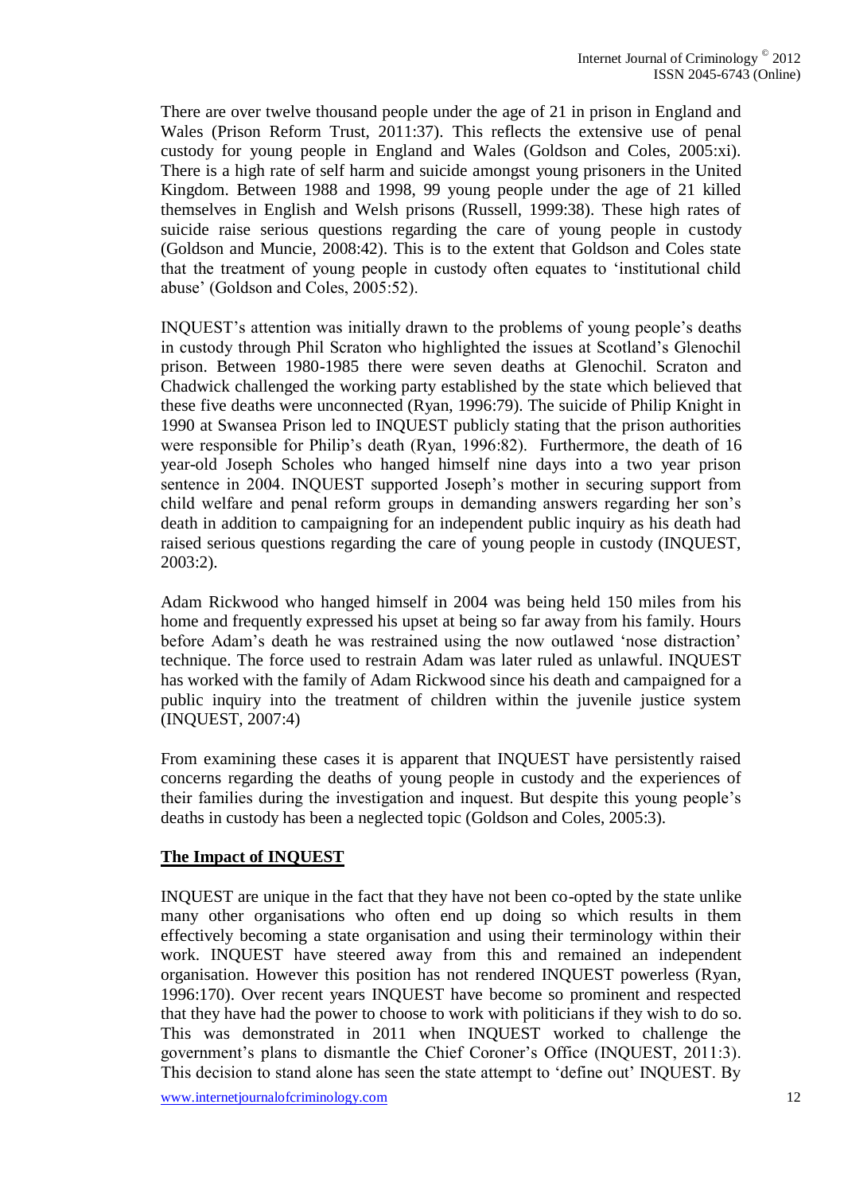There are over twelve thousand people under the age of 21 in prison in England and Wales (Prison Reform Trust, 2011:37). This reflects the extensive use of penal custody for young people in England and Wales (Goldson and Coles, 2005:xi). There is a high rate of self harm and suicide amongst young prisoners in the United Kingdom. Between 1988 and 1998, 99 young people under the age of 21 killed themselves in English and Welsh prisons (Russell, 1999:38). These high rates of suicide raise serious questions regarding the care of young people in custody (Goldson and Muncie, 2008:42). This is to the extent that Goldson and Coles state that the treatment of young people in custody often equates to 'institutional child abuse' (Goldson and Coles, 2005:52).

INQUEST's attention was initially drawn to the problems of young people's deaths in custody through Phil Scraton who highlighted the issues at Scotland's Glenochil prison. Between 1980-1985 there were seven deaths at Glenochil. Scraton and Chadwick challenged the working party established by the state which believed that these five deaths were unconnected (Ryan, 1996:79). The suicide of Philip Knight in 1990 at Swansea Prison led to INQUEST publicly stating that the prison authorities were responsible for Philip's death (Ryan, 1996:82). Furthermore, the death of 16 year-old Joseph Scholes who hanged himself nine days into a two year prison sentence in 2004. INQUEST supported Joseph's mother in securing support from child welfare and penal reform groups in demanding answers regarding her son's death in addition to campaigning for an independent public inquiry as his death had raised serious questions regarding the care of young people in custody (INQUEST, 2003:2).

Adam Rickwood who hanged himself in 2004 was being held 150 miles from his home and frequently expressed his upset at being so far away from his family. Hours before Adam's death he was restrained using the now outlawed 'nose distraction' technique. The force used to restrain Adam was later ruled as unlawful. INQUEST has worked with the family of Adam Rickwood since his death and campaigned for a public inquiry into the treatment of children within the juvenile justice system (INQUEST, 2007:4)

From examining these cases it is apparent that INQUEST have persistently raised concerns regarding the deaths of young people in custody and the experiences of their families during the investigation and inquest. But despite this young people's deaths in custody has been a neglected topic (Goldson and Coles, 2005:3).

## The Impact of INQUEST

INQUEST are unique in the fact that they have not been co-opted by the state unlike many other organisations who often end up doing so which results in them effectively becoming a state organisation and using their terminology within their work. INQUEST have steered away from this and remained an independent organisation. However this position has not rendered INQUEST powerless (Ryan, 1996:170). Over recent years INQUEST have become so prominent and respected that they have had the power to choose to work with politicians if they wish to do so. This was demonstrated in 2011 when INQUEST worked to challenge the government's plans to dismantle the Chief Coroner's Office (INQUEST, 2011:3). This decision to stand alone has seen the state attempt to 'define out' INQUEST. By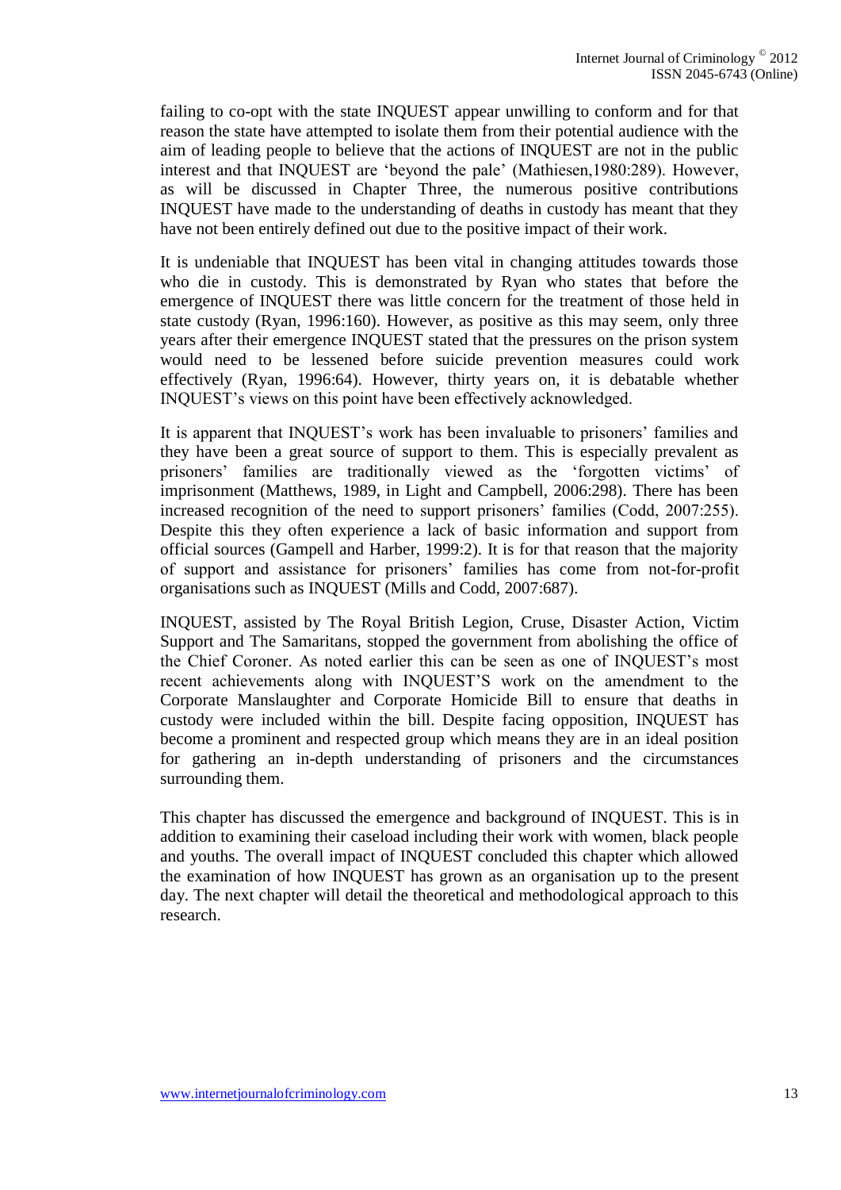failing to co-opt with the state INQUEST appear unwilling to conform and for that reason the state have attempted to isolate them from their potential audience with the aim of leading people to believe that the actions of INQUEST are not in the public interest and that INQUEST are 'beyond the pale' (Mathiesen,1980:289). However, as will be discussed in Chapter Three, the numerous positive contributions INQUEST have made to the understanding of deaths in custody has meant that they have not been entirely defined out due to the positive impact of their work.

It is undeniable that INQUEST has been vital in changing attitudes towards those who die in custody. This is demonstrated by Ryan who states that before the emergence of INQUEST there was little concern for the treatment of those held in state custody (Ryan, 1996:160). However, as positive as this may seem, only three years after their emergence INQUEST stated that the pressures on the prison system would need to be lessened before suicide prevention measures could work effectively (Ryan, 1996:64). However, thirty years on, it is debatable whether INQUEST's views on this point have been effectively acknowledged.

It is apparent that INQUEST's work has been invaluable to prisoners' families and they have been a great source of support to them. This is especially prevalent as prisoners' families are traditionally viewed as the 'forgotten victims' of imprisonment (Matthews, 1989, in Light and Campbell, 2006:298). There has been increased recognition of the need to support prisoners' families (Codd, 2007:255). Despite this they often experience a lack of basic information and support from official sources (Gampell and Harber, 1999:2). It is for that reason that the majority of support and assistance for prisoners' families has come from not-for-profit organisations such as INQUEST (Mills and Codd, 2007:687).

INQUEST, assisted by The Royal British Legion, Cruse, Disaster Action, Victim Support and The Samaritans, stopped the government from abolishing the office of the Chief Coroner. As noted earlier this can be seen as one of INQUEST's most recent achievements along with INQUEST'S work on the amendment to the Corporate Manslaughter and Corporate Homicide Bill to ensure that deaths in custody were included within the bill. Despite facing opposition, INQUEST has become a prominent and respected group which means they are in an ideal position for gathering an in-depth understanding of prisoners and the circumstances surrounding them.

This chapter has discussed the emergence and background of INQUEST. This is in addition to examining their caseload including their work with women, black people and youths. The overall impact of INQUEST concluded this chapter which allowed the examination of how INQUEST has grown as an organisation up to the present day. The next chapter will detail the theoretical and methodological approach to this research.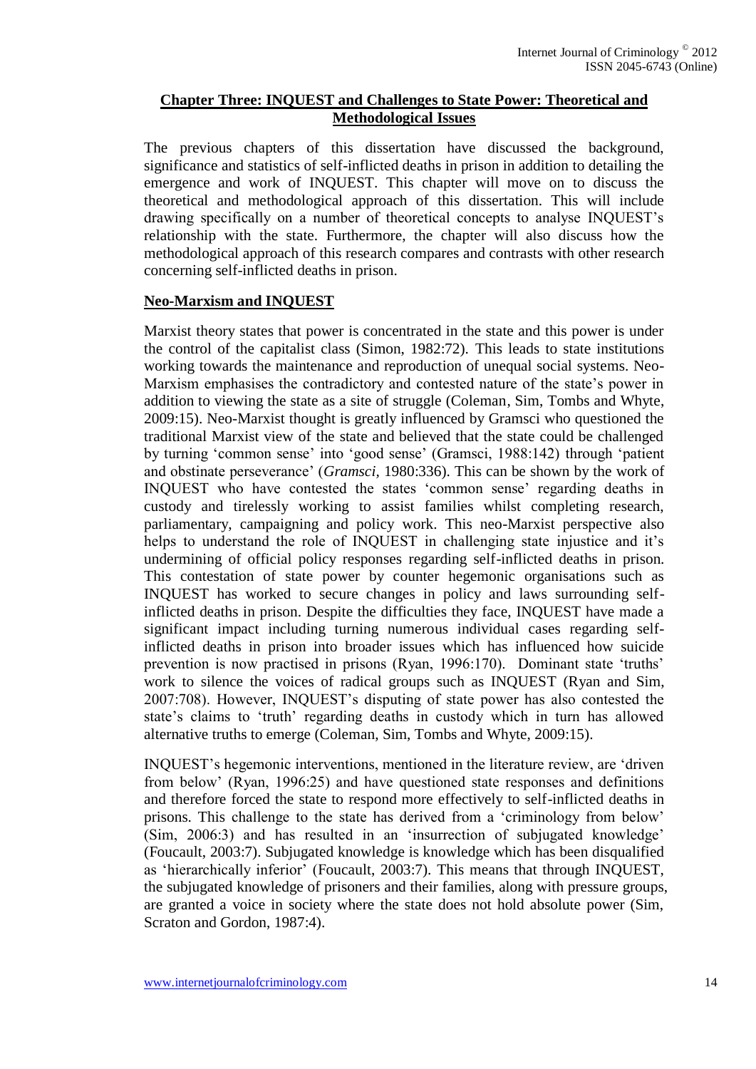## Chapter Three: INQUEST and Challenges to State Power: Theoretical and Methodological Issues

The previous chapters of this dissertation have discussed the background, significance and statistics of self-inflicted deaths in prison in addition to detailing the emergence and work of INQUEST. This chapter will move on to discuss the theoretical and methodological approach of this dissertation. This will include drawing specifically on a number of theoretical concepts to analyse INQUEST's relationship with the state. Furthermore, the chapter will also discuss how the methodological approach of this research compares and contrasts with other research concerning self-inflicted deaths in prison.

### Neo-Marxism and INQUEST

Marxist theory states that power is concentrated in the state and this power is under the control of the capitalist class (Simon, 1982:72). This leads to state institutions working towards the maintenance and reproduction of unequal social systems. Neo-Marxism emphasises the contradictory and contested nature of the state's power in addition to viewing the state as a site of struggle (Coleman, Sim, Tombs and Whyte, 2009:15). Neo-Marxist thought is greatly influenced by Gramsci who questioned the traditional Marxist view of the state and believed that the state could be challenged by turning 'common sense' into 'good sense' (Gramsci, 1988:142) through 'patient and obstinate perseverance' (*Gramsci*, 1980:336). This can be shown by the work of INQUEST who have contested the states 'common sense' regarding deaths in custody and tirelessly working to assist families whilst completing research, parliamentary, campaigning and policy work. This neo-Marxist perspective also helps to understand the role of INQUEST in challenging state injustice and it's undermining of official policy responses regarding self-inflicted deaths in prison. This contestation of state power by counter hegemonic organisations such as INQUEST has worked to secure changes in policy and laws surrounding self-inflicted deaths in prison. Despite the difficulties they face, INQUEST have made a significant impact including turning numerous individual cases regarding self-inflicted deaths in prison into broader issues which has influenced how suicide prevention is now practised in prisons (Ryan, 1996:170). Dominant state 'truths' work to silence the voices of radical groups such as INQUEST (Ryan and Sim, 2007:708). However, INQUEST's disputing of state power has also contested the state's claims to 'truth' regarding deaths in custody which in turn has allowed alternative truths to emerge (Coleman, Sim, Tombs and Whyte, 2009:15).

INQUEST's hegemonic interventions, mentioned in the literature review, are 'driven from below' (Ryan, 1996:25) and have questioned state responses and definitions and therefore forced the state to respond more effectively to self-inflicted deaths in prisons. This challenge to the state has derived from a 'criminology from below' (Sim, 2006:3) and has resulted in an 'insurrection of subjugated knowledge' (Foucault, 2003:7). Subjugated knowledge is knowledge which has been disqualified as 'hierarchically inferior' (Foucault, 2003:7). This means that through INQUEST, the subjugated knowledge of prisoners and their families, along with pressure groups, are granted a voice in society where the state does not hold absolute power (Sim, Scraton and Gordon, 1987:4).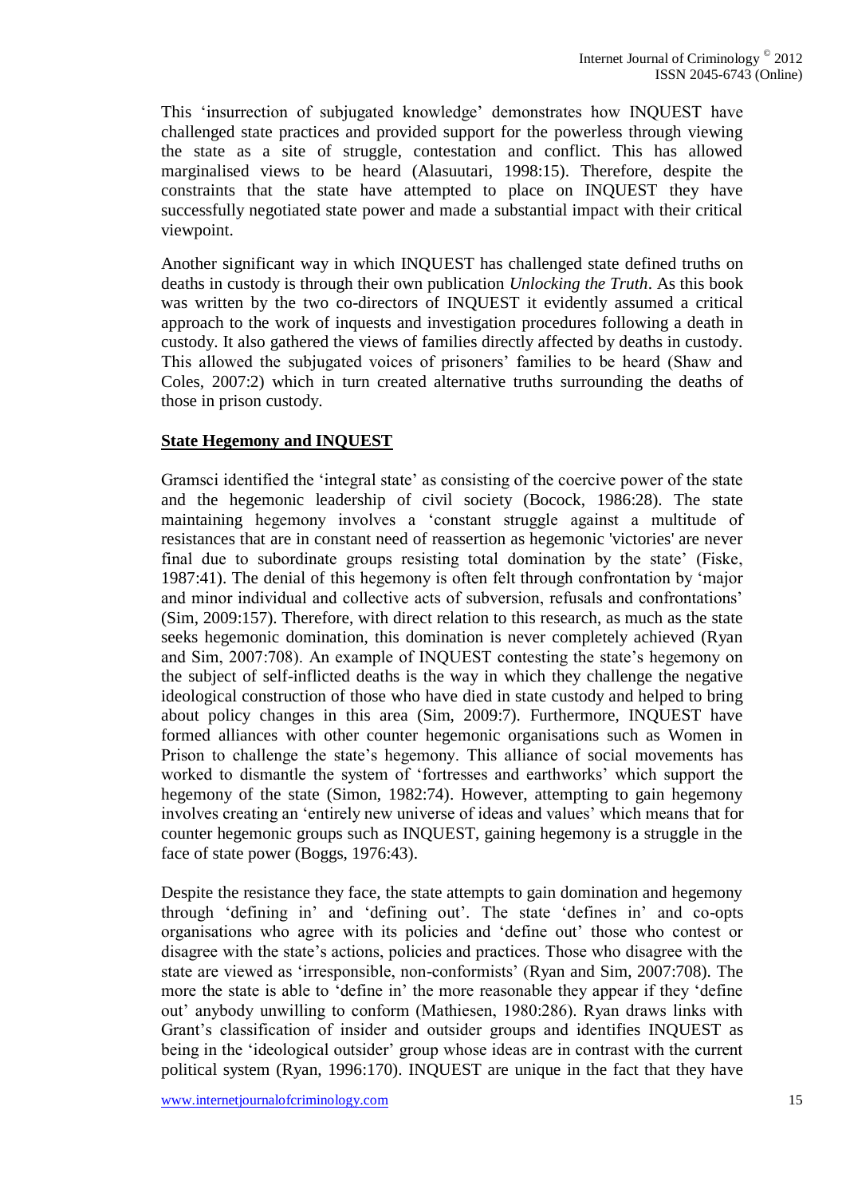This 'insurrection of subjugated knowledge' demonstrates how INQUEST have challenged state practices and provided support for the powerless through viewing the state as a site of struggle, contestation and conflict. This has allowed marginalised views to be heard (Alasuutari, 1998:15). Therefore, despite the constraints that the state have attempted to place on INQUEST they have successfully negotiated state power and made a substantial impact with their critical viewpoint.

Another significant way in which INQUEST has challenged state defined truths on deaths in custody is through their own publication *Unlocking the Truth*. As this book was written by the two co-directors of INQUEST it evidently assumed a critical approach to the work of inquests and investigation procedures following a death in custody. It also gathered the views of families directly affected by deaths in custody. This allowed the subjugated voices of prisoners' families to be heard (Shaw and Coles, 2007:2) which in turn created alternative truths surrounding the deaths of those in prison custody.

## State Hegemony and INQUEST

Gramsci identified the 'integral state' as consisting of the coercive power of the state and the hegemonic leadership of civil society (Bocock, 1986:28). The state maintaining hegemony involves a 'constant struggle against a multitude of resistances that are in constant need of reassertion as hegemonic 'victories' are never final due to subordinate groups resisting total domination by the state' (Fiske, 1987:41). The denial of this hegemony is often felt through confrontation by 'major and minor individual and collective acts of subversion, refusals and confrontations' (Sim, 2009:157). Therefore, with direct relation to this research, as much as the state seeks hegemonic domination, this domination is never completely achieved (Ryan and Sim, 2007:708). An example of INQUEST contesting the state's hegemony on the subject of self-inflicted deaths is the way in which they challenge the negative ideological construction of those who have died in state custody and helped to bring about policy changes in this area (Sim, 2009:7). Furthermore, INQUEST have formed alliances with other counter hegemonic organisations such as Women in Prison to challenge the state's hegemony. This alliance of social movements has worked to dismantle the system of 'fortresses and earthworks' which support the hegemony of the state (Simon, 1982:74). However, attempting to gain hegemony involves creating an 'entirely new universe of ideas and values' which means that for counter hegemonic groups such as INQUEST, gaining hegemony is a struggle in the face of state power (Boggs, 1976:43).

Despite the resistance they face, the state attempts to gain domination and hegemony through 'defining in' and 'defining out'. The state 'defines in' and co-opts organisations who agree with its policies and 'define out' those who contest or disagree with the state's actions, policies and practices. Those who disagree with the state are viewed as 'irresponsible, non-conformists' (Ryan and Sim, 2007:708). The more the state is able to 'define in' the more reasonable they appear if they 'define out' anybody unwilling to conform (Mathiesen, 1980:286). Ryan draws links with Grant's classification of insider and outsider groups and identifies INQUEST as being in the 'ideological outsider' group whose ideas are in contrast with the current political system (Ryan, 1996:170). INQUEST are unique in the fact that they have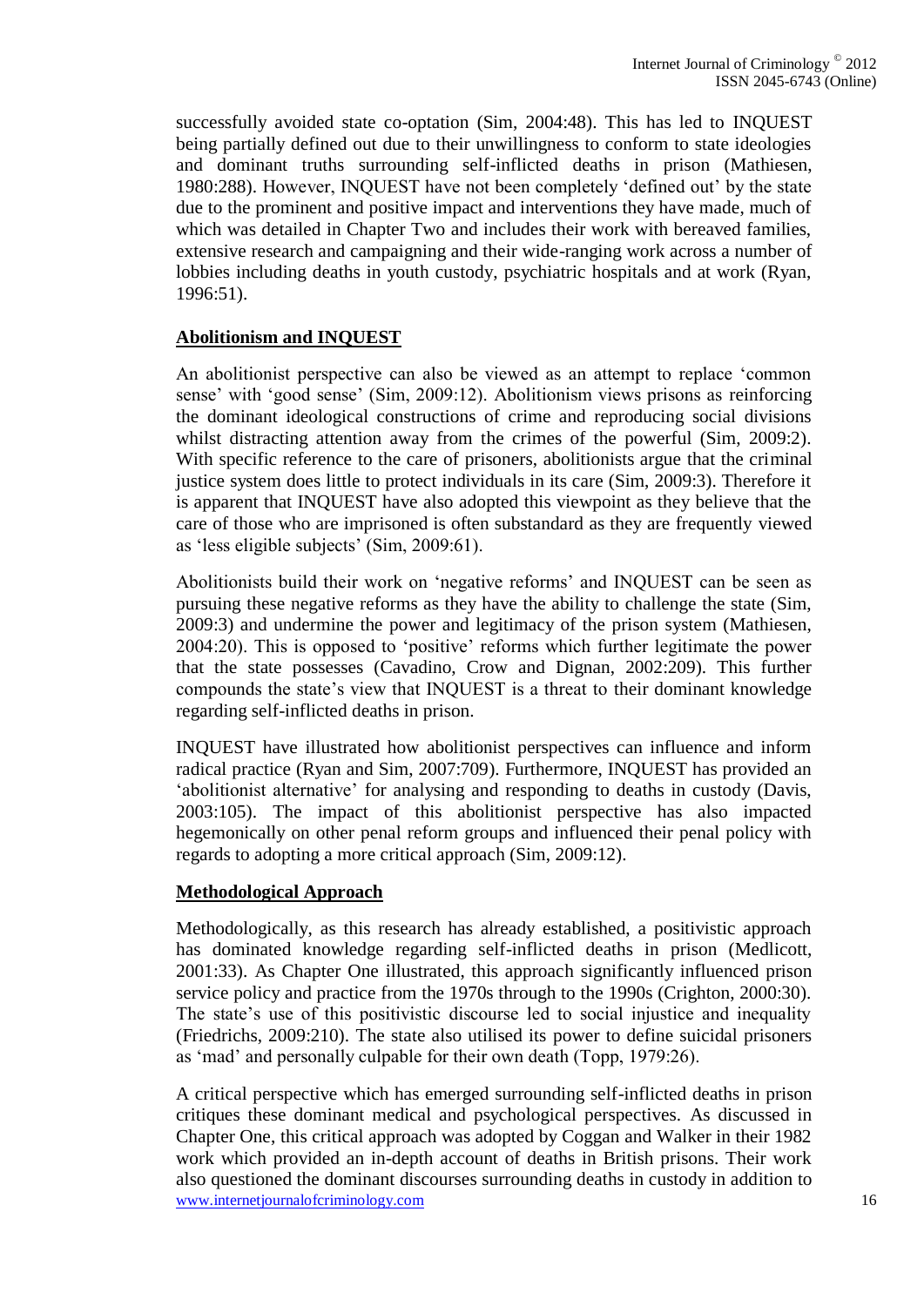successfully avoided state co-optation (Sim, 2004:48). This has led to INQUEST being partially defined out due to their unwillingness to conform to state ideologies and dominant truths surrounding self-inflicted deaths in prison (Mathiesen, 1980:288). However, INQUEST have not been completely 'defined out' by the state due to the prominent and positive impact and interventions they have made, much of which was detailed in Chapter Two and includes their work with bereaved families, extensive research and campaigning and their wide-ranging work across a number of lobbies including deaths in youth custody, psychiatric hospitals and at work (Ryan, 1996:51).

## Abolitionism and INQUEST

An abolitionist perspective can also be viewed as an attempt to replace 'common sense' with 'good sense' (Sim, 2009:12). Abolitionism views prisons as reinforcing the dominant ideological constructions of crime and reproducing social divisions whilst distracting attention away from the crimes of the powerful (Sim, 2009:2). With specific reference to the care of prisoners, abolitionists argue that the criminal justice system does little to protect individuals in its care (Sim, 2009:3). Therefore it is apparent that INQUEST have also adopted this viewpoint as they believe that the care of those who are imprisoned is often substandard as they are frequently viewed as 'less eligible subjects' (Sim, 2009:61).

Abolitionists build their work on 'negative reforms' and INQUEST can be seen as pursuing these negative reforms as they have the ability to challenge the state (Sim, 2009:3) and undermine the power and legitimacy of the prison system (Mathiesen, 2004:20). This is opposed to 'positive' reforms which further legitimate the power that the state possesses (Cavadino, Crow and Dignan, 2002:209). This further compounds the state's view that INQUEST is a threat to their dominant knowledge regarding self-inflicted deaths in prison.

INQUEST have illustrated how abolitionist perspectives can influence and inform radical practice (Ryan and Sim, 2007:709). Furthermore, INQUEST has provided an 'abolitionist alternative' for analysing and responding to deaths in custody (Davis, 2003:105). The impact of this abolitionist perspective has also impacted hegemonically on other penal reform groups and influenced their penal policy with regards to adopting a more critical approach (Sim, 2009:12).

## Methodological Approach

Methodologically, as this research has already established, a positivistic approach has dominated knowledge regarding self-inflicted deaths in prison (Medlicott, 2001:33). As Chapter One illustrated, this approach significantly influenced prison service policy and practice from the 1970s through to the 1990s (Crighton, 2000:30). The state's use of this positivistic discourse led to social injustice and inequality (Friedrichs, 2009:210). The state also utilised its power to define suicidal prisoners as 'mad' and personally culpable for their own death (Topp, 1979:26).

A critical perspective which has emerged surrounding self-inflicted deaths in prison critiques these dominant medical and psychological perspectives. As discussed in Chapter One, this critical approach was adopted by Coggan and Walker in their 1982 work which provided an in-depth account of deaths in British prisons. Their work also questioned the dominant discourses surrounding deaths in custody in addition to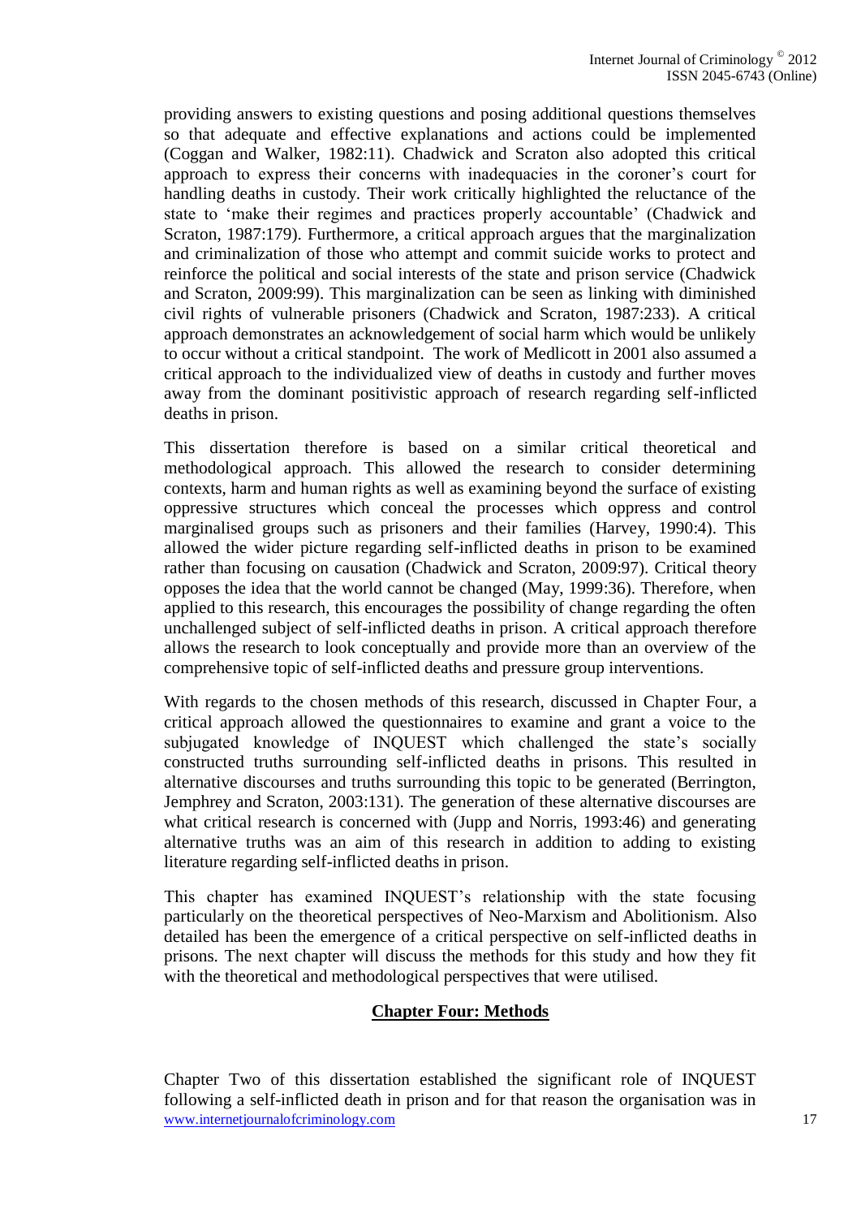providing answers to existing questions and posing additional questions themselves so that adequate and effective explanations and actions could be implemented (Coggan and Walker, 1982:11). Chadwick and Scraton also adopted this critical approach to express their concerns with inadequacies in the coroner's court for handling deaths in custody. Their work critically highlighted the reluctance of the state to 'make their regimes and practices properly accountable' (Chadwick and Scraton, 1987:179). Furthermore, a critical approach argues that the marginalization and criminalization of those who attempt and commit suicide works to protect and reinforce the political and social interests of the state and prison service (Chadwick and Scraton, 2009:99). This marginalization can be seen as linking with diminished civil rights of vulnerable prisoners (Chadwick and Scraton, 1987:233). A critical approach demonstrates an acknowledgement of social harm which would be unlikely to occur without a critical standpoint. The work of Medlicott in 2001 also assumed a critical approach to the individualized view of deaths in custody and further moves away from the dominant positivistic approach of research regarding self-inflicted deaths in prison.

This dissertation therefore is based on a similar critical theoretical and methodological approach. This allowed the research to consider determining contexts, harm and human rights as well as examining beyond the surface of existing oppressive structures which conceal the processes which oppress and control marginalised groups such as prisoners and their families (Harvey, 1990:4). This allowed the wider picture regarding self-inflicted deaths in prison to be examined rather than focusing on causation (Chadwick and Scraton, 2009:97). Critical theory opposes the idea that the world cannot be changed (May, 1999:36). Therefore, when applied to this research, this encourages the possibility of change regarding the often unchallenged subject of self-inflicted deaths in prison. A critical approach therefore allows the research to look conceptually and provide more than an overview of the comprehensive topic of self-inflicted deaths and pressure group interventions.

With regards to the chosen methods of this research, discussed in Chapter Four, a critical approach allowed the questionnaires to examine and grant a voice to the subjugated knowledge of INQUEST which challenged the state's socially constructed truths surrounding self-inflicted deaths in prisons. This resulted in alternative discourses and truths surrounding this topic to be generated (Berrington, Jemphrey and Scraton, 2003:131). The generation of these alternative discourses are what critical research is concerned with (Jupp and Norris, 1993:46) and generating alternative truths was an aim of this research in addition to adding to existing literature regarding self-inflicted deaths in prison.

This chapter has examined INQUEST's relationship with the state focusing particularly on the theoretical perspectives of Neo-Marxism and Abolitionism. Also detailed has been the emergence of a critical perspective on self-inflicted deaths in prisons. The next chapter will discuss the methods for this study and how they fit with the theoretical and methodological perspectives that were utilised.

## Chapter Four: Methods

Chapter Two of this dissertation established the significant role of INQUEST following a self-inflicted death in prison and for that reason the organisation was in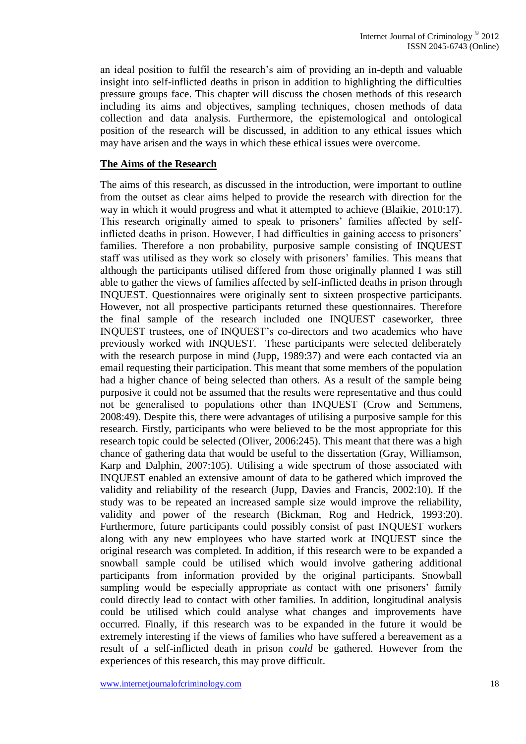an ideal position to fulfil the research's aim of providing an in-depth and valuable insight into self-inflicted deaths in prison in addition to highlighting the difficulties pressure groups face. This chapter will discuss the chosen methods of this research including its aims and objectives, sampling techniques, chosen methods of data collection and data analysis. Furthermore, the epistemological and ontological position of the research will be discussed, in addition to any ethical issues which may have arisen and the ways in which these ethical issues were overcome.

## **The Aims of the Research**

The aims of this research, as discussed in the introduction, were important to outline from the outset as clear aims helped to provide the research with direction for the way in which it would progress and what it attempted to achieve (Blaikie, 2010:17). This research originally aimed to speak to prisoners' families affected by self-inflicted deaths in prison. However, I had difficulties in gaining access to prisoners' families. Therefore a non probability, purposive sample consisting of INQUEST staff was utilised as they work so closely with prisoners' families. This means that although the participants utilised differed from those originally planned I was still able to gather the views of families affected by self-inflicted deaths in prison through INQUEST. Questionnaires were originally sent to sixteen prospective participants. However, not all prospective participants returned these questionnaires. Therefore the final sample of the research included one INQUEST caseworker, three INQUEST trustees, one of INQUEST's co-directors and two academics who have previously worked with INQUEST. These participants were selected deliberately with the research purpose in mind (Jupp, 1989:37) and were each contacted via an email requesting their participation. This meant that some members of the population had a higher chance of being selected than others. As a result of the sample being purposive it could not be assumed that the results were representative and thus could not be generalised to populations other than INQUEST (Crow and Semmens, 2008:49). Despite this, there were advantages of utilising a purposive sample for this research. Firstly, participants who were believed to be the most appropriate for this research topic could be selected (Oliver, 2006:245). This meant that there was a high chance of gathering data that would be useful to the dissertation (Gray, Williamson, Karp and Dalphin, 2007:105). Utilising a wide spectrum of those associated with INQUEST enabled an extensive amount of data to be gathered which improved the validity and reliability of the research (Jupp, Davies and Francis, 2002:10). If the study was to be repeated an increased sample size would improve the reliability, validity and power of the research (Bickman, Rog and Hedrick, 1993:20). Furthermore, future participants could possibly consist of past INQUEST workers along with any new employees who have started work at INQUEST since the original research was completed. In addition, if this research were to be expanded a snowball sample could be utilised which would involve gathering additional participants from information provided by the original participants. Snowball sampling would be especially appropriate as contact with one prisoners' family could directly lead to contact with other families. In addition, longitudinal analysis could be utilised which could analyse what changes and improvements have occurred. Finally, if this research was to be expanded in the future it would be extremely interesting if the views of families who have suffered a bereavement as a result of a self-inflicted death in prison *could* be gathered. However from the experiences of this research, this may prove difficult.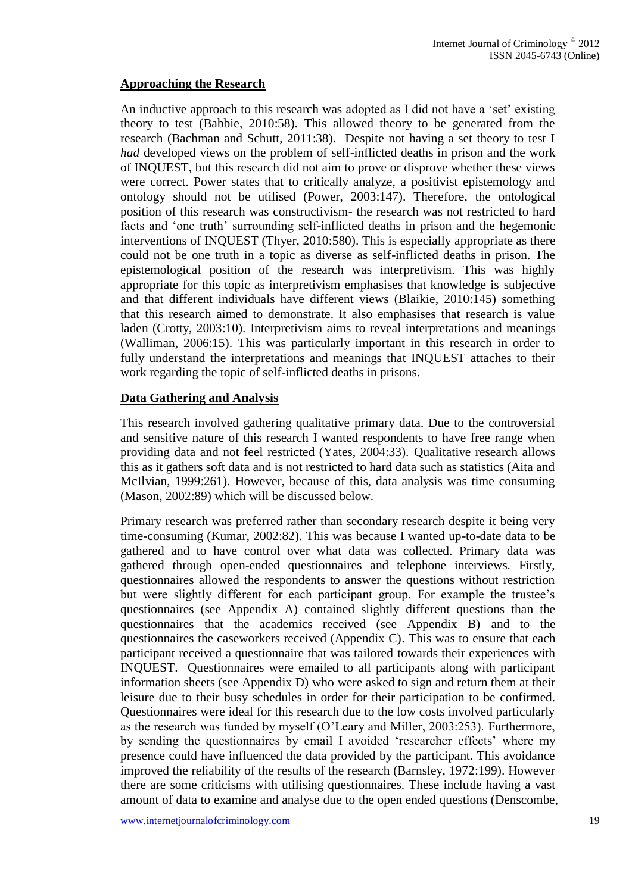## Approaching the Research

An inductive approach to this research was adopted as I did not have a 'set' existing theory to test (Babbie, 2010:58). This allowed theory to be generated from the research (Bachman and Schutt, 2011:38). Despite not having a set theory to test I *had* developed views on the problem of self-inflicted deaths in prison and the work of INQUEST, but this research did not aim to prove or disprove whether these views were correct. Power states that to critically analyze, a positivist epistemology and ontology should not be utilised (Power, 2003:147). Therefore, the ontological position of this research was constructivism- the research was not restricted to hard facts and 'one truth' surrounding self-inflicted deaths in prison and the hegemonic interventions of INQUEST (Thyer, 2010:580). This is especially appropriate as there could not be one truth in a topic as diverse as self-inflicted deaths in prison. The epistemological position of the research was interpretivism. This was highly appropriate for this topic as interpretivism emphasises that knowledge is subjective and that different individuals have different views (Blaikie, 2010:145) something that this research aimed to demonstrate. It also emphasises that research is value laden (Crotty, 2003:10). Interpretivism aims to reveal interpretations and meanings (Walliman, 2006:15). This was particularly important in this research in order to fully understand the interpretations and meanings that INQUEST attaches to their work regarding the topic of self-inflicted deaths in prisons.

## Data Gathering and Analysis

This research involved gathering qualitative primary data. Due to the controversial and sensitive nature of this research I wanted respondents to have free range when providing data and not feel restricted (Yates, 2004:33). Qualitative research allows this as it gathers soft data and is not restricted to hard data such as statistics (Aita and McIlvian, 1999:261). However, because of this, data analysis was time consuming (Mason, 2002:89) which will be discussed below.

Primary research was preferred rather than secondary research despite it being very time-consuming (Kumar, 2002:82). This was because I wanted up-to-date data to be gathered and to have control over what data was collected. Primary data was gathered through open-ended questionnaires and telephone interviews. Firstly, questionnaires allowed the respondents to answer the questions without restriction but were slightly different for each participant group. For example the trustee's questionnaires (see Appendix A) contained slightly different questions than the questionnaires that the academics received (see Appendix B) and to the questionnaires the caseworkers received (Appendix C). This was to ensure that each participant received a questionnaire that was tailored towards their experiences with INQUEST. Questionnaires were emailed to all participants along with participant information sheets (see Appendix D) who were asked to sign and return them at their leisure due to their busy schedules in order for their participation to be confirmed. Questionnaires were ideal for this research due to the low costs involved particularly as the research was funded by myself (O'Leary and Miller, 2003:253). Furthermore, by sending the questionnaires by email I avoided 'researcher effects' where my presence could have influenced the data provided by the participant. This avoidance improved the reliability of the results of the research (Barnsley, 1972:199). However there are some criticisms with utilising questionnaires. These include having a vast amount of data to examine and analyse due to the open ended questions (Denscombe,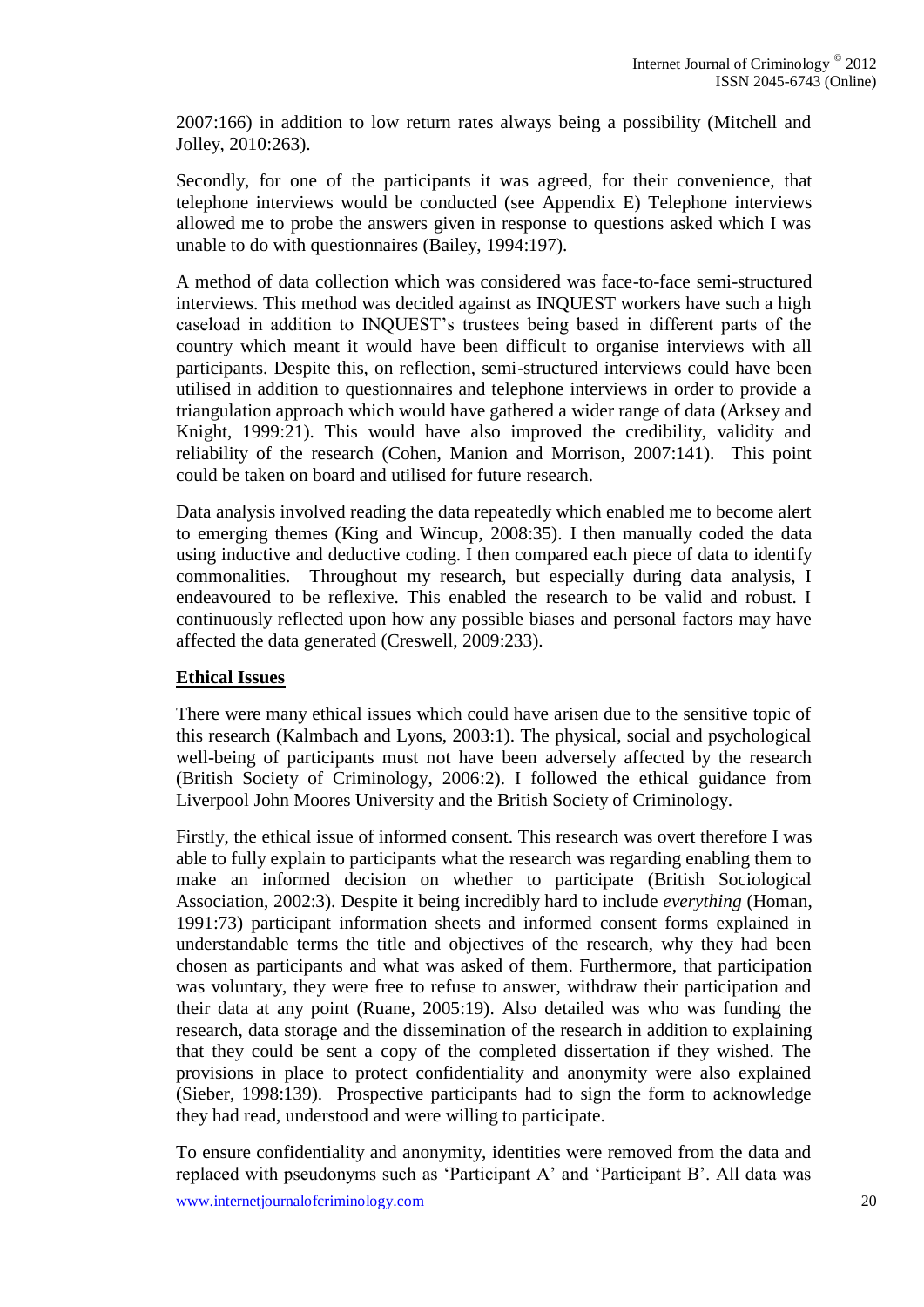2007:166) in addition to low return rates always being a possibility (Mitchell and Jolley, 2010:263).

Secondly, for one of the participants it was agreed, for their convenience, that telephone interviews would be conducted (see Appendix E) Telephone interviews allowed me to probe the answers given in response to questions asked which I was unable to do with questionnaires (Bailey, 1994:197).

A method of data collection which was considered was face-to-face semi-structured interviews. This method was decided against as INQUEST workers have such a high caseload in addition to INQUEST's trustees being based in different parts of the country which meant it would have been difficult to organise interviews with all participants. Despite this, on reflection, semi-structured interviews could have been utilised in addition to questionnaires and telephone interviews in order to provide a triangulation approach which would have gathered a wider range of data (Arksey and Knight, 1999:21). This would have also improved the credibility, validity and reliability of the research (Cohen, Manion and Morrison, 2007:141). This point could be taken on board and utilised for future research.

Data analysis involved reading the data repeatedly which enabled me to become alert to emerging themes (King and Wincup, 2008:35). I then manually coded the data using inductive and deductive coding. I then compared each piece of data to identify commonalities. Throughout my research, but especially during data analysis, I endeavoured to be reflexive. This enabled the research to be valid and robust. I continuously reflected upon how any possible biases and personal factors may have affected the data generated (Creswell, 2009:233).

## Ethical Issues

There were many ethical issues which could have arisen due to the sensitive topic of this research (Kalmbach and Lyons, 2003:1). The physical, social and psychological well-being of participants must not have been adversely affected by the research (British Society of Criminology, 2006:2). I followed the ethical guidance from Liverpool John Moores University and the British Society of Criminology.

Firstly, the ethical issue of informed consent. This research was overt therefore I was able to fully explain to participants what the research was regarding enabling them to make an informed decision on whether to participate (British Sociological Association, 2002:3). Despite it being incredibly hard to include *everything* (Homan, 1991:73) participant information sheets and informed consent forms explained in understandable terms the title and objectives of the research, why they had been chosen as participants and what was asked of them. Furthermore, that participation was voluntary, they were free to refuse to answer, withdraw their participation and their data at any point (Ruane, 2005:19). Also detailed was who was funding the research, data storage and the dissemination of the research in addition to explaining that they could be sent a copy of the completed dissertation if they wished. The provisions in place to protect confidentiality and anonymity were also explained (Sieber, 1998:139). Prospective participants had to sign the form to acknowledge they had read, understood and were willing to participate.

To ensure confidentiality and anonymity, identities were removed from the data and replaced with pseudonyms such as 'Participant A' and 'Participant B'. All data was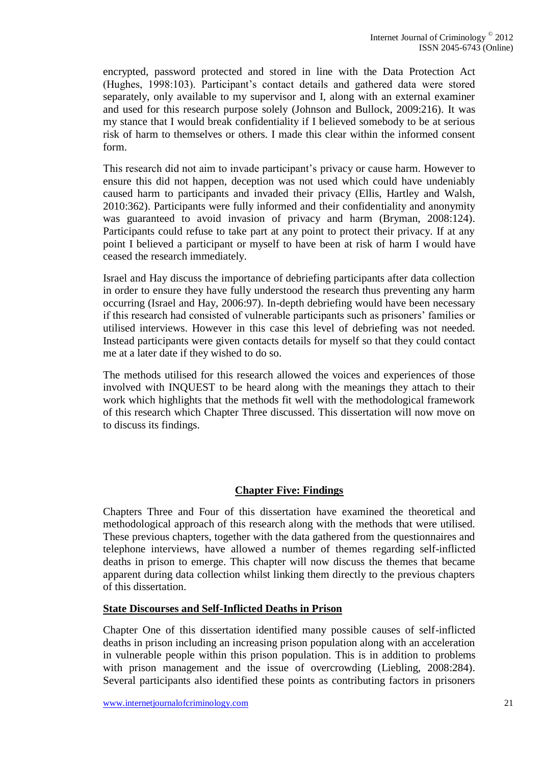encrypted, password protected and stored in line with the Data Protection Act (Hughes, 1998:103). Participant's contact details and gathered data were stored separately, only available to my supervisor and I, along with an external examiner and used for this research purpose solely (Johnson and Bullock, 2009:216). It was my stance that I would break confidentiality if I believed somebody to be at serious risk of harm to themselves or others. I made this clear within the informed consent form.

This research did not aim to invade participant's privacy or cause harm. However to ensure this did not happen, deception was not used which could have undeniably caused harm to participants and invaded their privacy (Ellis, Hartley and Walsh, 2010:362). Participants were fully informed and their confidentiality and anonymity was guaranteed to avoid invasion of privacy and harm (Bryman, 2008:124). Participants could refuse to take part at any point to protect their privacy. If at any point I believed a participant or myself to have been at risk of harm I would have ceased the research immediately.

Israel and Hay discuss the importance of debriefing participants after data collection in order to ensure they have fully understood the research thus preventing any harm occurring (Israel and Hay, 2006:97). In-depth debriefing would have been necessary if this research had consisted of vulnerable participants such as prisoners' families or utilised interviews. However in this case this level of debriefing was not needed. Instead participants were given contacts details for myself so that they could contact me at a later date if they wished to do so.

The methods utilised for this research allowed the voices and experiences of those involved with INQUEST to be heard along with the meanings they attach to their work which highlights that the methods fit well with the methodological framework of this research which Chapter Three discussed. This dissertation will now move on to discuss its findings.

## Chapter Five: Findings

Chapters Three and Four of this dissertation have examined the theoretical and methodological approach of this research along with the methods that were utilised. These previous chapters, together with the data gathered from the questionnaires and telephone interviews, have allowed a number of themes regarding self-inflicted deaths in prison to emerge. This chapter will now discuss the themes that became apparent during data collection whilst linking them directly to the previous chapters of this dissertation.

### State Discourses and Self-Inflicted Deaths in Prison

Chapter One of this dissertation identified many possible causes of self-inflicted deaths in prison including an increasing prison population along with an acceleration in vulnerable people within this prison population. This is in addition to problems with prison management and the issue of overcrowding (Liebling, 2008:284). Several participants also identified these points as contributing factors in prisoners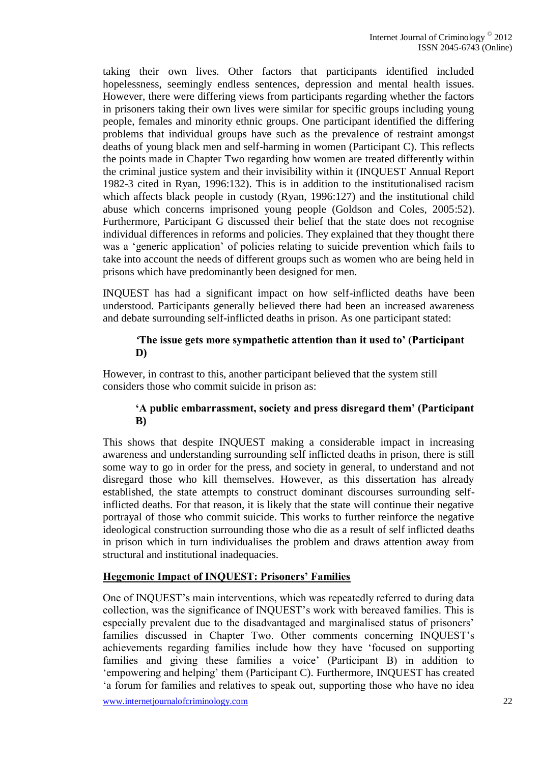taking their own lives. Other factors that participants identified included hopelessness, seemingly endless sentences, depression and mental health issues. However, there were differing views from participants regarding whether the factors in prisoners taking their own lives were similar for specific groups including young people, females and minority ethnic groups. One participant identified the differing problems that individual groups have such as the prevalence of restraint amongst deaths of young black men and self-harming in women (Participant C). This reflects the points made in Chapter Two regarding how women are treated differently within the criminal justice system and their invisibility within it (INQUEST Annual Report 1982-3 cited in Ryan, 1996:132). This is in addition to the institutionalised racism which affects black people in custody (Ryan, 1996:127) and the institutional child abuse which concerns imprisoned young people (Goldson and Coles, 2005:52). Furthermore, Participant G discussed their belief that the state does not recognise individual differences in reforms and policies. They explained that they thought there was a 'generic application' of policies relating to suicide prevention which fails to take into account the needs of different groups such as women who are being held in prisons which have predominantly been designed for men.

INQUEST has had a significant impact on how self-inflicted deaths have been understood. Participants generally believed there had been an increased awareness and debate surrounding self-inflicted deaths in prison. As one participant stated:

> **'The issue gets more sympathetic attention than it used to' (Participant D)**

However, in contrast to this, another participant believed that the system still considers those who commit suicide in prison as:

> **'A public embarrassment, society and press disregard them' (Participant B)**

This shows that despite INQUEST making a considerable impact in increasing awareness and understanding surrounding self inflicted deaths in prison, there is still some way to go in order for the press, and society in general, to understand and not disregard those who kill themselves. However, as this dissertation has already established, the state attempts to construct dominant discourses surrounding self-inflicted deaths. For that reason, it is likely that the state will continue their negative portrayal of those who commit suicide. This works to further reinforce the negative ideological construction surrounding those who die as a result of self inflicted deaths in prison which in turn individualises the problem and draws attention away from structural and institutional inadequacies.

**<u>Hegemonic Impact of INQUEST: Prisoners' Families</u>**

One of INQUEST's main interventions, which was repeatedly referred to during data collection, was the significance of INQUEST's work with bereaved families. This is especially prevalent due to the disadvantaged and marginalised status of prisoners' families discussed in Chapter Two. Other comments concerning INQUEST's achievements regarding families include how they have 'focused on supporting families and giving these families a voice' (Participant B) in addition to 'empowering and helping' them (Participant C). Furthermore, INQUEST has created 'a forum for families and relatives to speak out, supporting those who have no idea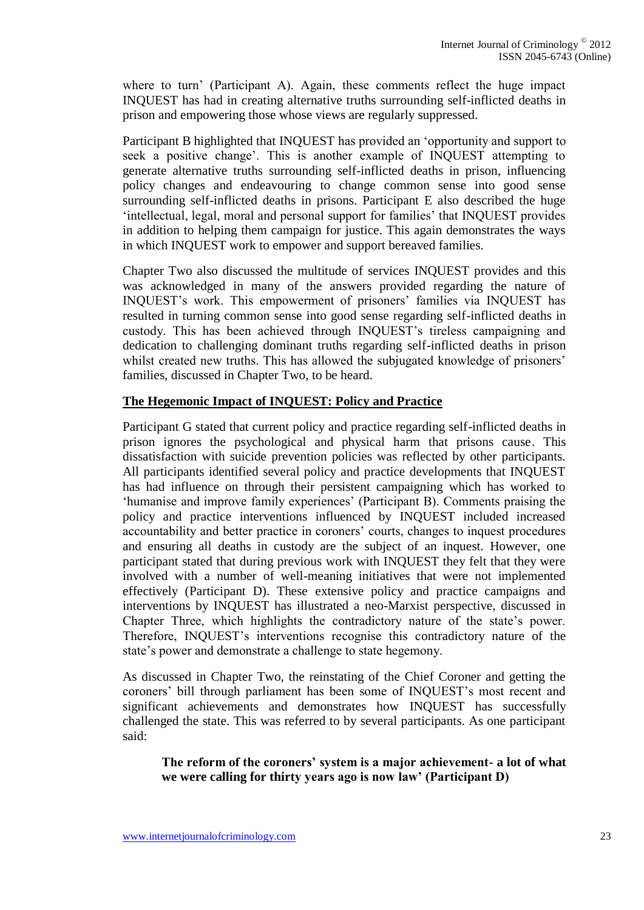where to turn' (Participant A). Again, these comments reflect the huge impact INQUEST has had in creating alternative truths surrounding self-inflicted deaths in prison and empowering those whose views are regularly suppressed.

Participant B highlighted that INQUEST has provided an 'opportunity and support to seek a positive change'. This is another example of INQUEST attempting to generate alternative truths surrounding self-inflicted deaths in prison, influencing policy changes and endeavouring to change common sense into good sense surrounding self-inflicted deaths in prisons. Participant E also described the huge 'intellectual, legal, moral and personal support for families' that INQUEST provides in addition to helping them campaign for justice. This again demonstrates the ways in which INQUEST work to empower and support bereaved families.

Chapter Two also discussed the multitude of services INQUEST provides and this was acknowledged in many of the answers provided regarding the nature of INQUEST's work. This empowerment of prisoners' families via INQUEST has resulted in turning common sense into good sense regarding self-inflicted deaths in custody. This has been achieved through INQUEST's tireless campaigning and dedication to challenging dominant truths regarding self-inflicted deaths in prison whilst created new truths. This has allowed the subjugated knowledge of prisoners' families, discussed in Chapter Two, to be heard.

## The Hegemonic Impact of INQUEST: Policy and Practice

Participant G stated that current policy and practice regarding self-inflicted deaths in prison ignores the psychological and physical harm that prisons cause. This dissatisfaction with suicide prevention policies was reflected by other participants. All participants identified several policy and practice developments that INQUEST has had influence on through their persistent campaigning which has worked to 'humanise and improve family experiences' (Participant B). Comments praising the policy and practice interventions influenced by INQUEST included increased accountability and better practice in coroners' courts, changes to inquest procedures and ensuring all deaths in custody are the subject of an inquest. However, one participant stated that during previous work with INQUEST they felt that they were involved with a number of well-meaning initiatives that were not implemented effectively (Participant D). These extensive policy and practice campaigns and interventions by INQUEST has illustrated a neo-Marxist perspective, discussed in Chapter Three, which highlights the contradictory nature of the state's power. Therefore, INQUEST's interventions recognise this contradictory nature of the state's power and demonstrate a challenge to state hegemony.

As discussed in Chapter Two, the reinstating of the Chief Coroner and getting the coroners' bill through parliament has been some of INQUEST's most recent and significant achievements and demonstrates how INQUEST has successfully challenged the state. This was referred to by several participants. As one participant said:

> **The reform of the coroners' system is a major achievement- a lot of what we were calling for thirty years ago is now law' (Participant D)**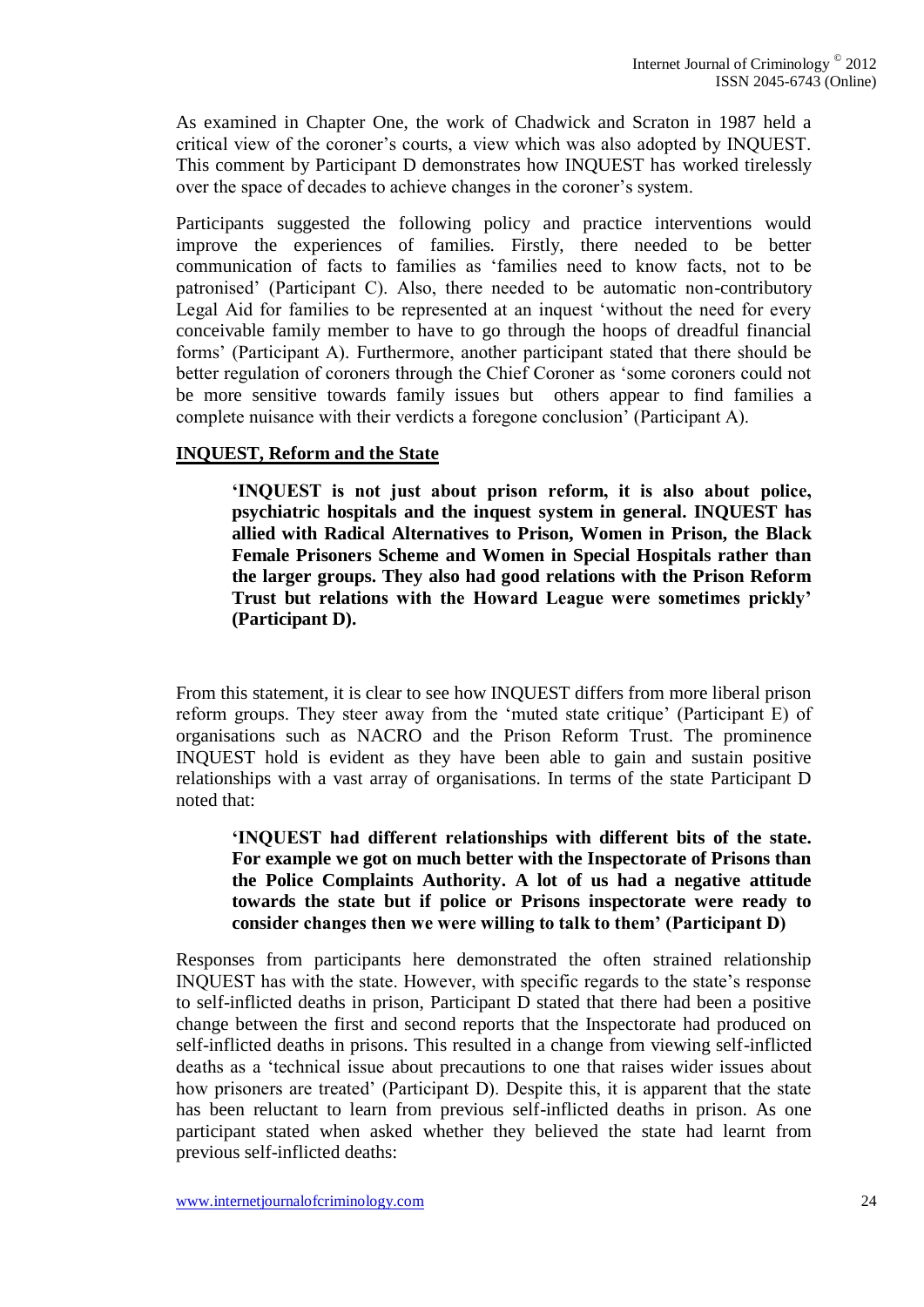As examined in Chapter One, the work of Chadwick and Scraton in 1987 held a critical view of the coroner's courts, a view which was also adopted by INQUEST. This comment by Participant D demonstrates how INQUEST has worked tirelessly over the space of decades to achieve changes in the coroner's system.

Participants suggested the following policy and practice interventions would improve the experiences of families. Firstly, there needed to be better communication of facts to families as 'families need to know facts, not to be patronised' (Participant C). Also, there needed to be automatic non-contributory Legal Aid for families to be represented at an inquest 'without the need for every conceivable family member to have to go through the hoops of dreadful financial forms' (Participant A). Furthermore, another participant stated that there should be better regulation of coroners through the Chief Coroner as 'some coroners could not be more sensitive towards family issues but others appear to find families a complete nuisance with their verdicts a foregone conclusion' (Participant A).

## INQUEST, Reform and the State

> **'INQUEST is not just about prison reform, it is also about police, psychiatric hospitals and the inquest system in general. INQUEST has allied with Radical Alternatives to Prison, Women in Prison, the Black Female Prisoners Scheme and Women in Special Hospitals rather than the larger groups. They also had good relations with the Prison Reform Trust but relations with the Howard League were sometimes prickly' (Participant D).**

From this statement, it is clear to see how INQUEST differs from more liberal prison reform groups. They steer away from the 'muted state critique' (Participant E) of organisations such as NACRO and the Prison Reform Trust. The prominence INQUEST hold is evident as they have been able to gain and sustain positive relationships with a vast array of organisations. In terms of the state Participant D noted that:

> **'INQUEST had different relationships with different bits of the state. For example we got on much better with the Inspectorate of Prisons than the Police Complaints Authority. A lot of us had a negative attitude towards the state but if police or Prisons inspectorate were ready to consider changes then we were willing to talk to them' (Participant D)**

Responses from participants here demonstrated the often strained relationship INQUEST has with the state. However, with specific regards to the state's response to self-inflicted deaths in prison, Participant D stated that there had been a positive change between the first and second reports that the Inspectorate had produced on self-inflicted deaths in prisons. This resulted in a change from viewing self-inflicted deaths as a 'technical issue about precautions to one that raises wider issues about how prisoners are treated' (Participant D). Despite this, it is apparent that the state has been reluctant to learn from previous self-inflicted deaths in prison. As one participant stated when asked whether they believed the state had learnt from previous self-inflicted deaths: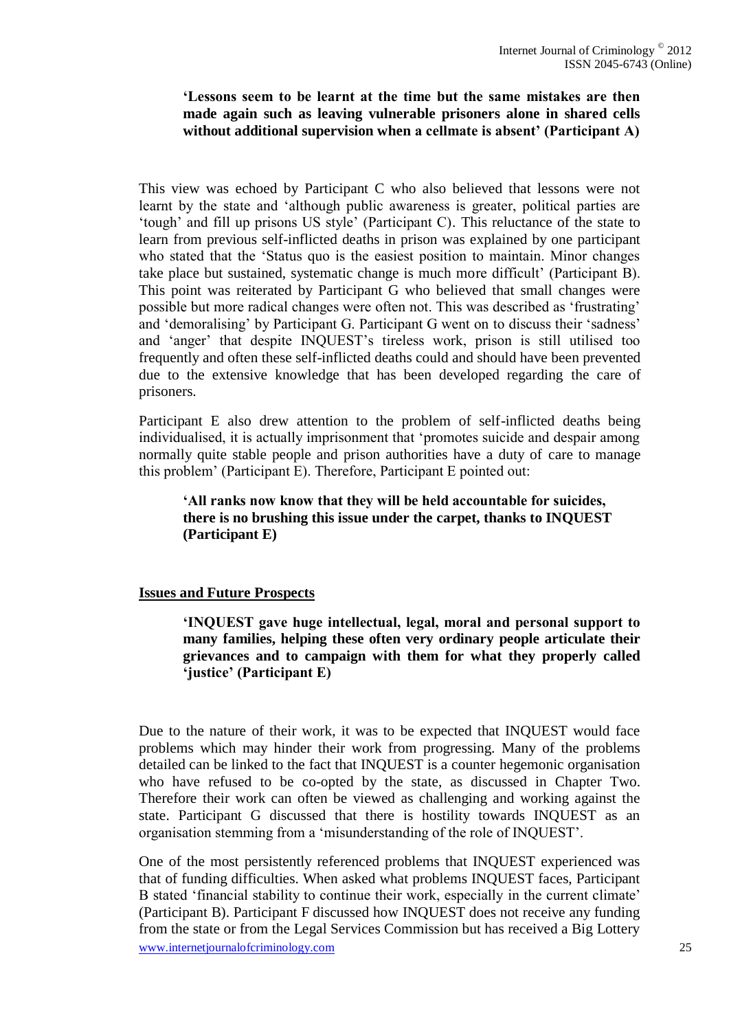> **'Lessons seem to be learnt at the time but the same mistakes are then made again such as leaving vulnerable prisoners alone in shared cells without additional supervision when a cellmate is absent' (Participant A)**

This view was echoed by Participant C who also believed that lessons were not learnt by the state and 'although public awareness is greater, political parties are 'tough' and fill up prisons US style' (Participant C). This reluctance of the state to learn from previous self-inflicted deaths in prison was explained by one participant who stated that the 'Status quo is the easiest position to maintain. Minor changes take place but sustained, systematic change is much more difficult' (Participant B). This point was reiterated by Participant G who believed that small changes were possible but more radical changes were often not. This was described as 'frustrating' and 'demoralising' by Participant G. Participant G went on to discuss their 'sadness' and 'anger' that despite INQUEST's tireless work, prison is still utilised too frequently and often these self-inflicted deaths could and should have been prevented due to the extensive knowledge that has been developed regarding the care of prisoners.

Participant E also drew attention to the problem of self-inflicted deaths being individualised, it is actually imprisonment that 'promotes suicide and despair among normally quite stable people and prison authorities have a duty of care to manage this problem' (Participant E). Therefore, Participant E pointed out:

> **'All ranks now know that they will be held accountable for suicides, there is no brushing this issue under the carpet, thanks to INQUEST (Participant E)**

## Issues and Future Prospects

> **'INQUEST gave huge intellectual, legal, moral and personal support to many families, helping these often very ordinary people articulate their grievances and to campaign with them for what they properly called 'justice' (Participant E)**

Due to the nature of their work, it was to be expected that INQUEST would face problems which may hinder their work from progressing. Many of the problems detailed can be linked to the fact that INQUEST is a counter hegemonic organisation who have refused to be co-opted by the state, as discussed in Chapter Two. Therefore their work can often be viewed as challenging and working against the state. Participant G discussed that there is hostility towards INQUEST as an organisation stemming from a 'misunderstanding of the role of INQUEST'.

One of the most persistently referenced problems that INQUEST experienced was that of funding difficulties. When asked what problems INQUEST faces, Participant B stated 'financial stability to continue their work, especially in the current climate' (Participant B). Participant F discussed how INQUEST does not receive any funding from the state or from the Legal Services Commission but has received a Big Lottery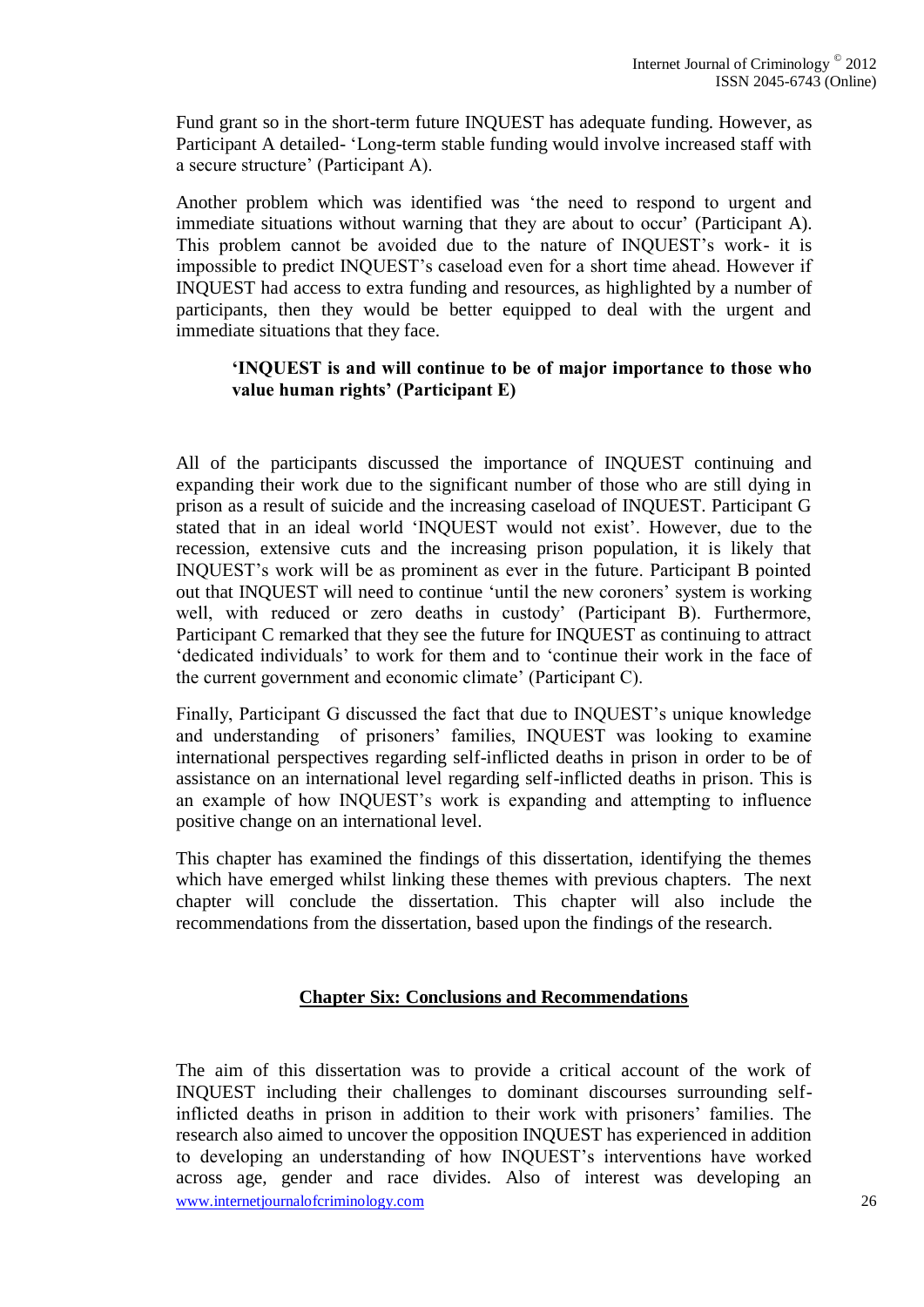Fund grant so in the short-term future INQUEST has adequate funding. However, as Participant A detailed- 'Long-term stable funding would involve increased staff with a secure structure' (Participant A).

Another problem which was identified was 'the need to respond to urgent and immediate situations without warning that they are about to occur' (Participant A). This problem cannot be avoided due to the nature of INQUEST's work- it is impossible to predict INQUEST's caseload even for a short time ahead. However if INQUEST had access to extra funding and resources, as highlighted by a number of participants, then they would be better equipped to deal with the urgent and immediate situations that they face.

**'INQUEST is and will continue to be of major importance to those who value human rights' (Participant E)**

All of the participants discussed the importance of INQUEST continuing and expanding their work due to the significant number of those who are still dying in prison as a result of suicide and the increasing caseload of INQUEST. Participant G stated that in an ideal world 'INQUEST would not exist'. However, due to the recession, extensive cuts and the increasing prison population, it is likely that INQUEST's work will be as prominent as ever in the future. Participant B pointed out that INQUEST will need to continue 'until the new coroners' system is working well, with reduced or zero deaths in custody' (Participant B). Furthermore, Participant C remarked that they see the future for INQUEST as continuing to attract 'dedicated individuals' to work for them and to 'continue their work in the face of the current government and economic climate' (Participant C).

Finally, Participant G discussed the fact that due to INQUEST's unique knowledge and understanding of prisoners' families, INQUEST was looking to examine international perspectives regarding self-inflicted deaths in prison in order to be of assistance on an international level regarding self-inflicted deaths in prison. This is an example of how INQUEST's work is expanding and attempting to influence positive change on an international level.

This chapter has examined the findings of this dissertation, identifying the themes which have emerged whilst linking these themes with previous chapters. The next chapter will conclude the dissertation. This chapter will also include the recommendations from the dissertation, based upon the findings of the research.

## Chapter Six: Conclusions and Recommendations

The aim of this dissertation was to provide a critical account of the work of INQUEST including their challenges to dominant discourses surrounding self-inflicted deaths in prison in addition to their work with prisoners' families. The research also aimed to uncover the opposition INQUEST has experienced in addition to developing an understanding of how INQUEST's interventions have worked across age, gender and race divides. Also of interest was developing an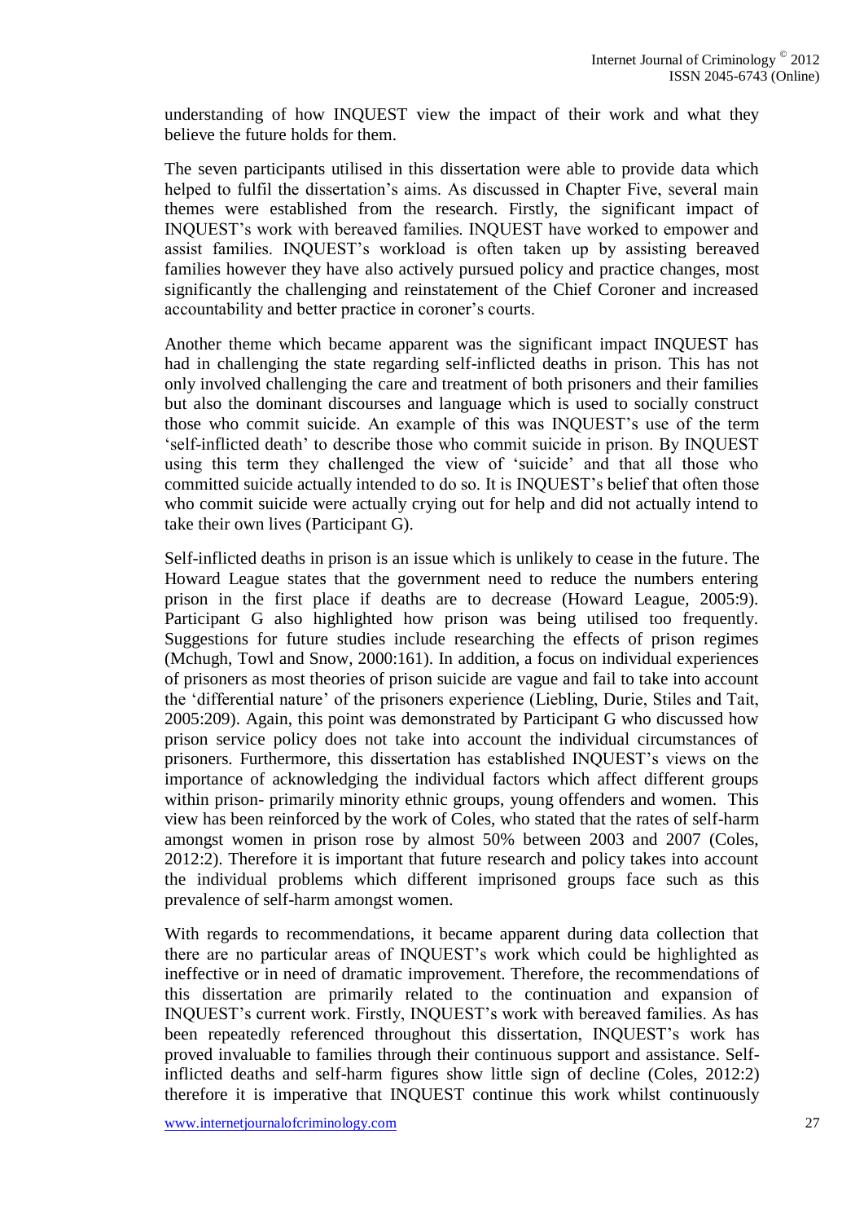understanding of how INQUEST view the impact of their work and what they believe the future holds for them.

The seven participants utilised in this dissertation were able to provide data which helped to fulfil the dissertation's aims. As discussed in Chapter Five, several main themes were established from the research. Firstly, the significant impact of INQUEST's work with bereaved families. INQUEST have worked to empower and assist families. INQUEST's workload is often taken up by assisting bereaved families however they have also actively pursued policy and practice changes, most significantly the challenging and reinstatement of the Chief Coroner and increased accountability and better practice in coroner's courts.

Another theme which became apparent was the significant impact INQUEST has had in challenging the state regarding self-inflicted deaths in prison. This has not only involved challenging the care and treatment of both prisoners and their families but also the dominant discourses and language which is used to socially construct those who commit suicide. An example of this was INQUEST's use of the term 'self-inflicted death' to describe those who commit suicide in prison. By INQUEST using this term they challenged the view of 'suicide' and that all those who committed suicide actually intended to do so. It is INQUEST's belief that often those who commit suicide were actually crying out for help and did not actually intend to take their own lives (Participant G).

Self-inflicted deaths in prison is an issue which is unlikely to cease in the future. The Howard League states that the government need to reduce the numbers entering prison in the first place if deaths are to decrease (Howard League, 2005:9). Participant G also highlighted how prison was being utilised too frequently. Suggestions for future studies include researching the effects of prison regimes (Mchugh, Towl and Snow, 2000:161). In addition, a focus on individual experiences of prisoners as most theories of prison suicide are vague and fail to take into account the 'differential nature' of the prisoners experience (Liebling, Durie, Stiles and Tait, 2005:209). Again, this point was demonstrated by Participant G who discussed how prison service policy does not take into account the individual circumstances of prisoners. Furthermore, this dissertation has established INQUEST's views on the importance of acknowledging the individual factors which affect different groups within prison- primarily minority ethnic groups, young offenders and women. This view has been reinforced by the work of Coles, who stated that the rates of self-harm amongst women in prison rose by almost 50% between 2003 and 2007 (Coles, 2012:2). Therefore it is important that future research and policy takes into account the individual problems which different imprisoned groups face such as this prevalence of self-harm amongst women.

With regards to recommendations, it became apparent during data collection that there are no particular areas of INQUEST's work which could be highlighted as ineffective or in need of dramatic improvement. Therefore, the recommendations of this dissertation are primarily related to the continuation and expansion of INQUEST's current work. Firstly, INQUEST's work with bereaved families. As has been repeatedly referenced throughout this dissertation, INQUEST's work has proved invaluable to families through their continuous support and assistance. Self-inflicted deaths and self-harm figures show little sign of decline (Coles, 2012:2) therefore it is imperative that INQUEST continue this work whilst continuously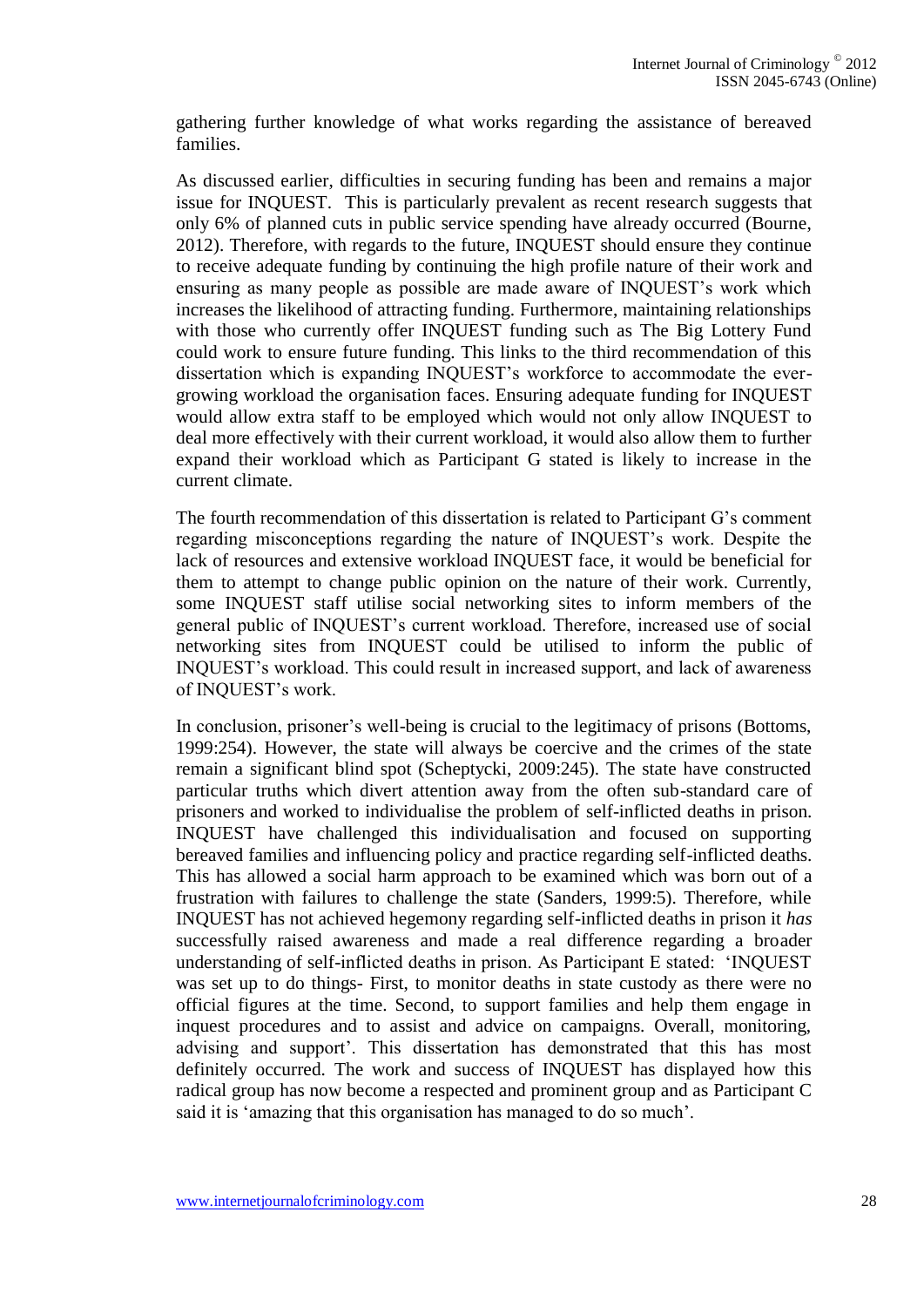gathering further knowledge of what works regarding the assistance of bereaved families.

As discussed earlier, difficulties in securing funding has been and remains a major issue for INQUEST. This is particularly prevalent as recent research suggests that only 6% of planned cuts in public service spending have already occurred (Bourne, 2012). Therefore, with regards to the future, INQUEST should ensure they continue to receive adequate funding by continuing the high profile nature of their work and ensuring as many people as possible are made aware of INQUEST's work which increases the likelihood of attracting funding. Furthermore, maintaining relationships with those who currently offer INQUEST funding such as The Big Lottery Fund could work to ensure future funding. This links to the third recommendation of this dissertation which is expanding INQUEST's workforce to accommodate the ever-growing workload the organisation faces. Ensuring adequate funding for INQUEST would allow extra staff to be employed which would not only allow INQUEST to deal more effectively with their current workload, it would also allow them to further expand their workload which as Participant G stated is likely to increase in the current climate.

The fourth recommendation of this dissertation is related to Participant G's comment regarding misconceptions regarding the nature of INQUEST's work. Despite the lack of resources and extensive workload INQUEST face, it would be beneficial for them to attempt to change public opinion on the nature of their work. Currently, some INQUEST staff utilise social networking sites to inform members of the general public of INQUEST's current workload. Therefore, increased use of social networking sites from INQUEST could be utilised to inform the public of INQUEST's workload. This could result in increased support, and lack of awareness of INQUEST's work.

In conclusion, prisoner's well-being is crucial to the legitimacy of prisons (Bottoms, 1999:254). However, the state will always be coercive and the crimes of the state remain a significant blind spot (Scheptycki, 2009:245). The state have constructed particular truths which divert attention away from the often sub-standard care of prisoners and worked to individualise the problem of self-inflicted deaths in prison. INQUEST have challenged this individualisation and focused on supporting bereaved families and influencing policy and practice regarding self-inflicted deaths. This has allowed a social harm approach to be examined which was born out of a frustration with failures to challenge the state (Sanders, 1999:5). Therefore, while INQUEST has not achieved hegemony regarding self-inflicted deaths in prison it *has* successfully raised awareness and made a real difference regarding a broader understanding of self-inflicted deaths in prison. As Participant E stated: 'INQUEST was set up to do things- First, to monitor deaths in state custody as there were no official figures at the time. Second, to support families and help them engage in inquest procedures and to assist and advice on campaigns. Overall, monitoring, advising and support'. This dissertation has demonstrated that this has most definitely occurred. The work and success of INQUEST has displayed how this radical group has now become a respected and prominent group and as Participant C said it is 'amazing that this organisation has managed to do so much'.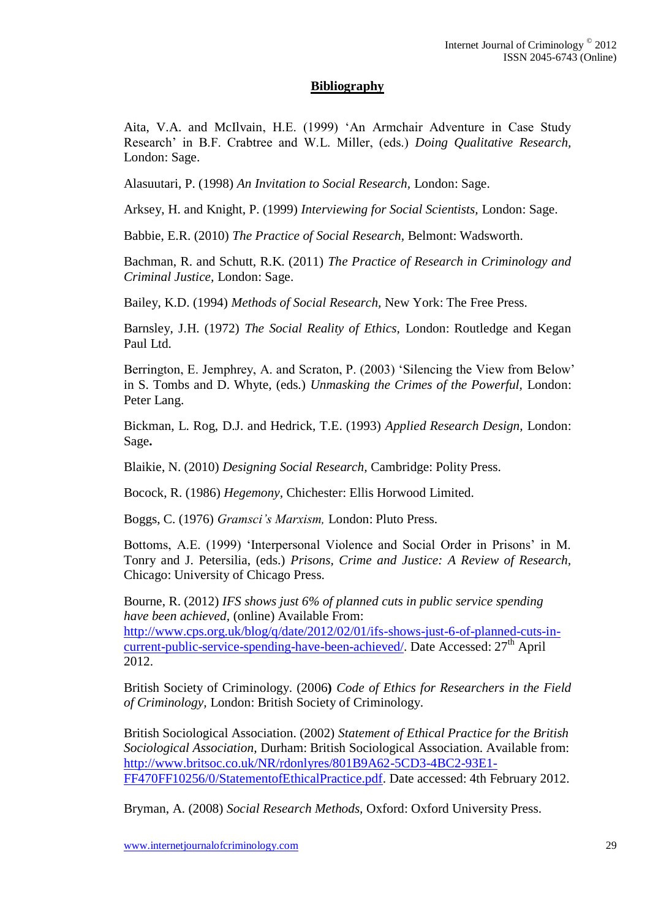## Bibliography

Aita, V.A. and McIlvain, H.E. (1999) 'An Armchair Adventure in Case Study Research' in B.F. Crabtree and W.L. Miller, (eds.) *Doing Qualitative Research*, London: Sage.

Alasuutari, P. (1998) *An Invitation to Social Research*, London: Sage.

Arksey, H. and Knight, P. (1999) *Interviewing for Social Scientists*, London: Sage.

Babbie, E.R. (2010) *The Practice of Social Research*, Belmont: Wadsworth.

Bachman, R. and Schutt, R.K. (2011) *The Practice of Research in Criminology and Criminal Justice*, London: Sage.

Bailey, K.D. (1994) *Methods of Social Research*, New York: The Free Press.

Barnsley, J.H. (1972) *The Social Reality of Ethics*, London: Routledge and Kegan Paul Ltd.

Berrington, E. Jemphrey, A. and Scraton, P. (2003) 'Silencing the View from Below' in S. Tombs and D. Whyte, (eds.) *Unmasking the Crimes of the Powerful*, London: Peter Lang.

Bickman, L. Rog, D.J. and Hedrick, T.E. (1993) *Applied Research Design*, London: Sage.

Blaikie, N. (2010) *Designing Social Research*, Cambridge: Polity Press.

Bocock, R. (1986) *Hegemony*, Chichester: Ellis Horwood Limited.

Boggs, C. (1976) *Gramsci's Marxism*, London: Pluto Press.

Bottoms, A.E. (1999) 'Interpersonal Violence and Social Order in Prisons' in M. Tonry and J. Petersilia, (eds.) *Prisons, Crime and Justice: A Review of Research*, Chicago: University of Chicago Press.

Bourne, R. (2012) *IFS shows just 6% of planned cuts in public service spending have been achieved*, (online) Available From: http://www.cps.org.uk/blog/q/date/2012/02/01/ifs-shows-just-6-of-planned-cuts-in-current-public-service-spending-have-been-achieved/. Date Accessed: 27th April 2012.

British Society of Criminology. (2006) *Code of Ethics for Researchers in the Field of Criminology*, London: British Society of Criminology.

British Sociological Association. (2002) *Statement of Ethical Practice for the British Sociological Association*, Durham: British Sociological Association. Available from: http://www.britsoc.co.uk/NR/rdonlyres/801B9A62-5CD3-4BC2-93E1-FF470FF10256/0/StatementofEthicalPractice.pdf. Date accessed: 4th February 2012.

Bryman, A. (2008) *Social Research Methods*, Oxford: Oxford University Press.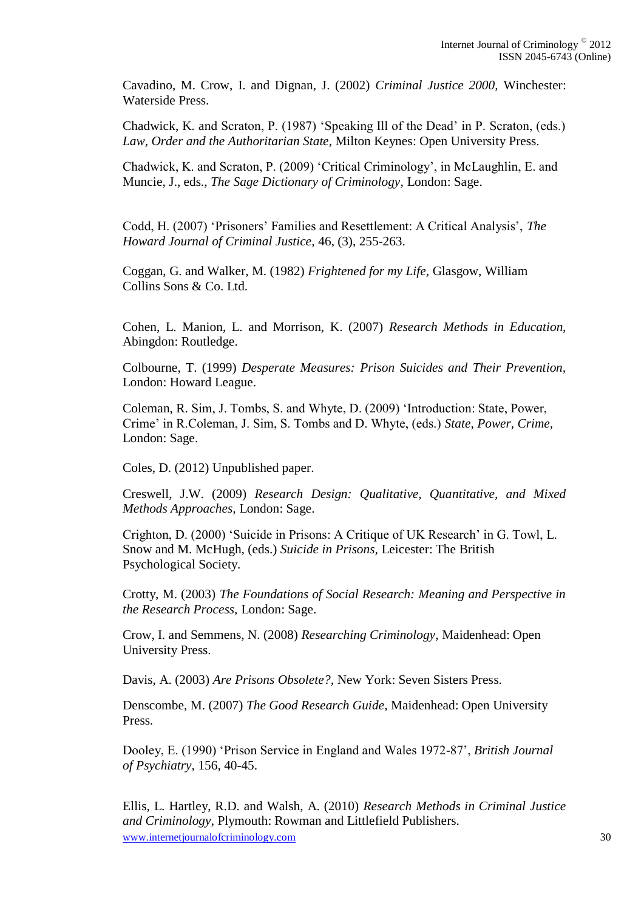Cavadino, M. Crow, I. and Dignan, J. (2002) *Criminal Justice 2000,* Winchester: Waterside Press.

Chadwick, K. and Scraton, P. (1987) 'Speaking Ill of the Dead' in P. Scraton, (eds.) *Law, Order and the Authoritarian State,* Milton Keynes: Open University Press.

Chadwick, K. and Scraton, P. (2009) 'Critical Criminology', in McLaughlin, E. and Muncie, J., eds., *The Sage Dictionary of Criminology*, London: Sage.

Codd, H. (2007) 'Prisoners' Families and Resettlement: A Critical Analysis', *The Howard Journal of Criminal Justice,* 46, (3), 255-263.

Coggan, G. and Walker, M. (1982) *Frightened for my Life,* Glasgow, William Collins Sons & Co. Ltd.

Cohen, L. Manion, L. and Morrison, K. (2007) *Research Methods in Education,* Abingdon: Routledge.

Colbourne, T. (1999) *Desperate Measures: Prison Suicides and Their Prevention,* London: Howard League.

Coleman, R. Sim, J. Tombs, S. and Whyte, D. (2009) 'Introduction: State, Power, Crime' in R.Coleman, J. Sim, S. Tombs and D. Whyte, (eds.) *State, Power, Crime,* London: Sage.

Coles, D. (2012) Unpublished paper.

Creswell, J.W. (2009) *Research Design: Qualitative, Quantitative, and Mixed Methods Approaches,* London: Sage.

Crighton, D. (2000) 'Suicide in Prisons: A Critique of UK Research' in G. Towl, L. Snow and M. McHugh, (eds.) *Suicide in Prisons,* Leicester: The British Psychological Society.

Crotty, M. (2003) *The Foundations of Social Research: Meaning and Perspective in the Research Process,* London: Sage.

Crow, I. and Semmens, N. (2008) *Researching Criminology,* Maidenhead: Open University Press.

Davis, A. (2003) *Are Prisons Obsolete?,* New York: Seven Sisters Press.

Denscombe, M. (2007) *The Good Research Guide,* Maidenhead: Open University Press.

Dooley, E. (1990) 'Prison Service in England and Wales 1972-87', *British Journal of Psychiatry,* 156, 40-45.

Ellis, L. Hartley, R.D. and Walsh, A. (2010) *Research Methods in Criminal Justice and Criminology,* Plymouth: Rowman and Littlefield Publishers.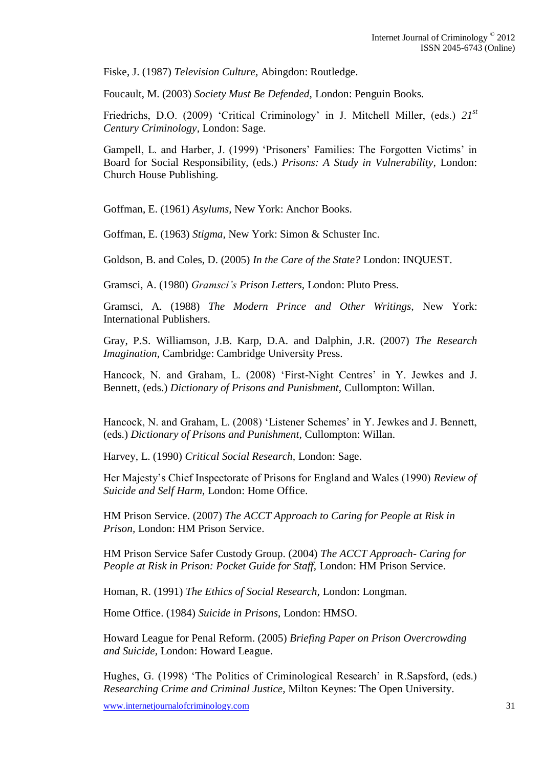Fiske, J. (1987) *Television Culture,* Abingdon: Routledge.

Foucault, M. (2003) *Society Must Be Defended,* London: Penguin Books.

Friedrichs, D.O. (2009) 'Critical Criminology' in J. Mitchell Miller, (eds.) *21st Century Criminology,* London: Sage.

Gampell, L. and Harber, J. (1999) 'Prisoners' Families: The Forgotten Victims' in Board for Social Responsibility, (eds.) *Prisons: A Study in Vulnerability,* London: Church House Publishing.

Goffman, E. (1961) *Asylums,* New York: Anchor Books.

Goffman, E. (1963) *Stigma,* New York: Simon & Schuster Inc.

Goldson, B. and Coles, D. (2005) *In the Care of the State?* London: INQUEST.

Gramsci, A. (1980) *Gramsci's Prison Letters,* London: Pluto Press.

Gramsci, A. (1988) *The Modern Prince and Other Writings,* New York: International Publishers.

Gray, P.S. Williamson, J.B. Karp, D.A. and Dalphin, J.R. (2007) *The Research Imagination,* Cambridge: Cambridge University Press.

Hancock, N. and Graham, L. (2008) 'First-Night Centres' in Y. Jewkes and J. Bennett, (eds.) *Dictionary of Prisons and Punishment,* Cullompton: Willan.

Hancock, N. and Graham, L. (2008) 'Listener Schemes' in Y. Jewkes and J. Bennett, (eds.) *Dictionary of Prisons and Punishment,* Cullompton: Willan.

Harvey, L. (1990) *Critical Social Research,* London: Sage.

Her Majesty's Chief Inspectorate of Prisons for England and Wales (1990) *Review of Suicide and Self Harm,* London: Home Office.

HM Prison Service. (2007) *The ACCT Approach to Caring for People at Risk in Prison,* London: HM Prison Service.

HM Prison Service Safer Custody Group. (2004) *The ACCT Approach- Caring for People at Risk in Prison: Pocket Guide for Staff,* London: HM Prison Service.

Homan, R. (1991) *The Ethics of Social Research,* London: Longman.

Home Office. (1984) *Suicide in Prisons,* London: HMSO.

Howard League for Penal Reform. (2005) *Briefing Paper on Prison Overcrowding and Suicide,* London: Howard League.

Hughes, G. (1998) 'The Politics of Criminological Research' in R.Sapsford, (eds.) *Researching Crime and Criminal Justice,* Milton Keynes: The Open University.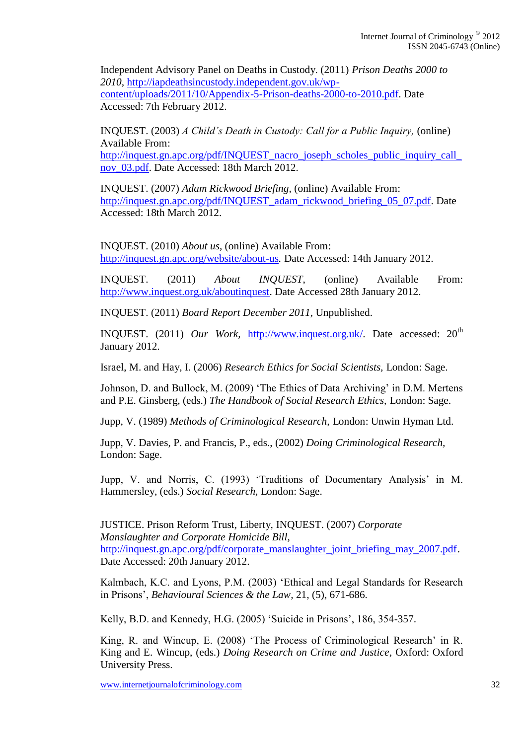Independent Advisory Panel on Deaths in Custody. (2011) *Prison Deaths 2000 to 2010*, http://iapdeathsincustody.independent.gov.uk/wp-content/uploads/2011/10/Appendix-5-Prison-deaths-2000-to-2010.pdf. Date Accessed: 7th February 2012.

INQUEST. (2003) *A Child's Death in Custody: Call for a Public Inquiry*, (online) Available From: http://inquest.gn.apc.org/pdf/INQUEST_nacro_joseph_scholes_public_inquiry_call_nov_03.pdf. Date Accessed: 18th March 2012.

INQUEST. (2007) *Adam Rickwood Briefing*, (online) Available From: http://inquest.gn.apc.org/pdf/INQUEST_adam_rickwood_briefing_05_07.pdf. Date Accessed: 18th March 2012.

INQUEST. (2010) *About us*, (online) Available From: http://inquest.gn.apc.org/website/about-us. Date Accessed: 14th January 2012.

INQUEST. (2011) *About INQUEST*, (online) Available From: http://www.inquest.org.uk/aboutinquest. Date Accessed 28th January 2012.

INQUEST. (2011) *Board Report December 2011*, Unpublished.

INQUEST. (2011) *Our Work*, http://www.inquest.org.uk/. Date accessed: 20th January 2012.

Israel, M. and Hay, I. (2006) *Research Ethics for Social Scientists*, London: Sage.

Johnson, D. and Bullock, M. (2009) 'The Ethics of Data Archiving' in D.M. Mertens and P.E. Ginsberg, (eds.) *The Handbook of Social Research Ethics*, London: Sage.

Jupp, V. (1989) *Methods of Criminological Research*, London: Unwin Hyman Ltd.

Jupp, V. Davies, P. and Francis, P., eds., (2002) *Doing Criminological Research*, London: Sage.

Jupp, V. and Norris, C. (1993) 'Traditions of Documentary Analysis' in M. Hammersley, (eds.) *Social Research*, London: Sage.

JUSTICE. Prison Reform Trust, Liberty, INQUEST. (2007) *Corporate Manslaughter and Corporate Homicide Bill*, http://inquest.gn.apc.org/pdf/corporate_manslaughter_joint_briefing_may_2007.pdf. Date Accessed: 20th January 2012.

Kalmbach, K.C. and Lyons, P.M. (2003) 'Ethical and Legal Standards for Research in Prisons', *Behavioural Sciences & the Law*, 21, (5), 671-686.

Kelly, B.D. and Kennedy, H.G. (2005) 'Suicide in Prisons', 186, 354-357.

King, R. and Wincup, E. (2008) 'The Process of Criminological Research' in R. King and E. Wincup, (eds.) *Doing Research on Crime and Justice*, Oxford: Oxford University Press.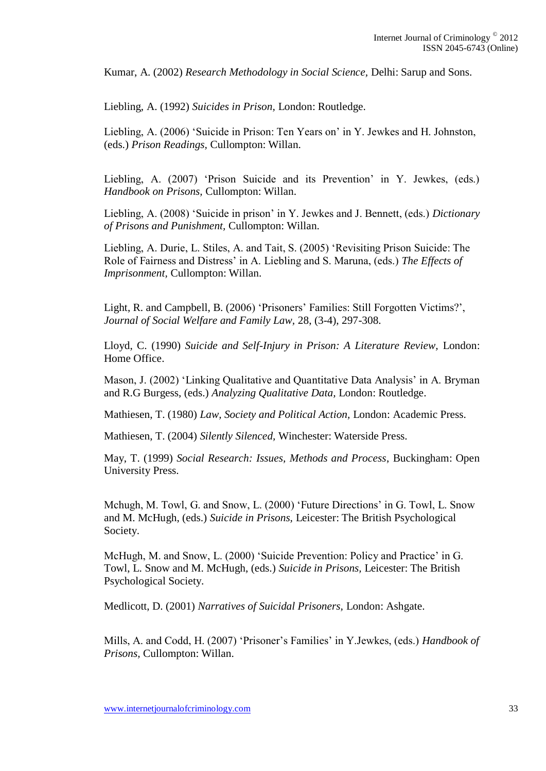Kumar, A. (2002) *Research Methodology in Social Science,* Delhi: Sarup and Sons.

Liebling, A. (1992) *Suicides in Prison,* London: Routledge.

Liebling, A. (2006) 'Suicide in Prison: Ten Years on' in Y. Jewkes and H. Johnston, (eds.) *Prison Readings,* Cullompton: Willan.

Liebling, A. (2007) 'Prison Suicide and its Prevention' in Y. Jewkes, (eds.) *Handbook on Prisons,* Cullompton: Willan.

Liebling, A. (2008) 'Suicide in prison' in Y. Jewkes and J. Bennett, (eds.) *Dictionary of Prisons and Punishment,* Cullompton: Willan.

Liebling, A. Durie, L. Stiles, A. and Tait, S. (2005) 'Revisiting Prison Suicide: The Role of Fairness and Distress' in A. Liebling and S. Maruna, (eds.) *The Effects of Imprisonment,* Cullompton: Willan.

Light, R. and Campbell, B. (2006) 'Prisoners' Families: Still Forgotten Victims?', *Journal of Social Welfare and Family Law,* 28, (3-4), 297-308.

Lloyd, C. (1990) *Suicide and Self-Injury in Prison: A Literature Review,* London: Home Office.

Mason, J. (2002) 'Linking Qualitative and Quantitative Data Analysis' in A. Bryman and R.G Burgess, (eds.) *Analyzing Qualitative Data,* London: Routledge.

Mathiesen, T. (1980) *Law, Society and Political Action,* London: Academic Press.

Mathiesen, T. (2004) *Silently Silenced,* Winchester: Waterside Press.

May, T. (1999) *Social Research: Issues, Methods and Process*, Buckingham: Open University Press.

Mchugh, M. Towl, G. and Snow, L. (2000) 'Future Directions' in G. Towl, L. Snow and M. McHugh, (eds.) *Suicide in Prisons,* Leicester: The British Psychological Society.

McHugh, M. and Snow, L. (2000) 'Suicide Prevention: Policy and Practice' in G. Towl, L. Snow and M. McHugh, (eds.) *Suicide in Prisons,* Leicester: The British Psychological Society.

Medlicott, D. (2001) *Narratives of Suicidal Prisoners,* London: Ashgate.

Mills, A. and Codd, H. (2007) 'Prisoner's Families' in Y.Jewkes, (eds.) *Handbook of Prisons,* Cullompton: Willan.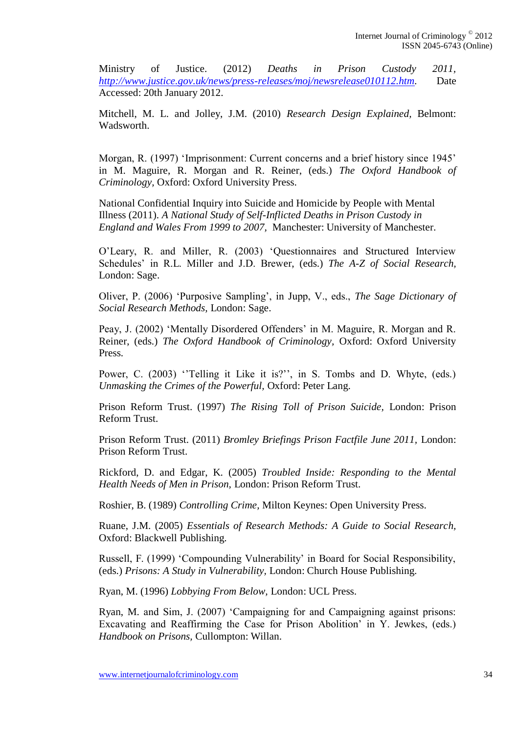Ministry of Justice. (2012) *Deaths in Prison Custody 2011,* *http://www.justice.gov.uk/news/press-releases/moj/newsrelease010112.htm.* Date Accessed: 20th January 2012.

Mitchell, M. L. and Jolley, J.M. (2010) *Research Design Explained,* Belmont: Wadsworth.

Morgan, R. (1997) 'Imprisonment: Current concerns and a brief history since 1945' in M. Maguire, R. Morgan and R. Reiner, (eds.) *The Oxford Handbook of Criminology,* Oxford: Oxford University Press.

National Confidential Inquiry into Suicide and Homicide by People with Mental Illness (2011). *A National Study of Self-Inflicted Deaths in Prison Custody in England and Wales From 1999 to 2007,* Manchester: University of Manchester.

O'Leary, R. and Miller, R. (2003) 'Questionnaires and Structured Interview Schedules' in R.L. Miller and J.D. Brewer, (eds.) *The A-Z of Social Research,* London: Sage.

Oliver, P. (2006) 'Purposive Sampling', in Jupp, V., eds., *The Sage Dictionary of Social Research Methods,* London: Sage.

Peay, J. (2002) 'Mentally Disordered Offenders' in M. Maguire, R. Morgan and R. Reiner, (eds.) *The Oxford Handbook of Criminology,* Oxford: Oxford University Press.

Power, C. (2003) ''Telling it Like it is?'', in S. Tombs and D. Whyte, (eds.) *Unmasking the Crimes of the Powerful,* Oxford: Peter Lang.

Prison Reform Trust. (1997) *The Rising Toll of Prison Suicide,* London: Prison Reform Trust.

Prison Reform Trust. (2011) *Bromley Briefings Prison Factfile June 2011,* London: Prison Reform Trust.

Rickford, D. and Edgar, K. (2005) *Troubled Inside: Responding to the Mental Health Needs of Men in Prison,* London: Prison Reform Trust.

Roshier, B. (1989) *Controlling Crime,* Milton Keynes: Open University Press.

Ruane, J.M. (2005) *Essentials of Research Methods: A Guide to Social Research,* Oxford: Blackwell Publishing.

Russell, F. (1999) 'Compounding Vulnerability' in Board for Social Responsibility, (eds.) *Prisons: A Study in Vulnerability,* London: Church House Publishing.

Ryan, M. (1996) *Lobbying From Below,* London: UCL Press.

Ryan, M. and Sim, J. (2007) 'Campaigning for and Campaigning against prisons: Excavating and Reaffirming the Case for Prison Abolition' in Y. Jewkes, (eds.) *Handbook on Prisons,* Cullompton: Willan.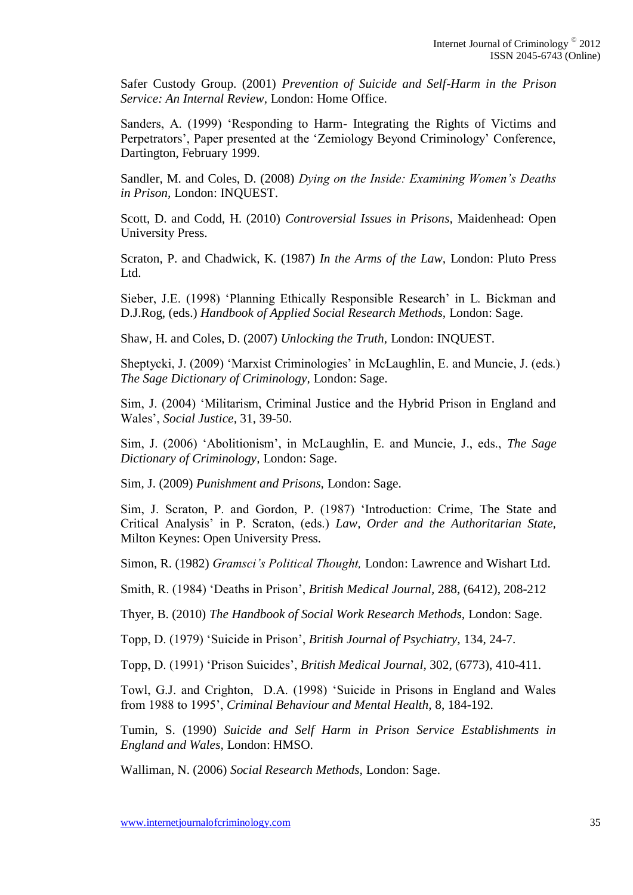Safer Custody Group. (2001) *Prevention of Suicide and Self-Harm in the Prison Service: An Internal Review,* London: Home Office.

Sanders, A. (1999) 'Responding to Harm- Integrating the Rights of Victims and Perpetrators', Paper presented at the 'Zemiology Beyond Criminology' Conference, Dartington, February 1999.

Sandler, M. and Coles, D. (2008) *Dying on the Inside: Examining Women's Deaths in Prison,* London: INQUEST.

Scott, D. and Codd, H. (2010) *Controversial Issues in Prisons,* Maidenhead: Open University Press.

Scraton, P. and Chadwick, K. (1987) *In the Arms of the Law,* London: Pluto Press Ltd.

Sieber, J.E. (1998) 'Planning Ethically Responsible Research' in L. Bickman and D.J.Rog, (eds.) *Handbook of Applied Social Research Methods,* London: Sage.

Shaw, H. and Coles, D. (2007) *Unlocking the Truth,* London: INQUEST.

Sheptycki, J. (2009) 'Marxist Criminologies' in McLaughlin, E. and Muncie, J. (eds.) *The Sage Dictionary of Criminology,* London: Sage.

Sim, J. (2004) 'Militarism, Criminal Justice and the Hybrid Prison in England and Wales', *Social Justice,* 31, 39-50.

Sim, J. (2006) 'Abolitionism', in McLaughlin, E. and Muncie, J., eds., *The Sage Dictionary of Criminology,* London: Sage.

Sim, J. (2009) *Punishment and Prisons,* London: Sage.

Sim, J. Scraton, P. and Gordon, P. (1987) 'Introduction: Crime, The State and Critical Analysis' in P. Scraton, (eds.) *Law, Order and the Authoritarian State,* Milton Keynes: Open University Press.

Simon, R. (1982) *Gramsci's Political Thought,* London: Lawrence and Wishart Ltd.

Smith, R. (1984) 'Deaths in Prison', *British Medical Journal,* 288, (6412), 208-212

Thyer, B. (2010) *The Handbook of Social Work Research Methods,* London: Sage.

Topp, D. (1979) 'Suicide in Prison', *British Journal of Psychiatry,* 134, 24-7.

Topp, D. (1991) 'Prison Suicides', *British Medical Journal,* 302, (6773), 410-411.

Towl, G.J. and Crighton, D.A. (1998) 'Suicide in Prisons in England and Wales from 1988 to 1995', *Criminal Behaviour and Mental Health,* 8, 184-192.

Tumin, S. (1990) *Suicide and Self Harm in Prison Service Establishments in England and Wales,* London: HMSO.

Walliman, N. (2006) *Social Research Methods,* London: Sage.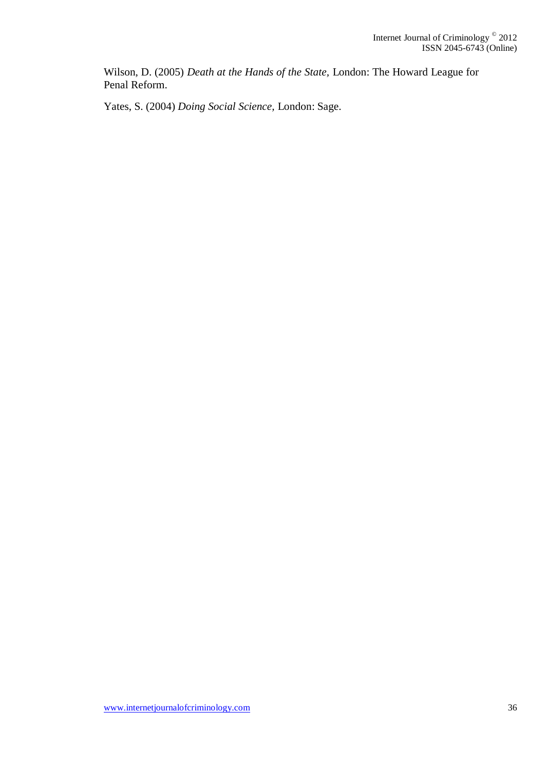Wilson, D. (2005) *Death at the Hands of the State,* London: The Howard League for Penal Reform.

Yates, S. (2004) *Doing Social Science,* London: Sage.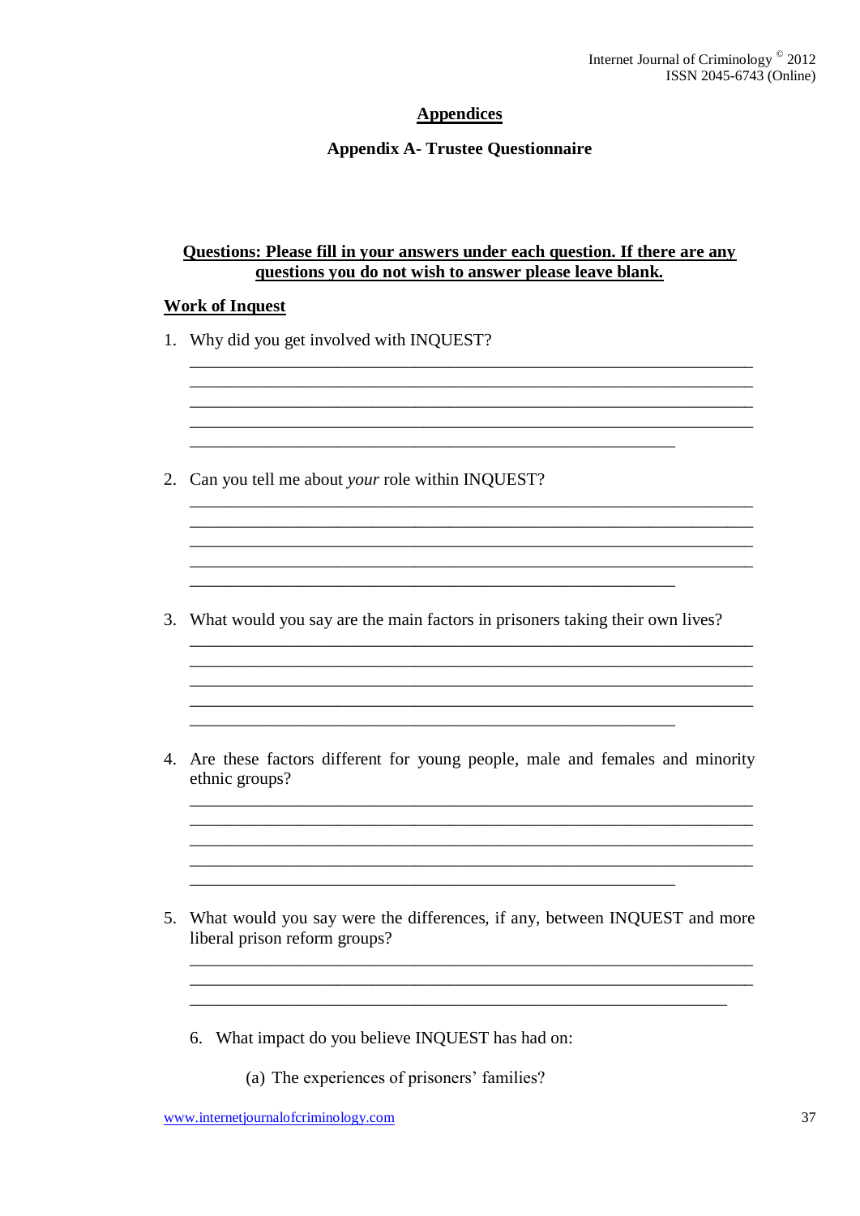## Appendices

### Appendix A- Trustee Questionnaire

**Questions: Please fill in your answers under each question. If there are any questions you do not wish to answer please leave blank.**

**Work of Inquest**

1. Why did you get involved with INQUEST?

2. Can you tell me about *your* role within INQUEST?

3. What would you say are the main factors in prisoners taking their own lives?

4. Are these factors different for young people, male and females and minority ethnic groups?

5. What would you say were the differences, if any, between INQUEST and more liberal prison reform groups?

6. What impact do you believe INQUEST has had on:

   (a) The experiences of prisoners' families?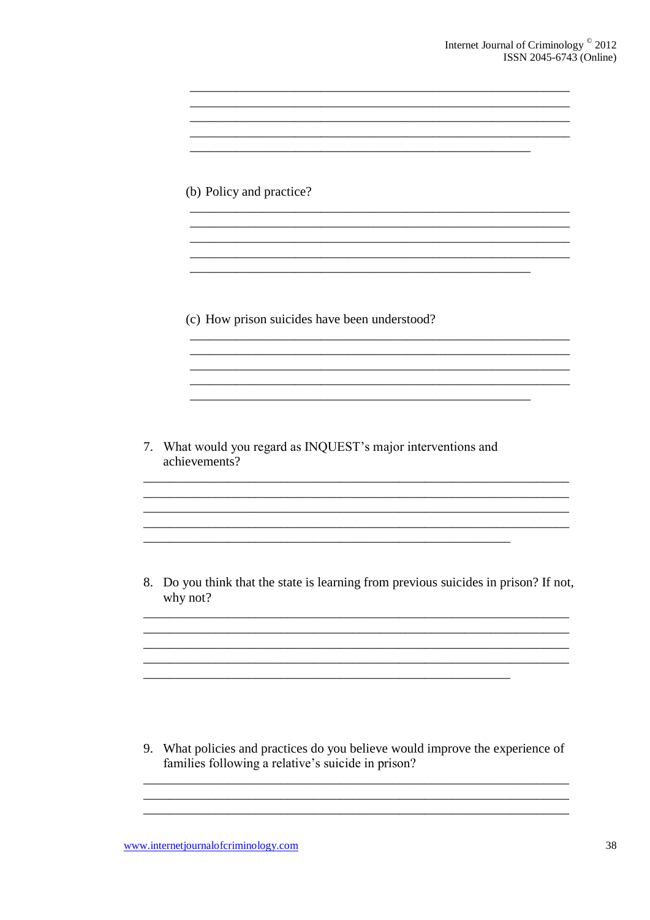(b) Policy and practice?

(c) How prison suicides have been understood?

7. What would you regard as INQUEST's major interventions and achievements?

8. Do you think that the state is learning from previous suicides in prison? If not, why not?

9. What policies and practices do you believe would improve the experience of families following a relative's suicide in prison?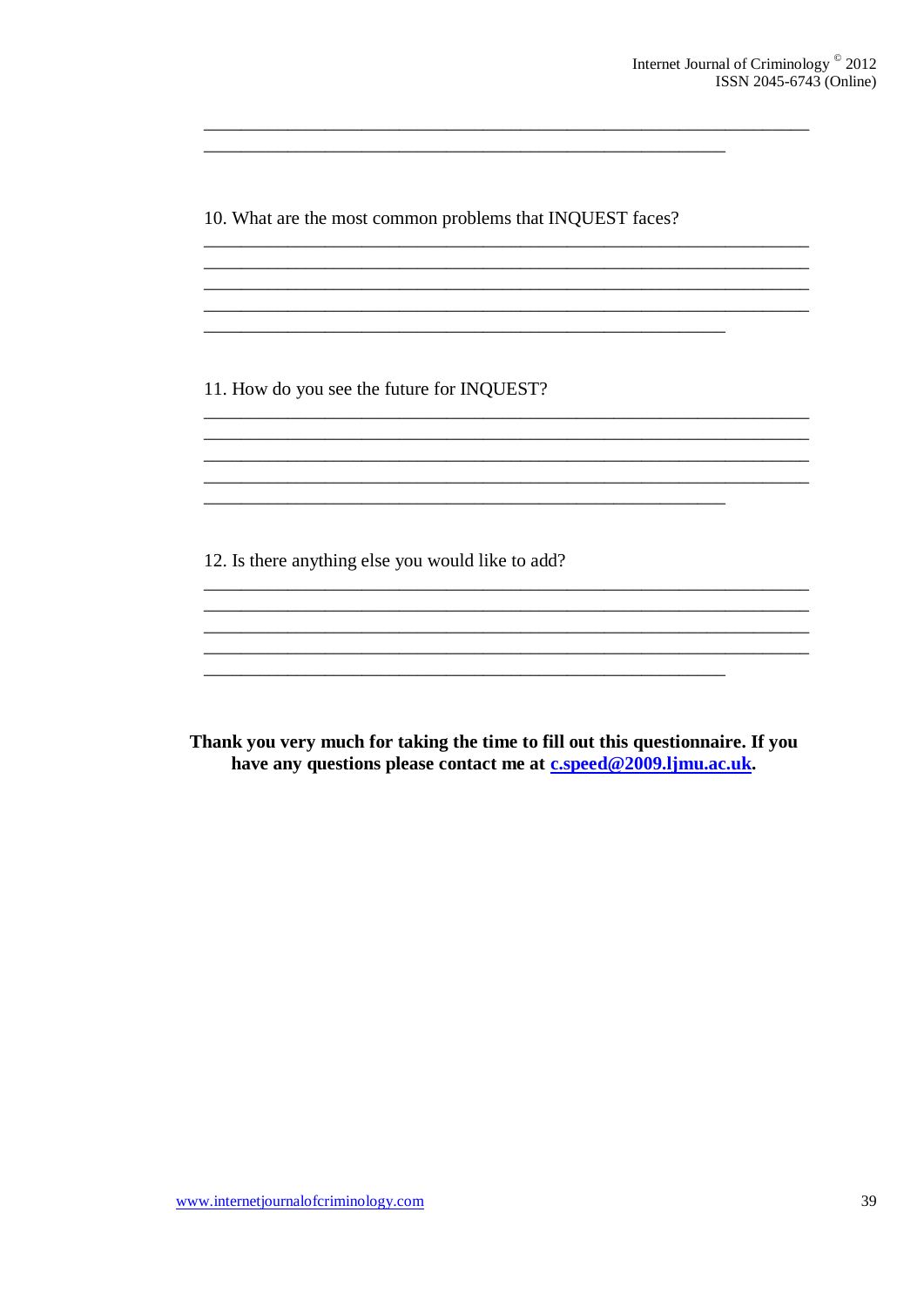10. What are the most common problems that INQUEST faces?

11. How do you see the future for INQUEST?

12. Is there anything else you would like to add?

**Thank you very much for taking the time to fill out this questionnaire. If you have any questions please contact me at [c.speed@2009.ljmu.ac.uk](mailto:c.speed@2009.ljmu.ac.uk).**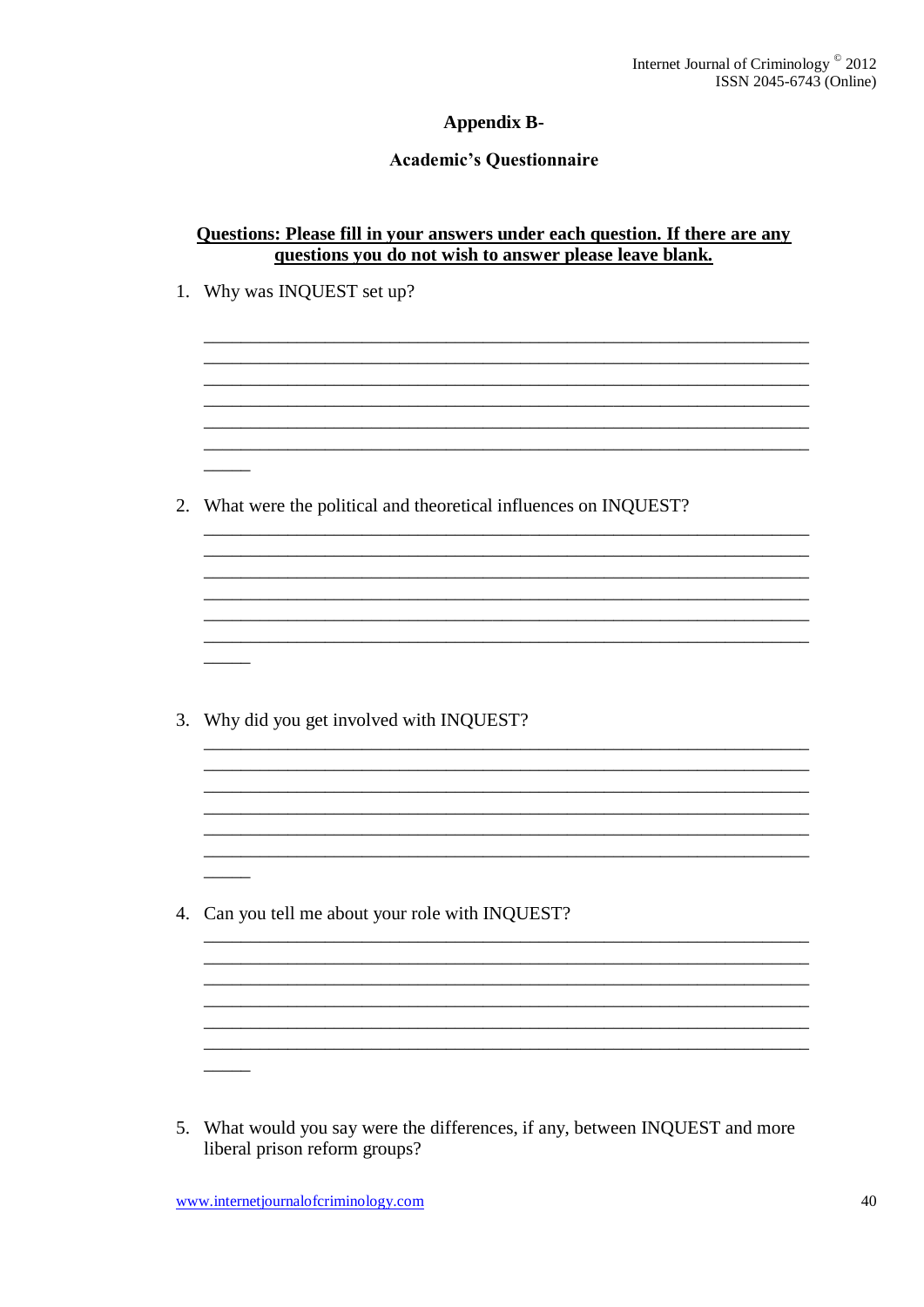## Appendix B-

## Academic's Questionnaire

**Questions: Please fill in your answers under each question. If there are any questions you do not wish to answer please leave blank.**

1. Why was INQUEST set up?

_______________________________________________________________________
_______________________________________________________________________
_______________________________________________________________________
_______________________________________________________________________
_______________________________________________________________________
_______________________________________________________________________
_____

2. What were the political and theoretical influences on INQUEST?

_______________________________________________________________________
_______________________________________________________________________
_______________________________________________________________________
_______________________________________________________________________
_______________________________________________________________________
_______________________________________________________________________
_____

3. Why did you get involved with INQUEST?

_______________________________________________________________________
_______________________________________________________________________
_______________________________________________________________________
_______________________________________________________________________
_______________________________________________________________________
_______________________________________________________________________
_____

4. Can you tell me about your role with INQUEST?

_______________________________________________________________________
_______________________________________________________________________
_______________________________________________________________________
_______________________________________________________________________
_______________________________________________________________________
_______________________________________________________________________
_____

5. What would you say were the differences, if any, between INQUEST and more liberal prison reform groups?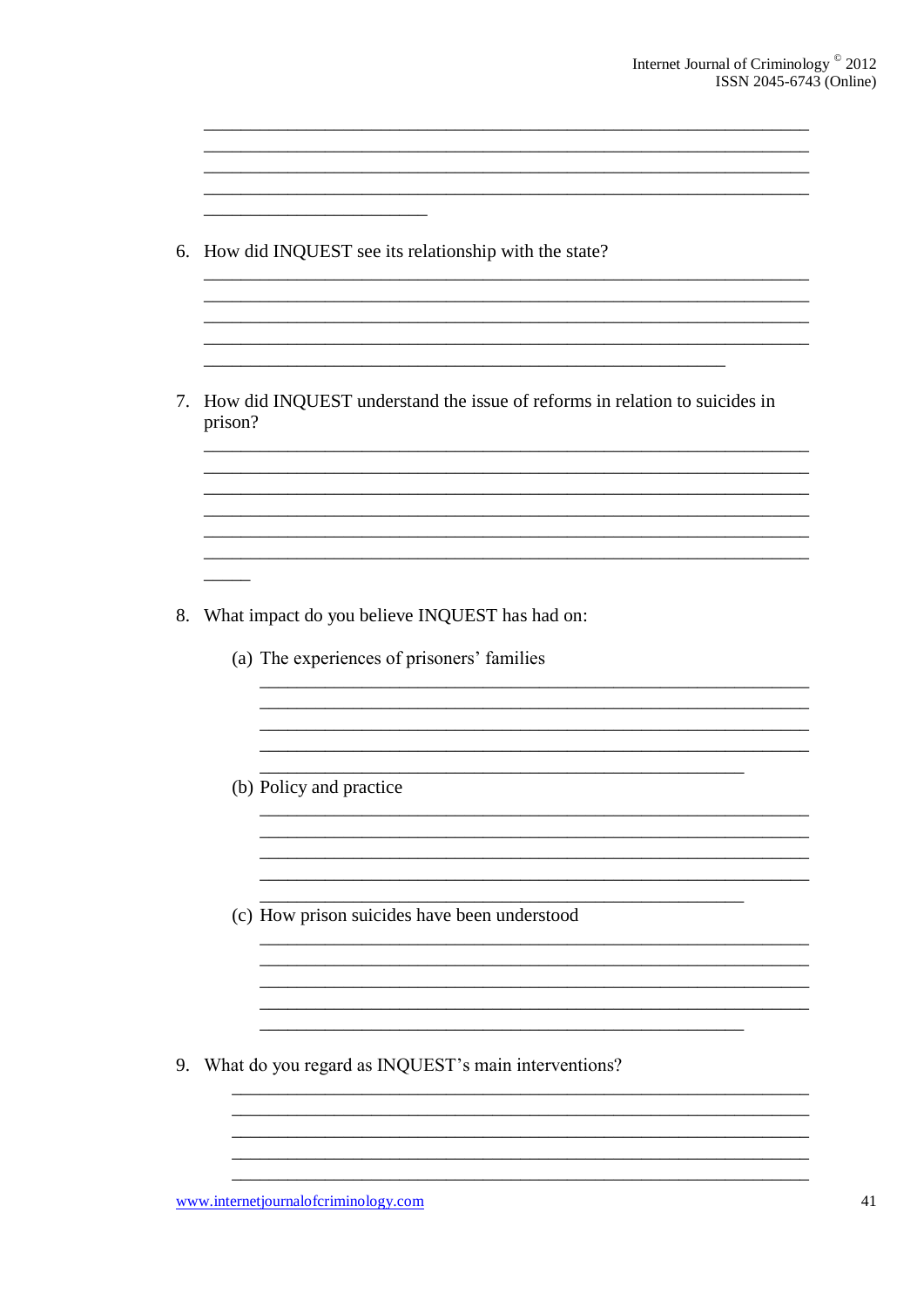6. How did INQUEST see its relationship with the state?

7. How did INQUEST understand the issue of reforms in relation to suicides in prison?

8. What impact do you believe INQUEST has had on:

   (a) The experiences of prisoners' families

   (b) Policy and practice

   (c) How prison suicides have been understood

9. What do you regard as INQUEST's main interventions?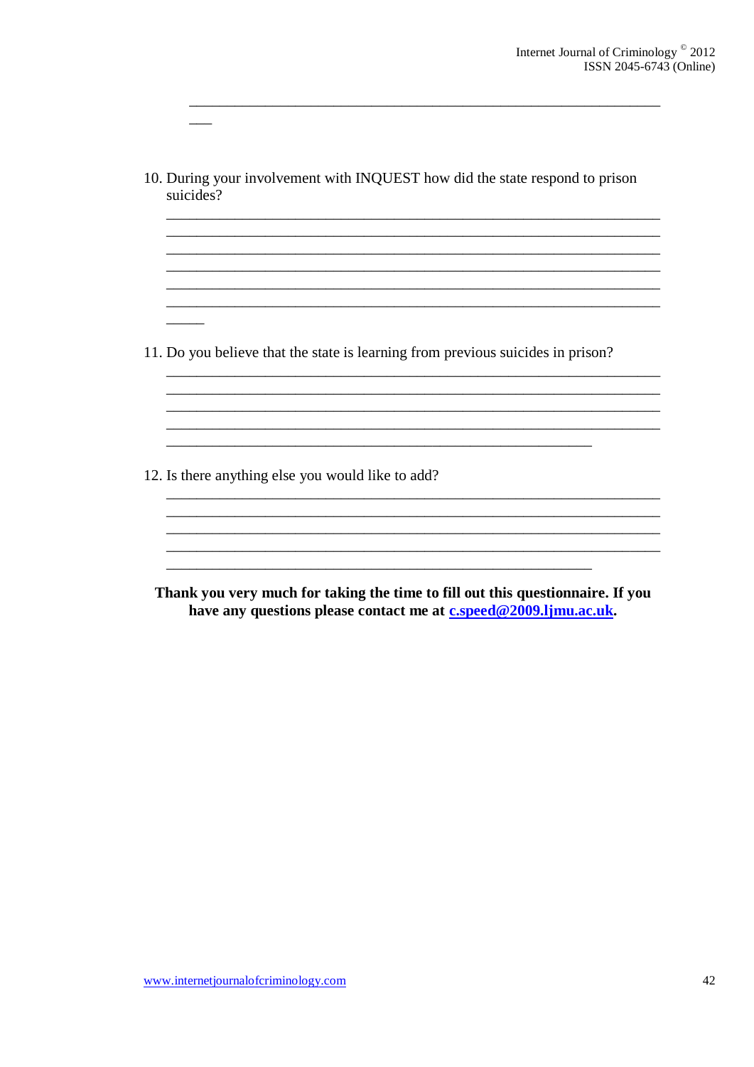10. During your involvement with INQUEST how did the state respond to prison suicides?

11. Do you believe that the state is learning from previous suicides in prison?

12. Is there anything else you would like to add?

**Thank you very much for taking the time to fill out this questionnaire. If you have any questions please contact me at c.speed@2009.ljmu.ac.uk.**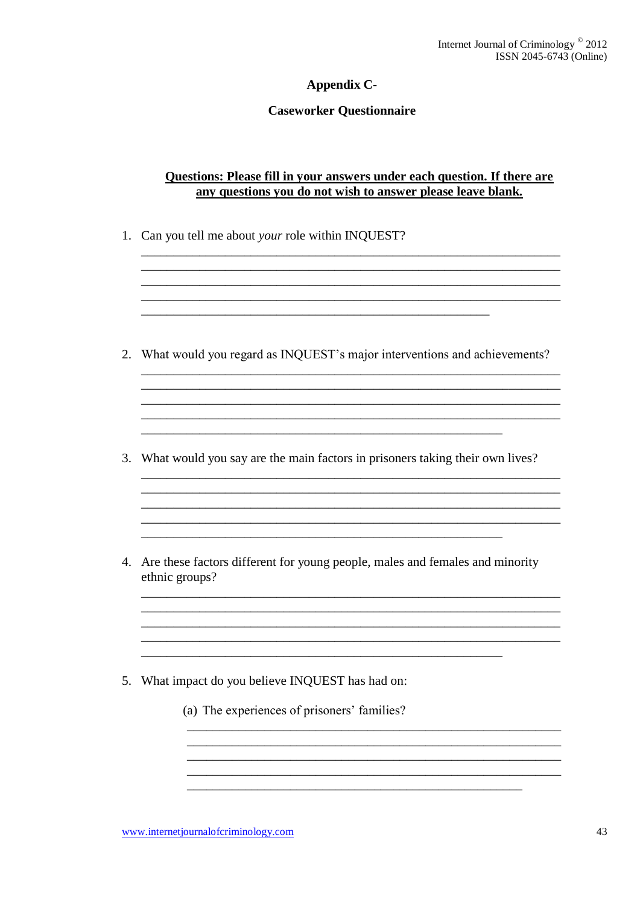## Appendix C-

## Caseworker Questionnaire

**Questions: Please fill in your answers under each question. If there are any questions you do not wish to answer please leave blank.**

1. Can you tell me about *your* role within INQUEST?

2. What would you regard as INQUEST's major interventions and achievements?

3. What would you say are the main factors in prisoners taking their own lives?

4. Are these factors different for young people, males and females and minority ethnic groups?

5. What impact do you believe INQUEST has had on:

   (a) The experiences of prisoners' families?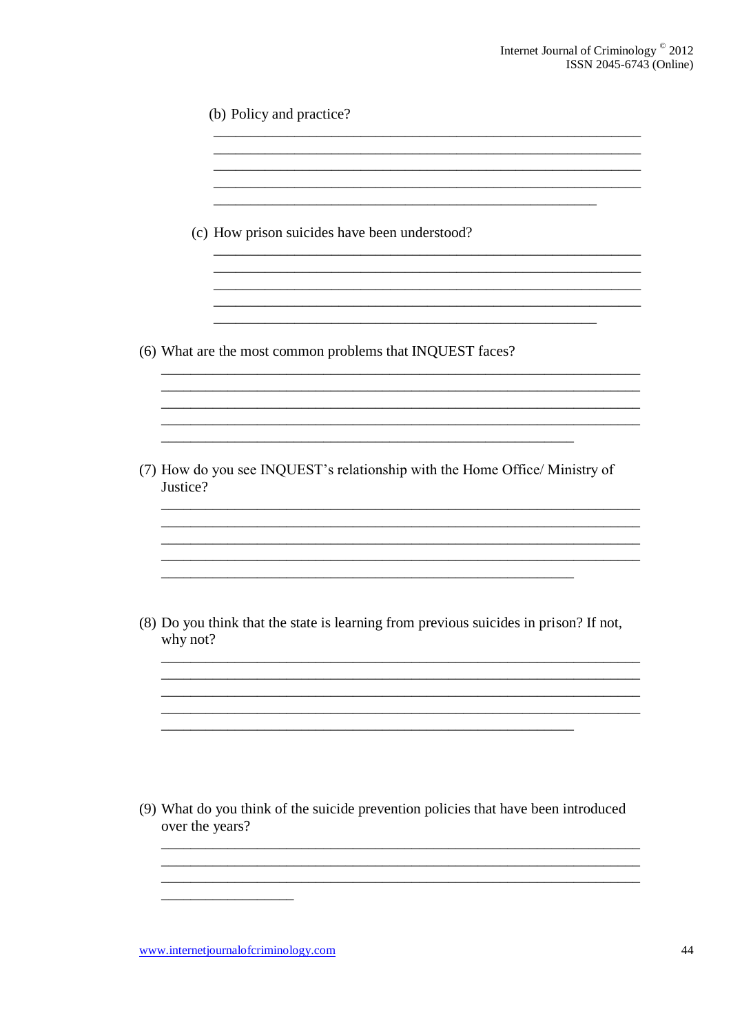(b) Policy and practice?

________________________________________________________________
________________________________________________________________
________________________________________________________________
________________________________________________________________
_________________________________________________________

(c) How prison suicides have been understood?

________________________________________________________________
________________________________________________________________
________________________________________________________________
________________________________________________________________
_________________________________________________________

(6) What are the most common problems that INQUEST faces?

________________________________________________________________
________________________________________________________________
________________________________________________________________
________________________________________________________________
_________________________________________________________

(7) How do you see INQUEST's relationship with the Home Office/ Ministry of Justice?

________________________________________________________________
________________________________________________________________
________________________________________________________________
________________________________________________________________
_________________________________________________________

(8) Do you think that the state is learning from previous suicides in prison? If not, why not?

________________________________________________________________
________________________________________________________________
________________________________________________________________
________________________________________________________________
_________________________________________________________

(9) What do you think of the suicide prevention policies that have been introduced over the years?

________________________________________________________________
________________________________________________________________
________________________________________________________________
__________________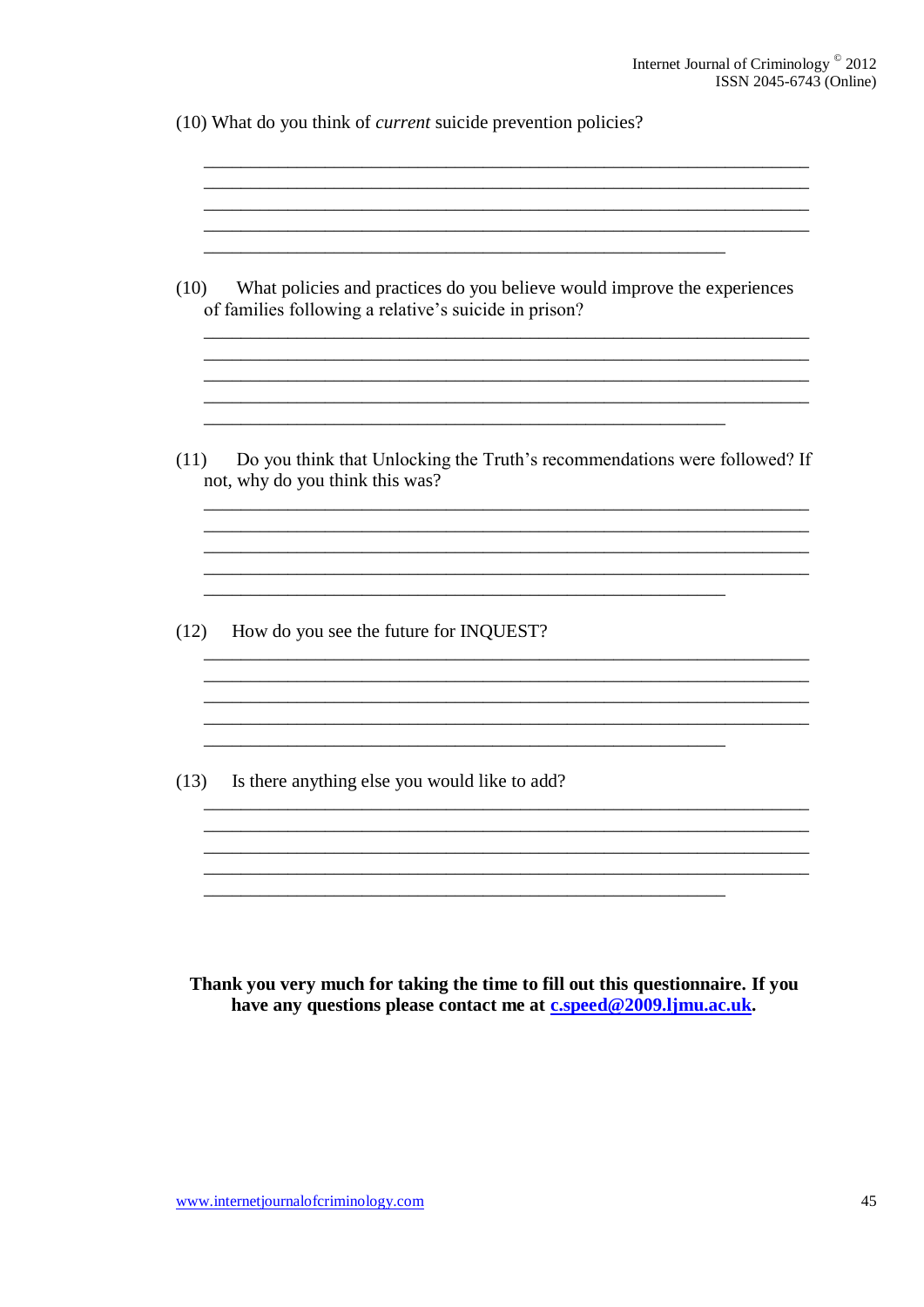(10) What do you think of *current* suicide prevention policies?

(10) What policies and practices do you believe would improve the experiences of families following a relative's suicide in prison?

(11) Do you think that Unlocking the Truth's recommendations were followed? If not, why do you think this was?

(12) How do you see the future for INQUEST?

(13) Is there anything else you would like to add?

**Thank you very much for taking the time to fill out this questionnaire. If you have any questions please contact me at c.speed@2009.ljmu.ac.uk.**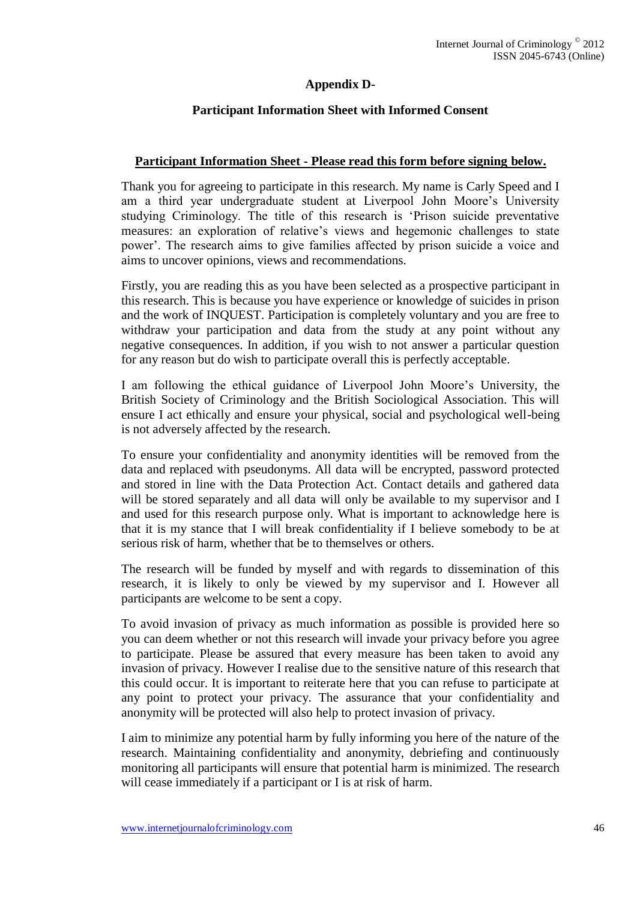## Appendix D-

## Participant Information Sheet with Informed Consent

**Participant Information Sheet - Please read this form before signing below.**

Thank you for agreeing to participate in this research. My name is Carly Speed and I am a third year undergraduate student at Liverpool John Moore's University studying Criminology. The title of this research is 'Prison suicide preventative measures: an exploration of relative's views and hegemonic challenges to state power'. The research aims to give families affected by prison suicide a voice and aims to uncover opinions, views and recommendations.

Firstly, you are reading this as you have been selected as a prospective participant in this research. This is because you have experience or knowledge of suicides in prison and the work of INQUEST. Participation is completely voluntary and you are free to withdraw your participation and data from the study at any point without any negative consequences. In addition, if you wish to not answer a particular question for any reason but do wish to participate overall this is perfectly acceptable.

I am following the ethical guidance of Liverpool John Moore's University, the British Society of Criminology and the British Sociological Association. This will ensure I act ethically and ensure your physical, social and psychological well-being is not adversely affected by the research.

To ensure your confidentiality and anonymity identities will be removed from the data and replaced with pseudonyms. All data will be encrypted, password protected and stored in line with the Data Protection Act. Contact details and gathered data will be stored separately and all data will only be available to my supervisor and I and used for this research purpose only. What is important to acknowledge here is that it is my stance that I will break confidentiality if I believe somebody to be at serious risk of harm, whether that be to themselves or others.

The research will be funded by myself and with regards to dissemination of this research, it is likely to only be viewed by my supervisor and I. However all participants are welcome to be sent a copy.

To avoid invasion of privacy as much information as possible is provided here so you can deem whether or not this research will invade your privacy before you agree to participate. Please be assured that every measure has been taken to avoid any invasion of privacy. However I realise due to the sensitive nature of this research that this could occur. It is important to reiterate here that you can refuse to participate at any point to protect your privacy. The assurance that your confidentiality and anonymity will be protected will also help to protect invasion of privacy.

I aim to minimize any potential harm by fully informing you here of the nature of the research. Maintaining confidentiality and anonymity, debriefing and continuously monitoring all participants will ensure that potential harm is minimized. The research will cease immediately if a participant or I is at risk of harm.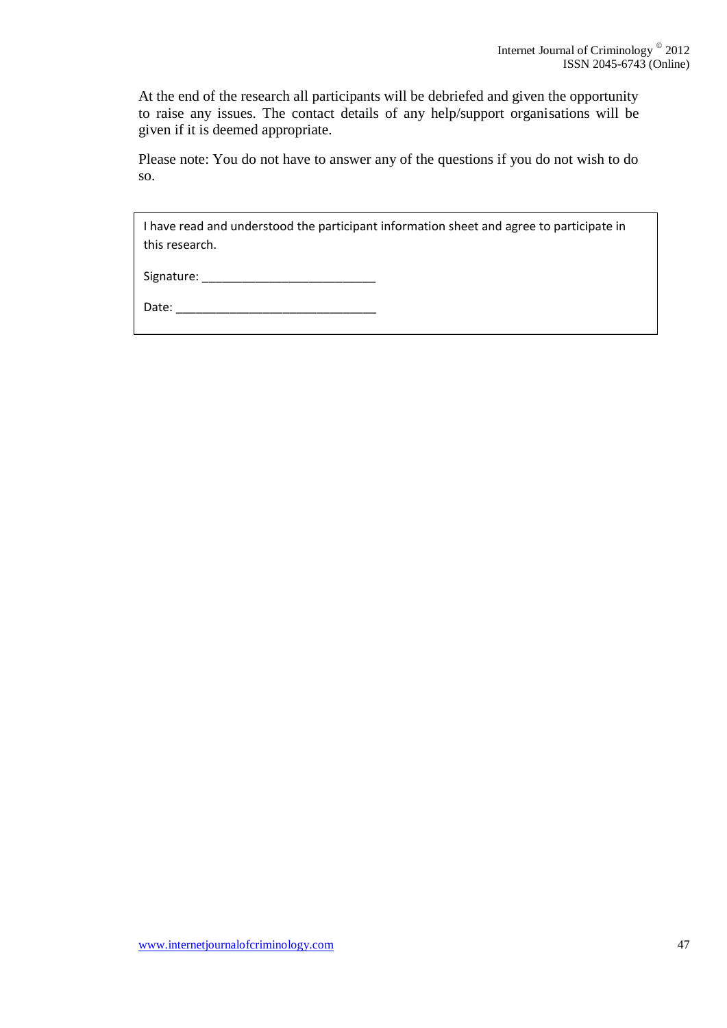At the end of the research all participants will be debriefed and given the opportunity to raise any issues. The contact details of any help/support organisations will be given if it is deemed appropriate.

Please note: You do not have to answer any of the questions if you do not wish to do so.

I have read and understood the participant information sheet and agree to participate in this research.

Signature: ___________________________

Date: _______________________________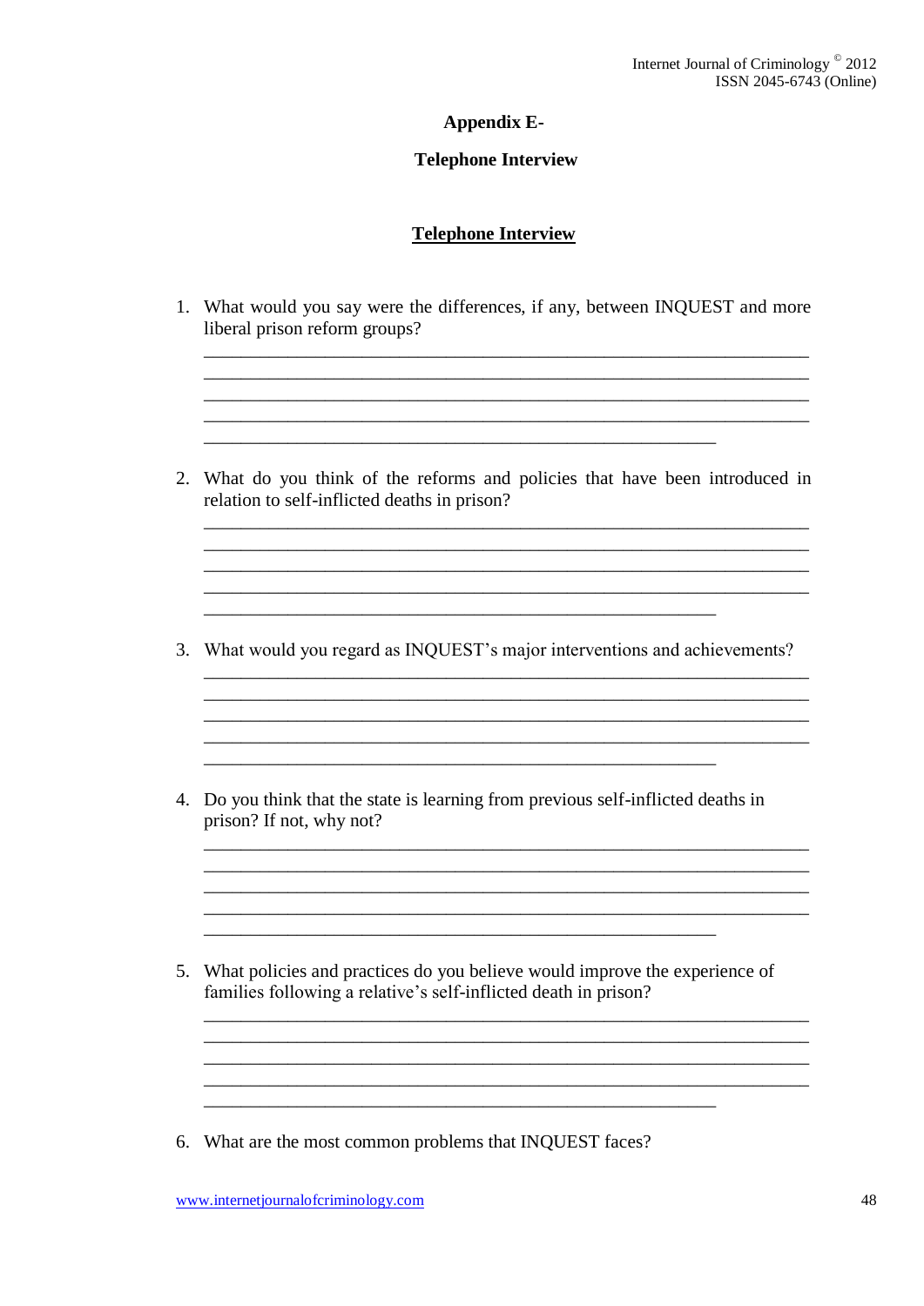**Appendix E-**

**Telephone Interview**

**Telephone Interview**

1. What would you say were the differences, if any, between INQUEST and more liberal prison reform groups?

   ______________________________________________________________________
   ______________________________________________________________________
   ______________________________________________________________________
   ______________________________________________________________________
   ____________________________________________________

2. What do you think of the reforms and policies that have been introduced in relation to self-inflicted deaths in prison?

   ______________________________________________________________________
   ______________________________________________________________________
   ______________________________________________________________________
   ______________________________________________________________________
   ____________________________________________________

3. What would you regard as INQUEST's major interventions and achievements?

   ______________________________________________________________________
   ______________________________________________________________________
   ______________________________________________________________________
   ______________________________________________________________________
   ____________________________________________________

4. Do you think that the state is learning from previous self-inflicted deaths in prison? If not, why not?

   ______________________________________________________________________
   ______________________________________________________________________
   ______________________________________________________________________
   ______________________________________________________________________
   ____________________________________________________

5. What policies and practices do you believe would improve the experience of families following a relative's self-inflicted death in prison?

   ______________________________________________________________________
   ______________________________________________________________________
   ______________________________________________________________________
   ______________________________________________________________________
   ____________________________________________________

6. What are the most common problems that INQUEST faces?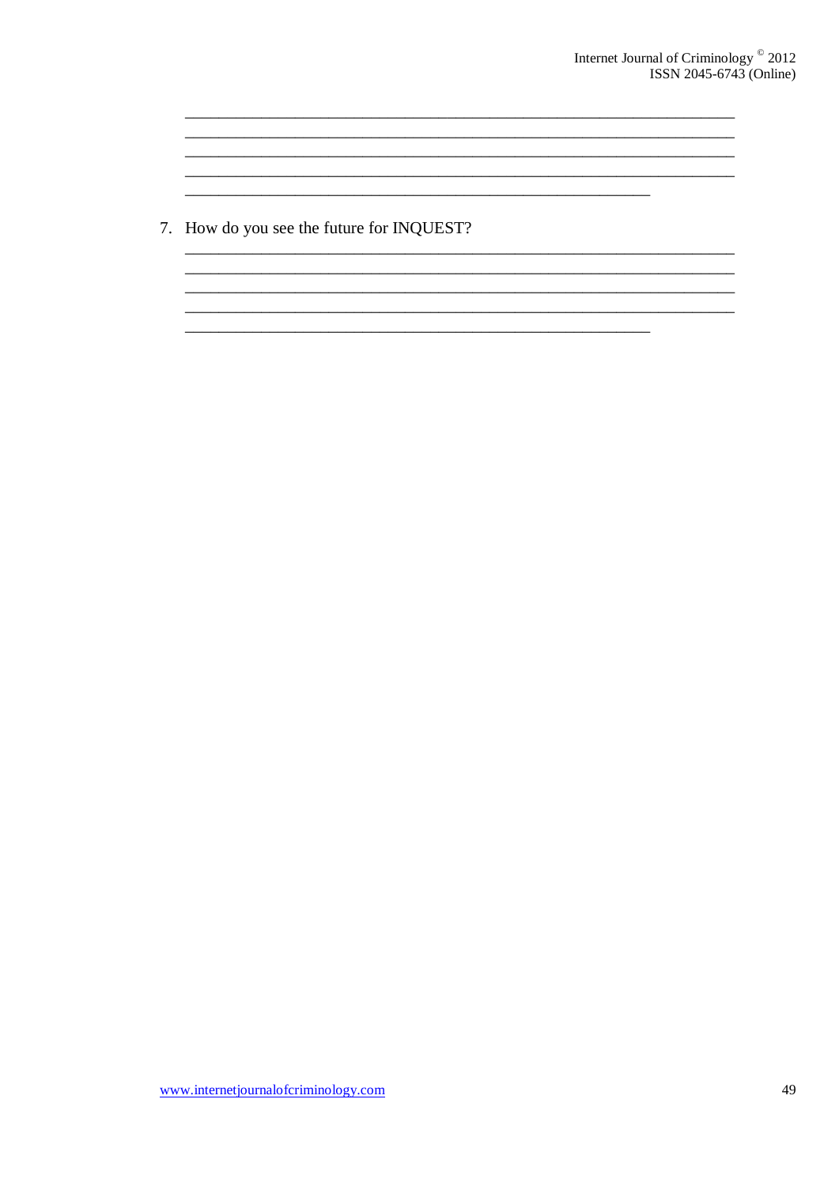\_\_\_\_\_\_\_\_\_\_\_\_\_\_\_\_\_\_\_\_\_\_\_\_\_\_\_\_\_\_\_\_\_\_\_\_\_\_\_\_\_\_\_\_\_\_\_\_\_\_\_\_\_\_\_\_\_\_\_\_\_\_\_\_\_\_\_\_\_\_
\_\_\_\_\_\_\_\_\_\_\_\_\_\_\_\_\_\_\_\_\_\_\_\_\_\_\_\_\_\_\_\_\_\_\_\_\_\_\_\_\_\_\_\_\_\_\_\_\_\_\_\_\_\_\_\_\_\_\_\_\_\_\_\_\_\_\_\_\_\_
\_\_\_\_\_\_\_\_\_\_\_\_\_\_\_\_\_\_\_\_\_\_\_\_\_\_\_\_\_\_\_\_\_\_\_\_\_\_\_\_\_\_\_\_\_\_\_\_\_\_\_\_\_\_\_\_\_\_\_\_\_\_\_\_\_\_\_\_\_\_
\_\_\_\_\_\_\_\_\_\_\_\_\_\_\_\_\_\_\_\_\_\_\_\_\_\_\_\_\_\_\_\_\_\_\_\_\_\_\_\_\_\_\_\_\_\_\_\_\_\_\_\_\_\_\_\_\_\_\_\_\_\_\_\_\_\_\_\_\_\_
\_\_\_\_\_\_\_\_\_\_\_\_\_\_\_\_\_\_\_\_\_\_\_\_\_\_\_\_\_\_\_\_\_\_\_\_\_\_\_\_\_\_\_\_\_\_\_\_\_\_\_\_\_\_\_\_\_\_\_\_

7. How do you see the future for INQUEST?

\_\_\_\_\_\_\_\_\_\_\_\_\_\_\_\_\_\_\_\_\_\_\_\_\_\_\_\_\_\_\_\_\_\_\_\_\_\_\_\_\_\_\_\_\_\_\_\_\_\_\_\_\_\_\_\_\_\_\_\_\_\_\_\_\_\_\_\_\_\_
\_\_\_\_\_\_\_\_\_\_\_\_\_\_\_\_\_\_\_\_\_\_\_\_\_\_\_\_\_\_\_\_\_\_\_\_\_\_\_\_\_\_\_\_\_\_\_\_\_\_\_\_\_\_\_\_\_\_\_\_\_\_\_\_\_\_\_\_\_\_
\_\_\_\_\_\_\_\_\_\_\_\_\_\_\_\_\_\_\_\_\_\_\_\_\_\_\_\_\_\_\_\_\_\_\_\_\_\_\_\_\_\_\_\_\_\_\_\_\_\_\_\_\_\_\_\_\_\_\_\_\_\_\_\_\_\_\_\_\_\_
\_\_\_\_\_\_\_\_\_\_\_\_\_\_\_\_\_\_\_\_\_\_\_\_\_\_\_\_\_\_\_\_\_\_\_\_\_\_\_\_\_\_\_\_\_\_\_\_\_\_\_\_\_\_\_\_\_\_\_\_\_\_\_\_\_\_\_\_\_\_
\_\_\_\_\_\_\_\_\_\_\_\_\_\_\_\_\_\_\_\_\_\_\_\_\_\_\_\_\_\_\_\_\_\_\_\_\_\_\_\_\_\_\_\_\_\_\_\_\_\_\_\_\_\_\_\_\_\_\_\_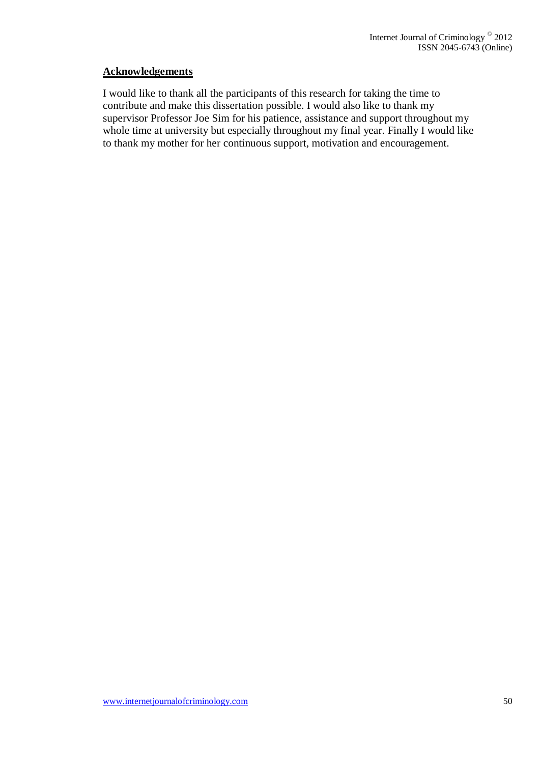## Acknowledgements

I would like to thank all the participants of this research for taking the time to contribute and make this dissertation possible. I would also like to thank my supervisor Professor Joe Sim for his patience, assistance and support throughout my whole time at university but especially throughout my final year. Finally I would like to thank my mother for her continuous support, motivation and encouragement.